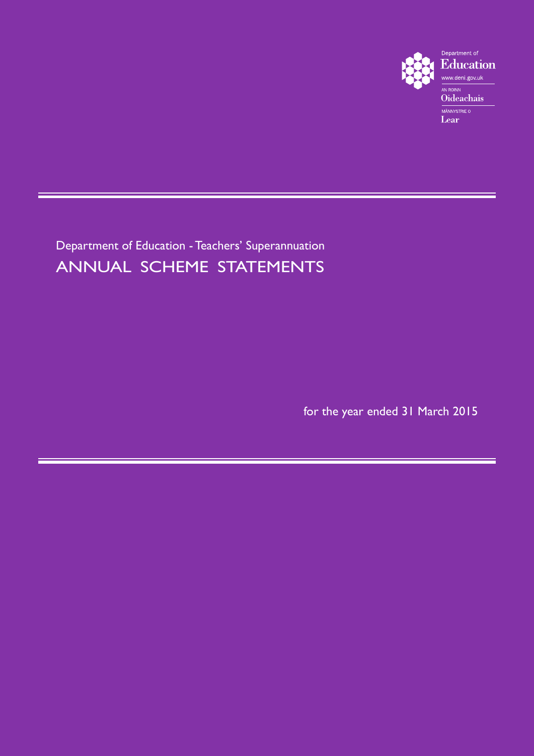Department of Education

www.deni.gov.uk

AN ROINN

Oideachais

MÁNNYSTRIE O

Lear

Department of Education - Teachers' Superannuation

# ANNUAL SCHEME STATEMENTS

for the year ended 31 March 2015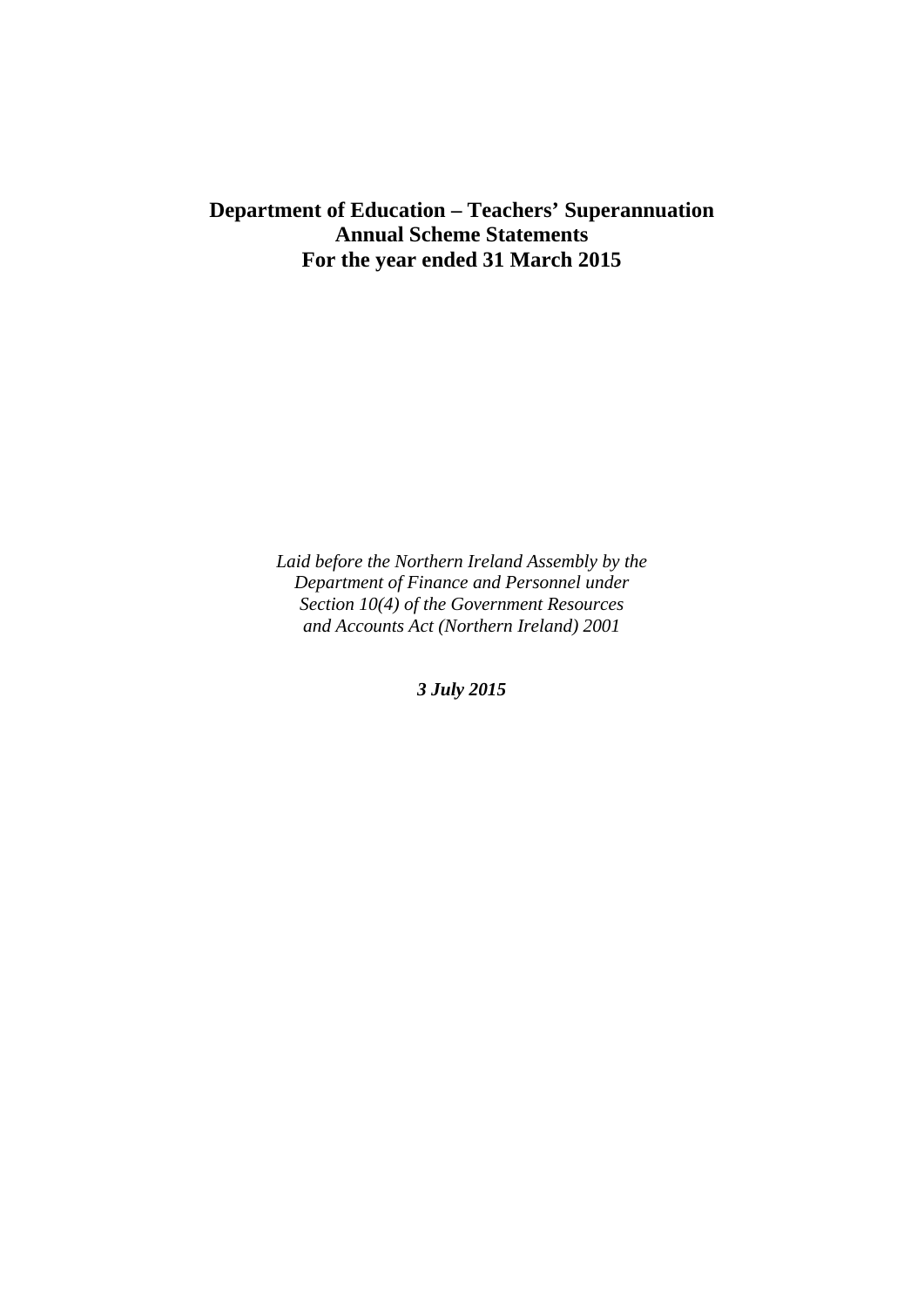# Department of Education – Teachers' Superannuation
# Annual Scheme Statements
# For the year ended 31 March 2015

*Laid before the Northern Ireland Assembly by the Department of Finance and Personnel under Section 10(4) of the Government Resources and Accounts Act (Northern Ireland) 2001*

***3 July 2015***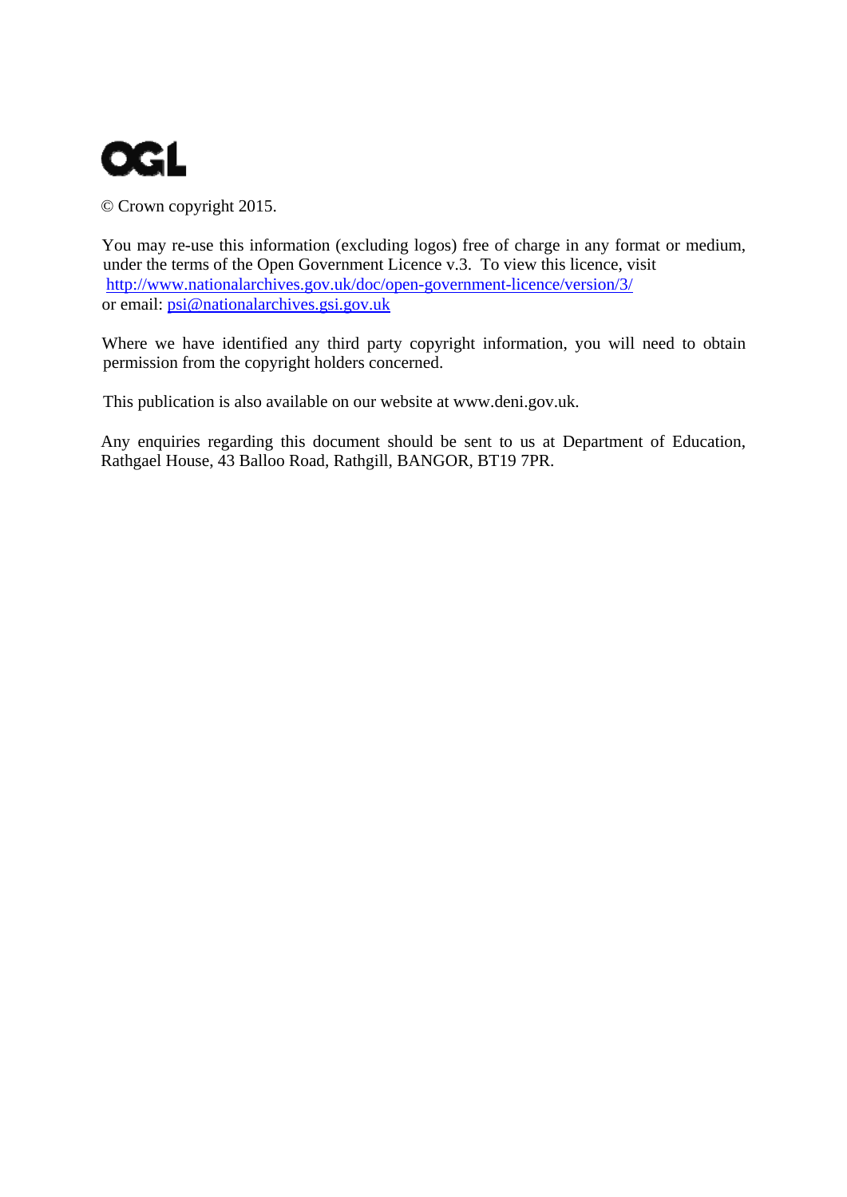OGL

© Crown copyright 2015.

You may re-use this information (excluding logos) free of charge in any format or medium, under the terms of the Open Government Licence v.3. To view this licence, visit http://www.nationalarchives.gov.uk/doc/open-government-licence/version/3/
or email: psi@nationalarchives.gsi.gov.uk

Where we have identified any third party copyright information, you will need to obtain permission from the copyright holders concerned.

This publication is also available on our website at www.deni.gov.uk.

Any enquiries regarding this document should be sent to us at Department of Education, Rathgael House, 43 Balloo Road, Rathgill, BANGOR, BT19 7PR.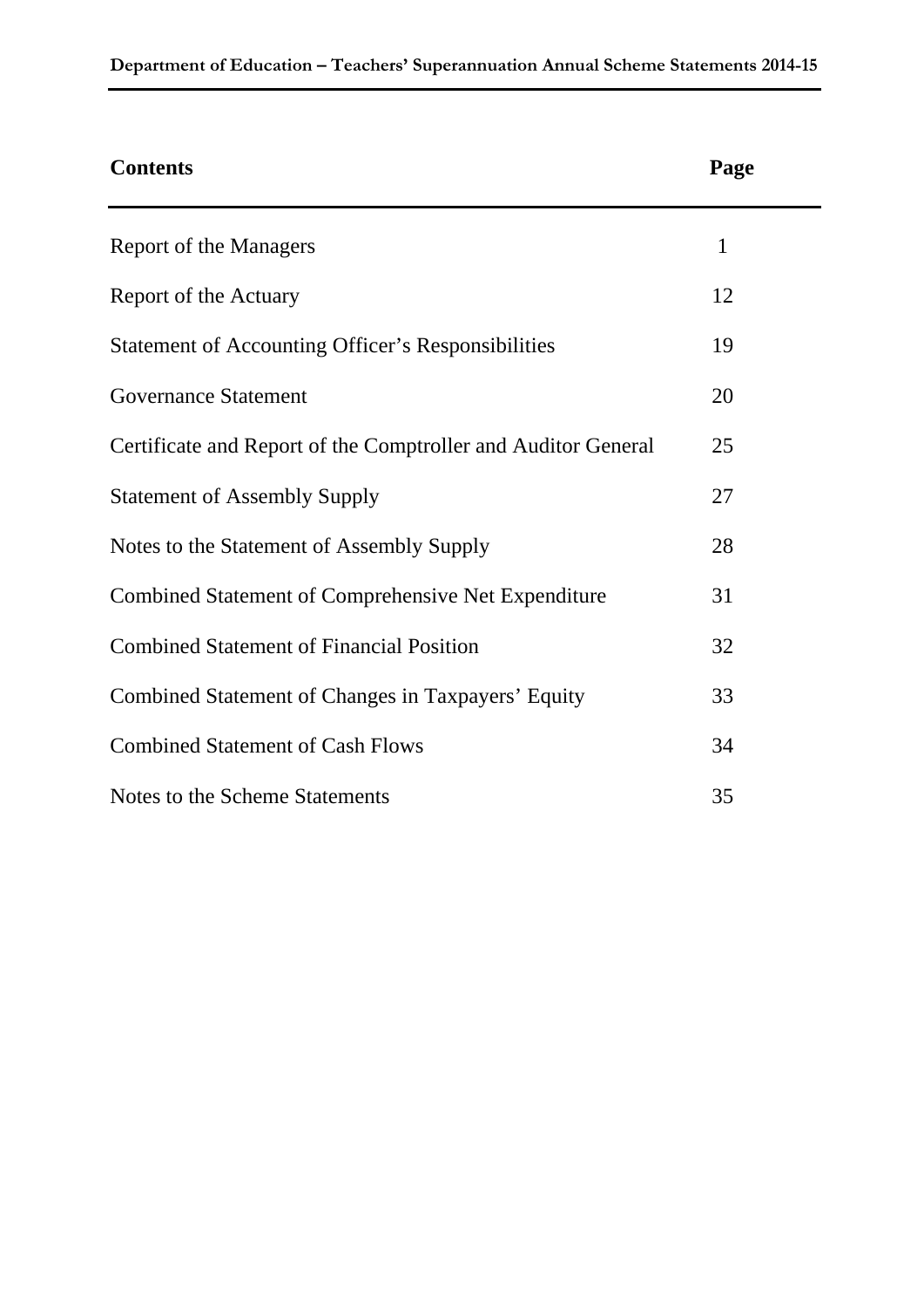| Contents | Page |
| --- | --- |
| Report of the Managers | 1 |
| Report of the Actuary | 12 |
| Statement of Accounting Officer's Responsibilities | 19 |
| Governance Statement | 20 |
| Certificate and Report of the Comptroller and Auditor General | 25 |
| Statement of Assembly Supply | 27 |
| Notes to the Statement of Assembly Supply | 28 |
| Combined Statement of Comprehensive Net Expenditure | 31 |
| Combined Statement of Financial Position | 32 |
| Combined Statement of Changes in Taxpayers' Equity | 33 |
| Combined Statement of Cash Flows | 34 |
| Notes to the Scheme Statements | 35 |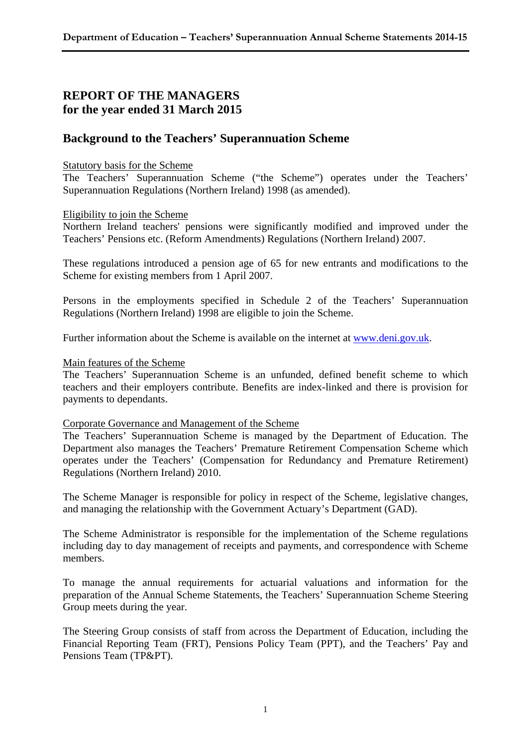# REPORT OF THE MANAGERS for the year ended 31 March 2015

## Background to the Teachers' Superannuation Scheme

Statutory basis for the Scheme

The Teachers' Superannuation Scheme ("the Scheme") operates under the Teachers' Superannuation Regulations (Northern Ireland) 1998 (as amended).

Eligibility to join the Scheme

Northern Ireland teachers' pensions were significantly modified and improved under the Teachers' Pensions etc. (Reform Amendments) Regulations (Northern Ireland) 2007.

These regulations introduced a pension age of 65 for new entrants and modifications to the Scheme for existing members from 1 April 2007.

Persons in the employments specified in Schedule 2 of the Teachers' Superannuation Regulations (Northern Ireland) 1998 are eligible to join the Scheme.

Further information about the Scheme is available on the internet at www.deni.gov.uk.

Main features of the Scheme

The Teachers' Superannuation Scheme is an unfunded, defined benefit scheme to which teachers and their employers contribute. Benefits are index-linked and there is provision for payments to dependants.

Corporate Governance and Management of the Scheme

The Teachers' Superannuation Scheme is managed by the Department of Education. The Department also manages the Teachers' Premature Retirement Compensation Scheme which operates under the Teachers' (Compensation for Redundancy and Premature Retirement) Regulations (Northern Ireland) 2010.

The Scheme Manager is responsible for policy in respect of the Scheme, legislative changes, and managing the relationship with the Government Actuary's Department (GAD).

The Scheme Administrator is responsible for the implementation of the Scheme regulations including day to day management of receipts and payments, and correspondence with Scheme members.

To manage the annual requirements for actuarial valuations and information for the preparation of the Annual Scheme Statements, the Teachers' Superannuation Scheme Steering Group meets during the year.

The Steering Group consists of staff from across the Department of Education, including the Financial Reporting Team (FRT), Pensions Policy Team (PPT), and the Teachers' Pay and Pensions Team (TP&PT).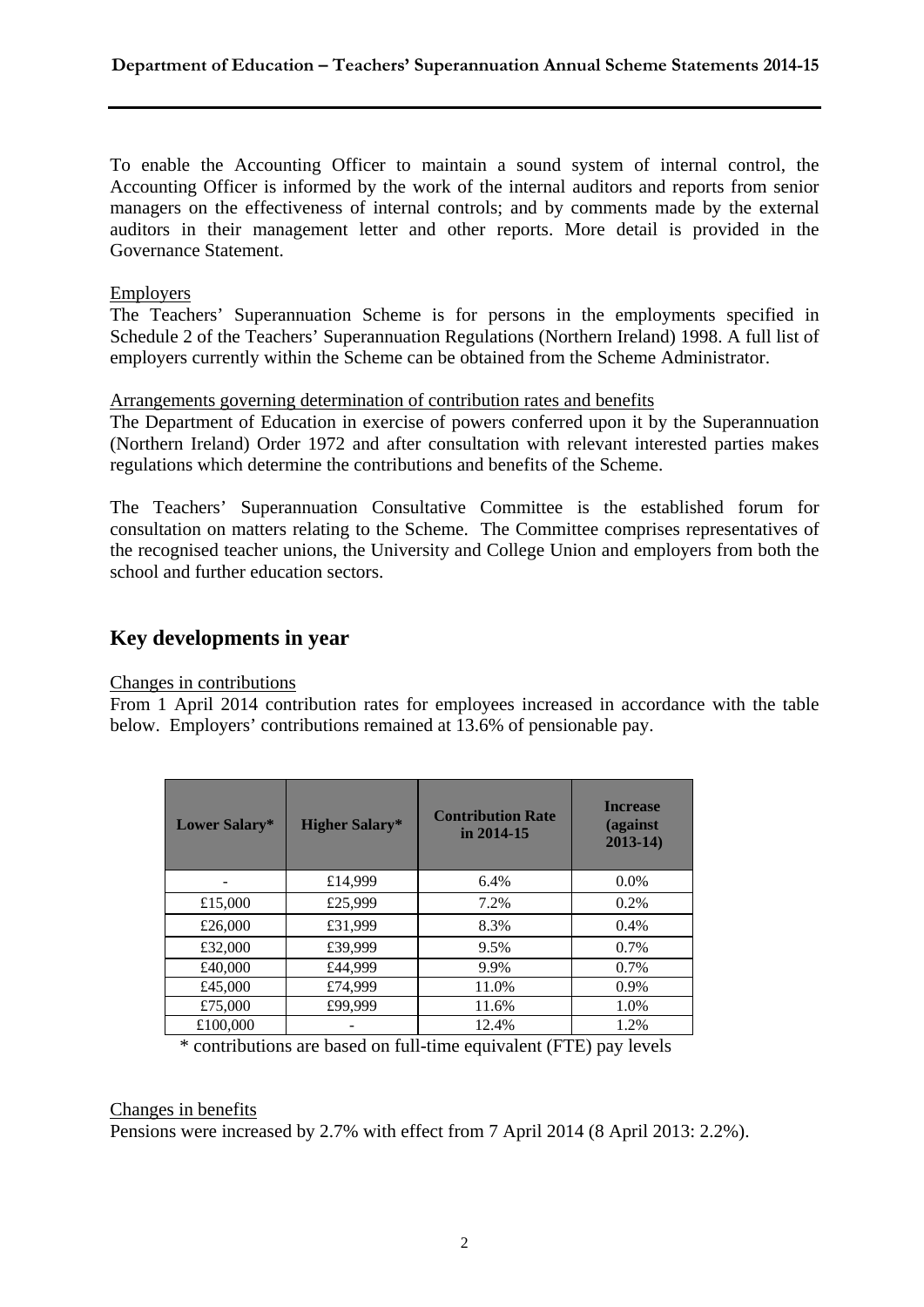To enable the Accounting Officer to maintain a sound system of internal control, the Accounting Officer is informed by the work of the internal auditors and reports from senior managers on the effectiveness of internal controls; and by comments made by the external auditors in their management letter and other reports. More detail is provided in the Governance Statement.

Employers

The Teachers' Superannuation Scheme is for persons in the employments specified in Schedule 2 of the Teachers' Superannuation Regulations (Northern Ireland) 1998. A full list of employers currently within the Scheme can be obtained from the Scheme Administrator.

Arrangements governing determination of contribution rates and benefits

The Department of Education in exercise of powers conferred upon it by the Superannuation (Northern Ireland) Order 1972 and after consultation with relevant interested parties makes regulations which determine the contributions and benefits of the Scheme.

The Teachers' Superannuation Consultative Committee is the established forum for consultation on matters relating to the Scheme. The Committee comprises representatives of the recognised teacher unions, the University and College Union and employers from both the school and further education sectors.

## Key developments in year

Changes in contributions

From 1 April 2014 contribution rates for employees increased in accordance with the table below. Employers' contributions remained at 13.6% of pensionable pay.

| Lower Salary* | Higher Salary* | Contribution Rate in 2014-15 | Increase (against 2013-14) |
|---|---|---|---|
| - | £14,999 | 6.4% | 0.0% |
| £15,000 | £25,999 | 7.2% | 0.2% |
| £26,000 | £31,999 | 8.3% | 0.4% |
| £32,000 | £39,999 | 9.5% | 0.7% |
| £40,000 | £44,999 | 9.9% | 0.7% |
| £45,000 | £74,999 | 11.0% | 0.9% |
| £75,000 | £99,999 | 11.6% | 1.0% |
| £100,000 | - | 12.4% | 1.2% |

\* contributions are based on full-time equivalent (FTE) pay levels

Changes in benefits

Pensions were increased by 2.7% with effect from 7 April 2014 (8 April 2013: 2.2%).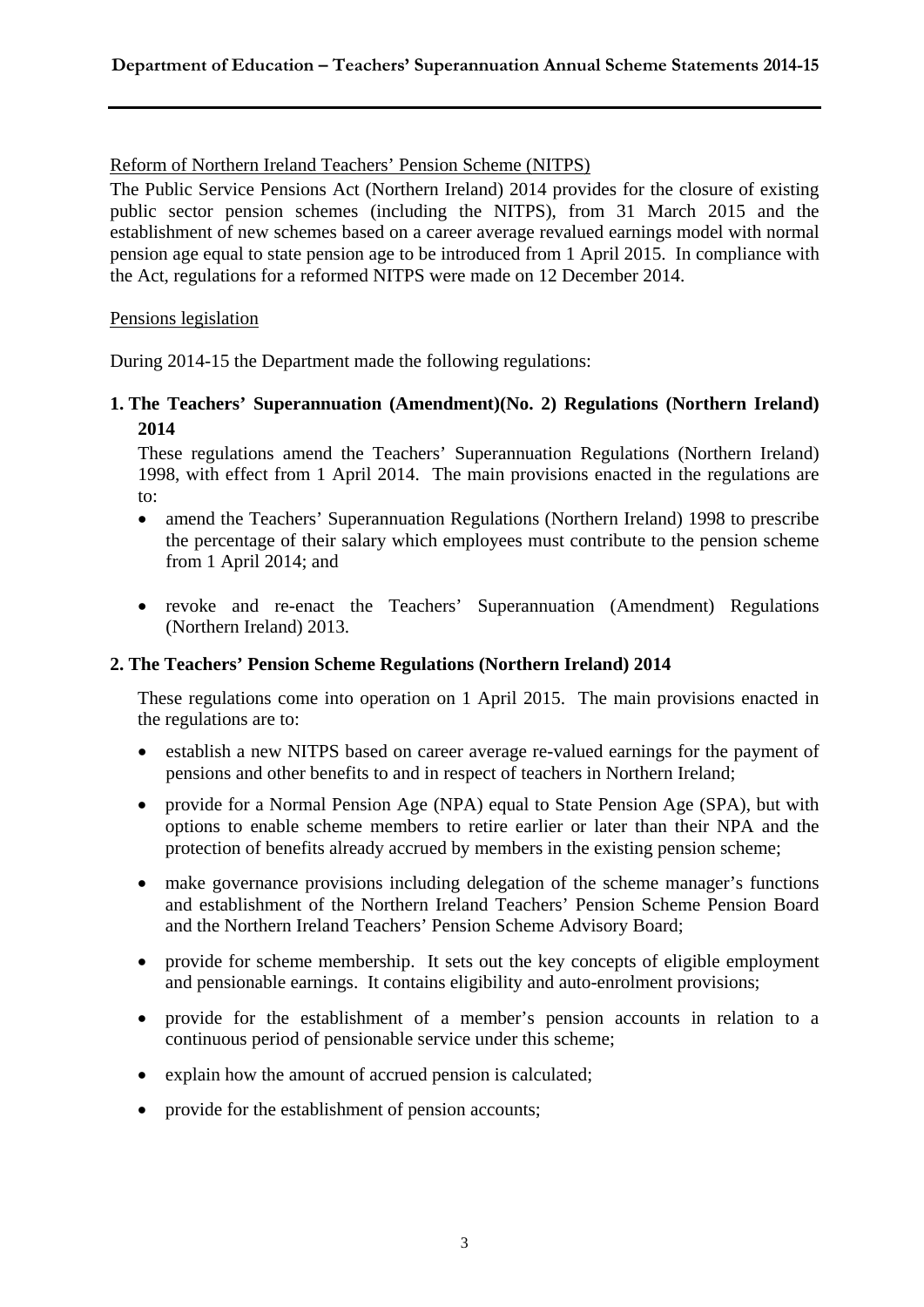Reform of Northern Ireland Teachers' Pension Scheme (NITPS)

The Public Service Pensions Act (Northern Ireland) 2014 provides for the closure of existing public sector pension schemes (including the NITPS), from 31 March 2015 and the establishment of new schemes based on a career average revalued earnings model with normal pension age equal to state pension age to be introduced from 1 April 2015. In compliance with the Act, regulations for a reformed NITPS were made on 12 December 2014.

Pensions legislation

During 2014-15 the Department made the following regulations:

**1. The Teachers' Superannuation (Amendment)(No. 2) Regulations (Northern Ireland) 2014**

These regulations amend the Teachers' Superannuation Regulations (Northern Ireland) 1998, with effect from 1 April 2014. The main provisions enacted in the regulations are to:

- amend the Teachers' Superannuation Regulations (Northern Ireland) 1998 to prescribe the percentage of their salary which employees must contribute to the pension scheme from 1 April 2014; and
- revoke and re-enact the Teachers' Superannuation (Amendment) Regulations (Northern Ireland) 2013.

**2. The Teachers' Pension Scheme Regulations (Northern Ireland) 2014**

These regulations come into operation on 1 April 2015. The main provisions enacted in the regulations are to:

- establish a new NITPS based on career average re-valued earnings for the payment of pensions and other benefits to and in respect of teachers in Northern Ireland;
- provide for a Normal Pension Age (NPA) equal to State Pension Age (SPA), but with options to enable scheme members to retire earlier or later than their NPA and the protection of benefits already accrued by members in the existing pension scheme;
- make governance provisions including delegation of the scheme manager's functions and establishment of the Northern Ireland Teachers' Pension Scheme Pension Board and the Northern Ireland Teachers' Pension Scheme Advisory Board;
- provide for scheme membership. It sets out the key concepts of eligible employment and pensionable earnings. It contains eligibility and auto-enrolment provisions;
- provide for the establishment of a member's pension accounts in relation to a continuous period of pensionable service under this scheme;
- explain how the amount of accrued pension is calculated;
- provide for the establishment of pension accounts;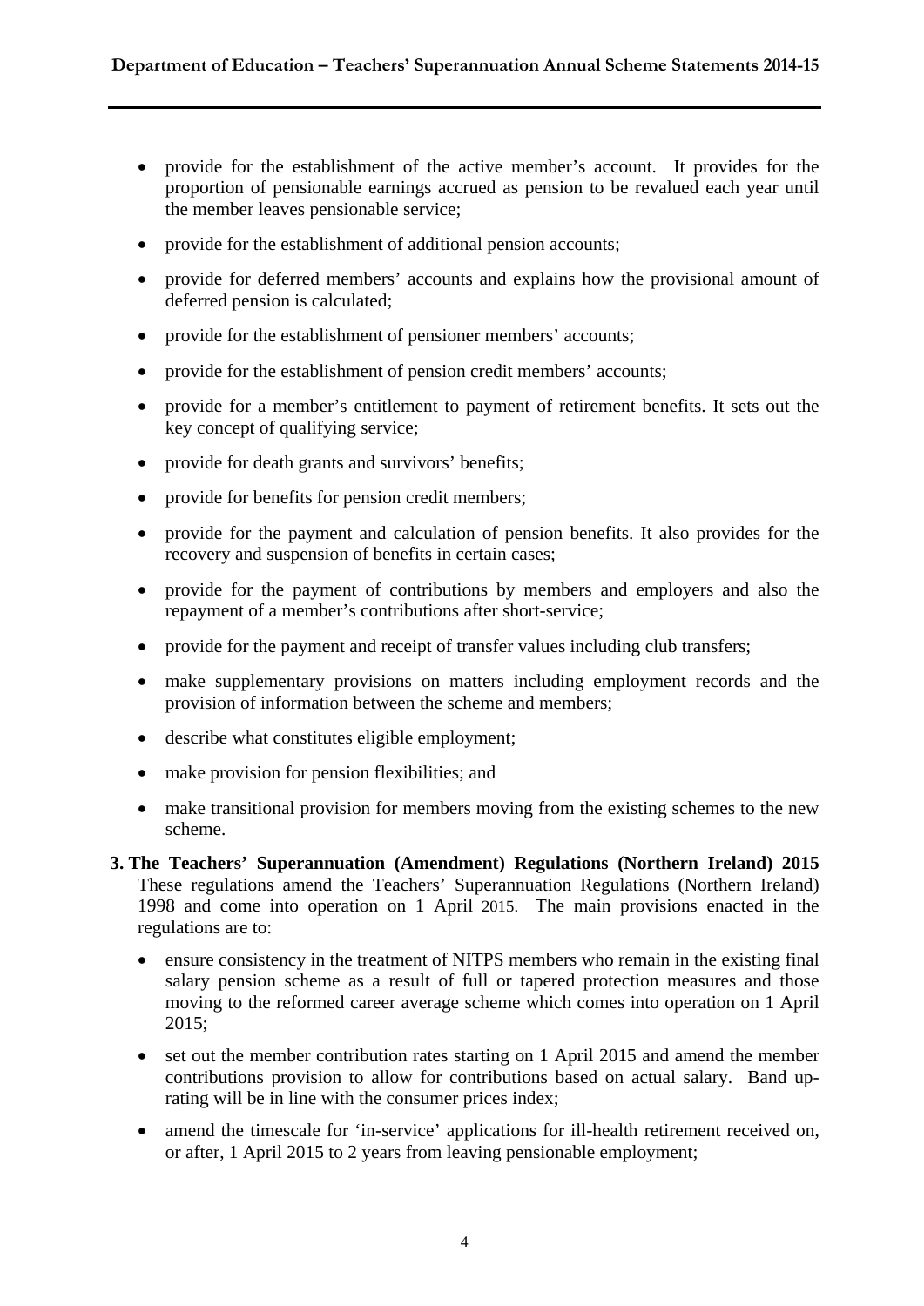- provide for the establishment of the active member's account. It provides for the proportion of pensionable earnings accrued as pension to be revalued each year until the member leaves pensionable service;
- provide for the establishment of additional pension accounts;
- provide for deferred members' accounts and explains how the provisional amount of deferred pension is calculated;
- provide for the establishment of pensioner members' accounts;
- provide for the establishment of pension credit members' accounts;
- provide for a member's entitlement to payment of retirement benefits. It sets out the key concept of qualifying service;
- provide for death grants and survivors' benefits;
- provide for benefits for pension credit members;
- provide for the payment and calculation of pension benefits. It also provides for the recovery and suspension of benefits in certain cases;
- provide for the payment of contributions by members and employers and also the repayment of a member's contributions after short-service;
- provide for the payment and receipt of transfer values including club transfers;
- make supplementary provisions on matters including employment records and the provision of information between the scheme and members;
- describe what constitutes eligible employment;
- make provision for pension flexibilities; and
- make transitional provision for members moving from the existing schemes to the new scheme.

**3. The Teachers' Superannuation (Amendment) Regulations (Northern Ireland) 2015**

These regulations amend the Teachers' Superannuation Regulations (Northern Ireland) 1998 and come into operation on 1 April 2015. The main provisions enacted in the regulations are to:

- ensure consistency in the treatment of NITPS members who remain in the existing final salary pension scheme as a result of full or tapered protection measures and those moving to the reformed career average scheme which comes into operation on 1 April 2015;
- set out the member contribution rates starting on 1 April 2015 and amend the member contributions provision to allow for contributions based on actual salary. Band up-rating will be in line with the consumer prices index;
- amend the timescale for 'in-service' applications for ill-health retirement received on, or after, 1 April 2015 to 2 years from leaving pensionable employment;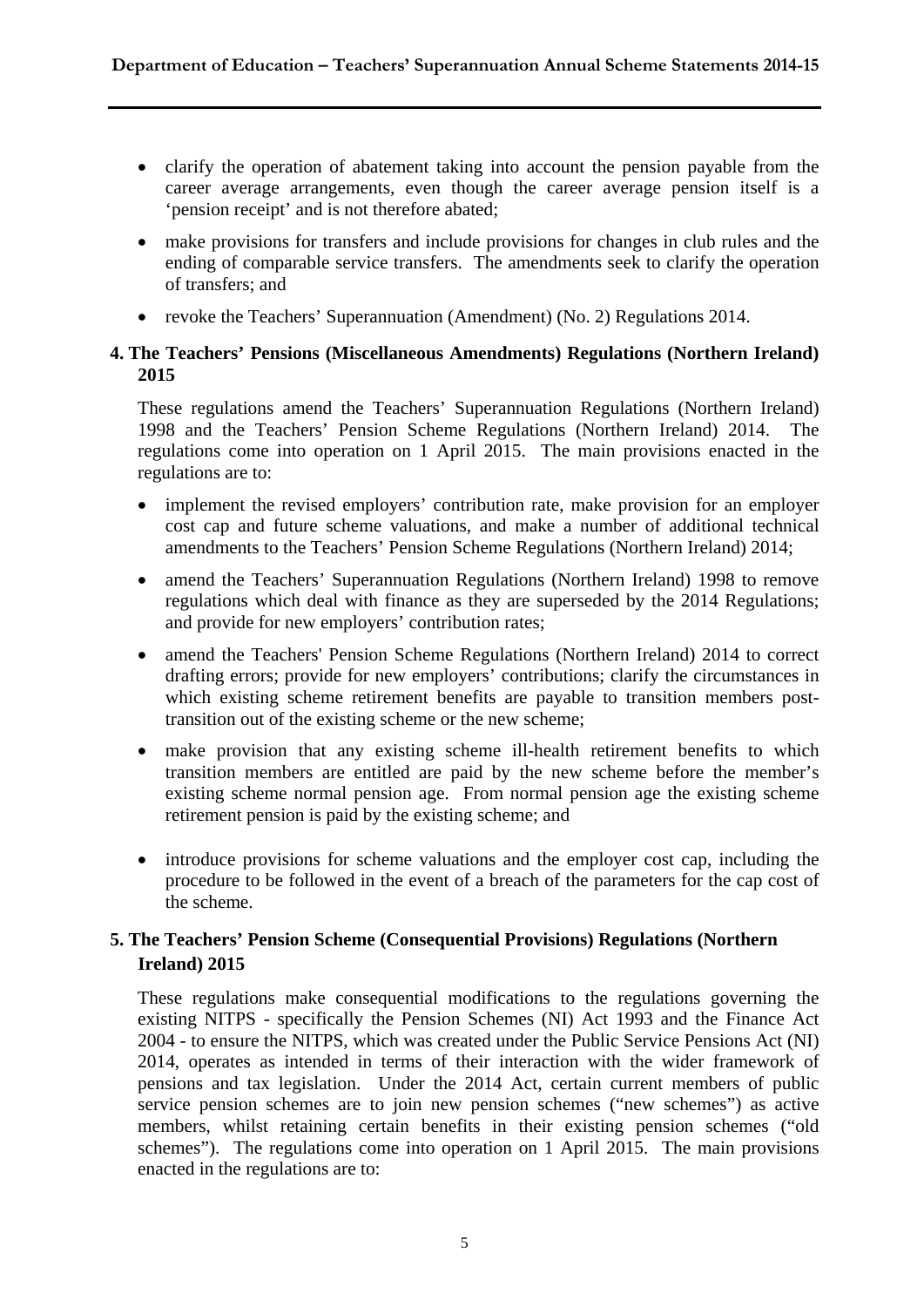- clarify the operation of abatement taking into account the pension payable from the career average arrangements, even though the career average pension itself is a 'pension receipt' and is not therefore abated;
- make provisions for transfers and include provisions for changes in club rules and the ending of comparable service transfers. The amendments seek to clarify the operation of transfers; and
- revoke the Teachers' Superannuation (Amendment) (No. 2) Regulations 2014.

**4. The Teachers' Pensions (Miscellaneous Amendments) Regulations (Northern Ireland) 2015**

These regulations amend the Teachers' Superannuation Regulations (Northern Ireland) 1998 and the Teachers' Pension Scheme Regulations (Northern Ireland) 2014. The regulations come into operation on 1 April 2015. The main provisions enacted in the regulations are to:

- implement the revised employers' contribution rate, make provision for an employer cost cap and future scheme valuations, and make a number of additional technical amendments to the Teachers' Pension Scheme Regulations (Northern Ireland) 2014;
- amend the Teachers' Superannuation Regulations (Northern Ireland) 1998 to remove regulations which deal with finance as they are superseded by the 2014 Regulations; and provide for new employers' contribution rates;
- amend the Teachers' Pension Scheme Regulations (Northern Ireland) 2014 to correct drafting errors; provide for new employers' contributions; clarify the circumstances in which existing scheme retirement benefits are payable to transition members post-transition out of the existing scheme or the new scheme;
- make provision that any existing scheme ill-health retirement benefits to which transition members are entitled are paid by the new scheme before the member's existing scheme normal pension age. From normal pension age the existing scheme retirement pension is paid by the existing scheme; and
- introduce provisions for scheme valuations and the employer cost cap, including the procedure to be followed in the event of a breach of the parameters for the cap cost of the scheme.

**5. The Teachers' Pension Scheme (Consequential Provisions) Regulations (Northern Ireland) 2015**

These regulations make consequential modifications to the regulations governing the existing NITPS - specifically the Pension Schemes (NI) Act 1993 and the Finance Act 2004 - to ensure the NITPS, which was created under the Public Service Pensions Act (NI) 2014, operates as intended in terms of their interaction with the wider framework of pensions and tax legislation. Under the 2014 Act, certain current members of public service pension schemes are to join new pension schemes ("new schemes") as active members, whilst retaining certain benefits in their existing pension schemes ("old schemes"). The regulations come into operation on 1 April 2015. The main provisions enacted in the regulations are to: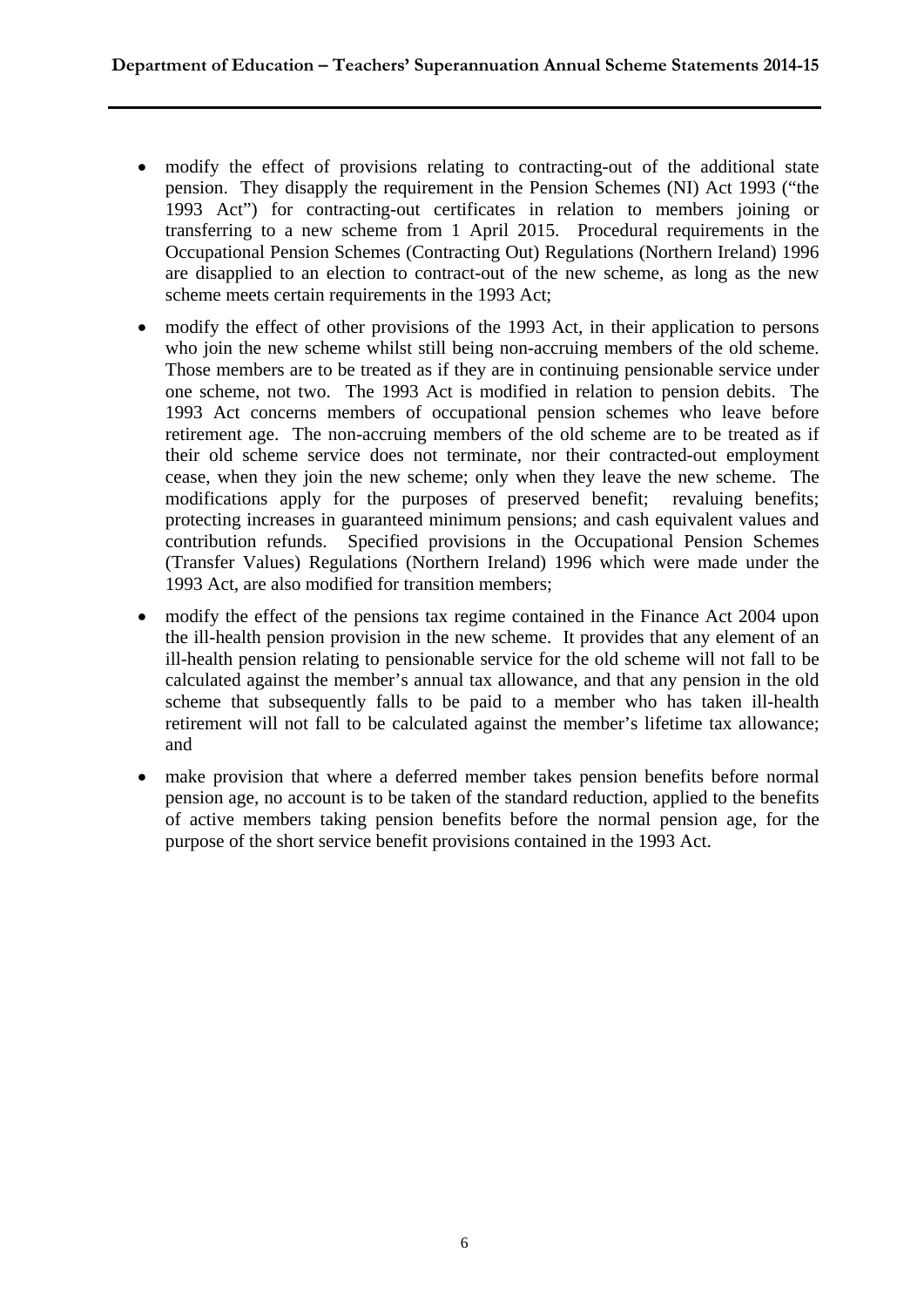- modify the effect of provisions relating to contracting-out of the additional state pension. They disapply the requirement in the Pension Schemes (NI) Act 1993 ("the 1993 Act") for contracting-out certificates in relation to members joining or transferring to a new scheme from 1 April 2015. Procedural requirements in the Occupational Pension Schemes (Contracting Out) Regulations (Northern Ireland) 1996 are disapplied to an election to contract-out of the new scheme, as long as the new scheme meets certain requirements in the 1993 Act;

- modify the effect of other provisions of the 1993 Act, in their application to persons who join the new scheme whilst still being non-accruing members of the old scheme. Those members are to be treated as if they are in continuing pensionable service under one scheme, not two. The 1993 Act is modified in relation to pension debits. The 1993 Act concerns members of occupational pension schemes who leave before retirement age. The non-accruing members of the old scheme are to be treated as if their old scheme service does not terminate, nor their contracted-out employment cease, when they join the new scheme; only when they leave the new scheme. The modifications apply for the purposes of preserved benefit; revaluing benefits; protecting increases in guaranteed minimum pensions; and cash equivalent values and contribution refunds. Specified provisions in the Occupational Pension Schemes (Transfer Values) Regulations (Northern Ireland) 1996 which were made under the 1993 Act, are also modified for transition members;

- modify the effect of the pensions tax regime contained in the Finance Act 2004 upon the ill-health pension provision in the new scheme. It provides that any element of an ill-health pension relating to pensionable service for the old scheme will not fall to be calculated against the member's annual tax allowance, and that any pension in the old scheme that subsequently falls to be paid to a member who has taken ill-health retirement will not fall to be calculated against the member's lifetime tax allowance; and

- make provision that where a deferred member takes pension benefits before normal pension age, no account is to be taken of the standard reduction, applied to the benefits of active members taking pension benefits before the normal pension age, for the purpose of the short service benefit provisions contained in the 1993 Act.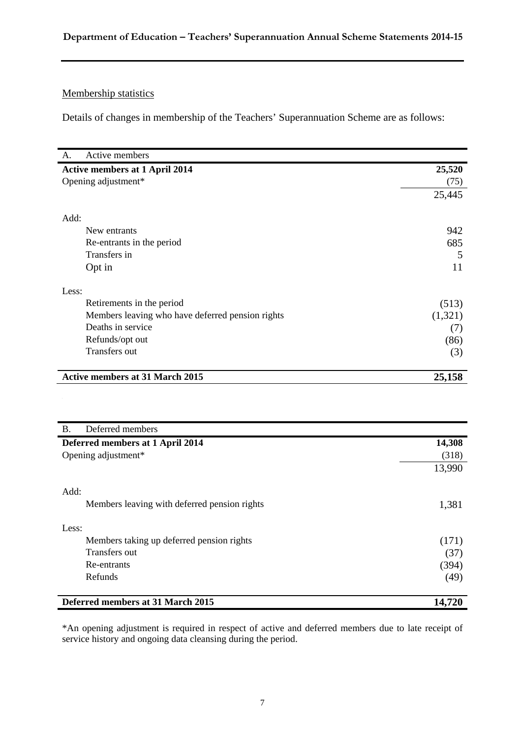Membership statistics

Details of changes in membership of the Teachers' Superannuation Scheme are as follows:

| A. Active members | |
|---|---|
| **Active members at 1 April 2014** | **25,520** |
| Opening adjustment* | (75) |
| | 25,445 |
| Add: | |
| New entrants | 942 |
| Re-entrants in the period | 685 |
| Transfers in | 5 |
| Opt in | 11 |
| Less: | |
| Retirements in the period | (513) |
| Members leaving who have deferred pension rights | (1,321) |
| Deaths in service | (7) |
| Refunds/opt out | (86) |
| Transfers out | (3) |
| **Active members at 31 March 2015** | **25,158** |

| B. Deferred members | |
|---|---|
| **Deferred members at 1 April 2014** | **14,308** |
| Opening adjustment* | (318) |
| | 13,990 |
| Add: | |
| Members leaving with deferred pension rights | 1,381 |
| Less: | |
| Members taking up deferred pension rights | (171) |
| Transfers out | (37) |
| Re-entrants | (394) |
| Refunds | (49) |
| **Deferred members at 31 March 2015** | **14,720** |

*An opening adjustment is required in respect of active and deferred members due to late receipt of service history and ongoing data cleansing during the period.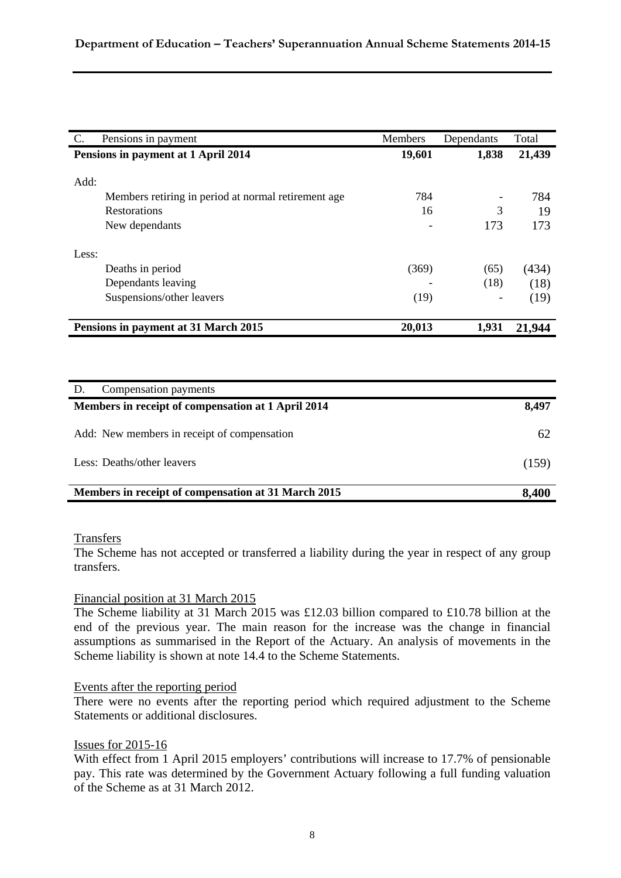| C. Pensions in payment | Members | Dependants | Total |
|---|---|---|---|
| **Pensions in payment at 1 April 2014** | **19,601** | **1,838** | **21,439** |
| Add: | | | |
| Members retiring in period at normal retirement age | 784 | - | 784 |
| Restorations | 16 | 3 | 19 |
| New dependants | - | 173 | 173 |
| Less: | | | |
| Deaths in period | (369) | (65) | (434) |
| Dependants leaving | - | (18) | (18) |
| Suspensions/other leavers | (19) | - | (19) |
| **Pensions in payment at 31 March 2015** | **20,013** | **1,931** | **21,944** |

| D. Compensation payments | |
|---|---|
| **Members in receipt of compensation at 1 April 2014** | **8,497** |
| Add: New members in receipt of compensation | 62 |
| Less: Deaths/other leavers | (159) |
| **Members in receipt of compensation at 31 March 2015** | **8,400** |

Transfers

The Scheme has not accepted or transferred a liability during the year in respect of any group transfers.

Financial position at 31 March 2015

The Scheme liability at 31 March 2015 was £12.03 billion compared to £10.78 billion at the end of the previous year. The main reason for the increase was the change in financial assumptions as summarised in the Report of the Actuary. An analysis of movements in the Scheme liability is shown at note 14.4 to the Scheme Statements.

Events after the reporting period

There were no events after the reporting period which required adjustment to the Scheme Statements or additional disclosures.

Issues for 2015-16

With effect from 1 April 2015 employers' contributions will increase to 17.7% of pensionable pay. This rate was determined by the Government Actuary following a full funding valuation of the Scheme as at 31 March 2012.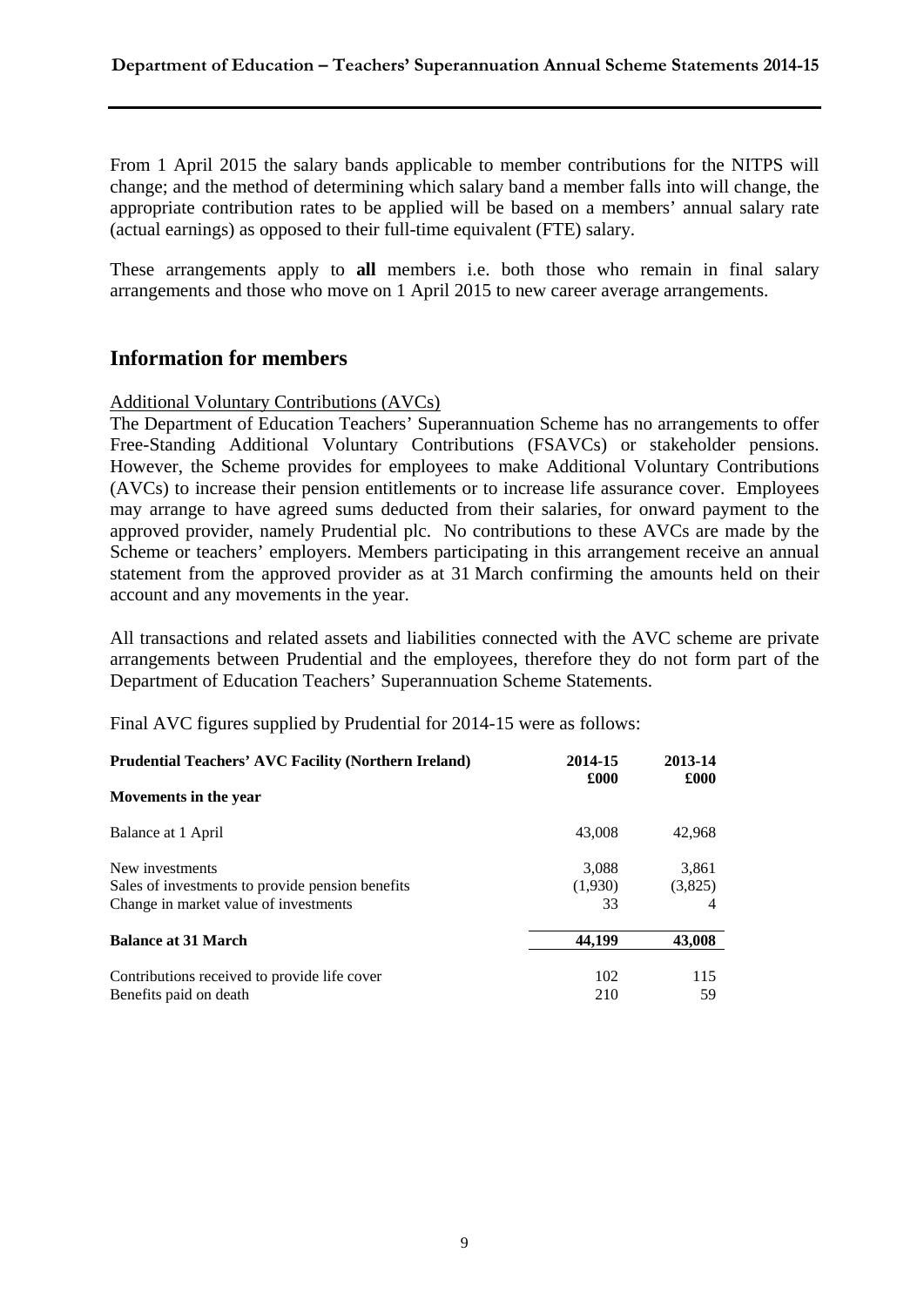From 1 April 2015 the salary bands applicable to member contributions for the NITPS will change; and the method of determining which salary band a member falls into will change, the appropriate contribution rates to be applied will be based on a members' annual salary rate (actual earnings) as opposed to their full-time equivalent (FTE) salary.

These arrangements apply to **all** members i.e. both those who remain in final salary arrangements and those who move on 1 April 2015 to new career average arrangements.

## Information for members

Additional Voluntary Contributions (AVCs)

The Department of Education Teachers' Superannuation Scheme has no arrangements to offer Free-Standing Additional Voluntary Contributions (FSAVCs) or stakeholder pensions. However, the Scheme provides for employees to make Additional Voluntary Contributions (AVCs) to increase their pension entitlements or to increase life assurance cover. Employees may arrange to have agreed sums deducted from their salaries, for onward payment to the approved provider, namely Prudential plc. No contributions to these AVCs are made by the Scheme or teachers' employers. Members participating in this arrangement receive an annual statement from the approved provider as at 31 March confirming the amounts held on their account and any movements in the year.

All transactions and related assets and liabilities connected with the AVC scheme are private arrangements between Prudential and the employees, therefore they do not form part of the Department of Education Teachers' Superannuation Scheme Statements.

Final AVC figures supplied by Prudential for 2014-15 were as follows:

| **Prudential Teachers' AVC Facility (Northern Ireland)** | **2014-15 £000** | **2013-14 £000** |
|---|---|---|
| **Movements in the year** | | |
| Balance at 1 April | 43,008 | 42,968 |
| New investments | 3,088 | 3,861 |
| Sales of investments to provide pension benefits | (1,930) | (3,825) |
| Change in market value of investments | 33 | 4 |
| **Balance at 31 March** | **44,199** | **43,008** |
| Contributions received to provide life cover | 102 | 115 |
| Benefits paid on death | 210 | 59 |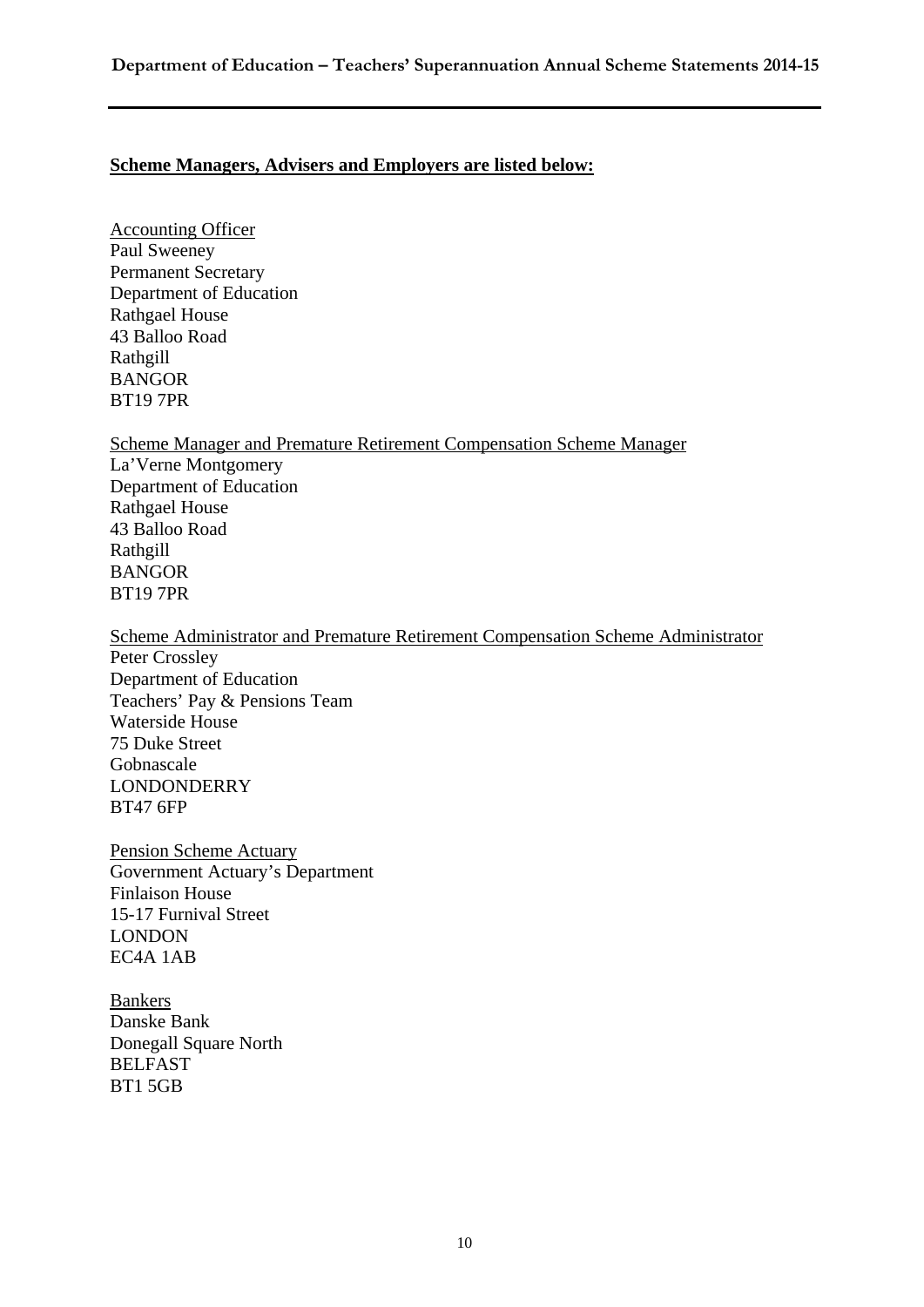**Scheme Managers, Advisers and Employers are listed below:**

Accounting Officer
Paul Sweeney
Permanent Secretary
Department of Education
Rathgael House
43 Balloo Road
Rathgill
BANGOR
BT19 7PR

Scheme Manager and Premature Retirement Compensation Scheme Manager
La'Verne Montgomery
Department of Education
Rathgael House
43 Balloo Road
Rathgill
BANGOR
BT19 7PR

Scheme Administrator and Premature Retirement Compensation Scheme Administrator
Peter Crossley
Department of Education
Teachers' Pay & Pensions Team
Waterside House
75 Duke Street
Gobnascale
LONDONDERRY
BT47 6FP

Pension Scheme Actuary
Government Actuary's Department
Finlaison House
15-17 Furnival Street
LONDON
EC4A 1AB

Bankers
Danske Bank
Donegall Square North
BELFAST
BT1 5GB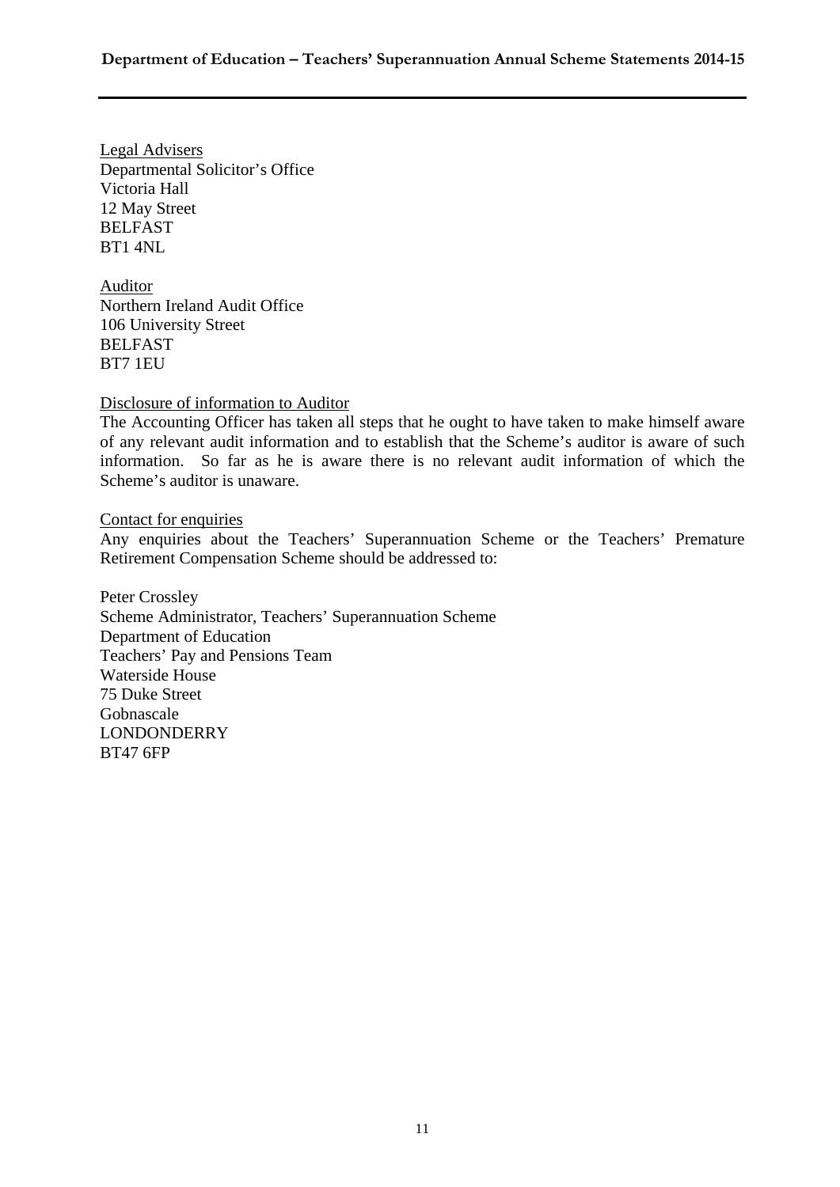Legal Advisers
Departmental Solicitor's Office
Victoria Hall
12 May Street
BELFAST
BT1 4NL

Auditor
Northern Ireland Audit Office
106 University Street
BELFAST
BT7 1EU

Disclosure of information to Auditor

The Accounting Officer has taken all steps that he ought to have taken to make himself aware of any relevant audit information and to establish that the Scheme's auditor is aware of such information. So far as he is aware there is no relevant audit information of which the Scheme's auditor is unaware.

Contact for enquiries

Any enquiries about the Teachers' Superannuation Scheme or the Teachers' Premature Retirement Compensation Scheme should be addressed to:

Peter Crossley
Scheme Administrator, Teachers' Superannuation Scheme
Department of Education
Teachers' Pay and Pensions Team
Waterside House
75 Duke Street
Gobnascale
LONDONDERRY
BT47 6FP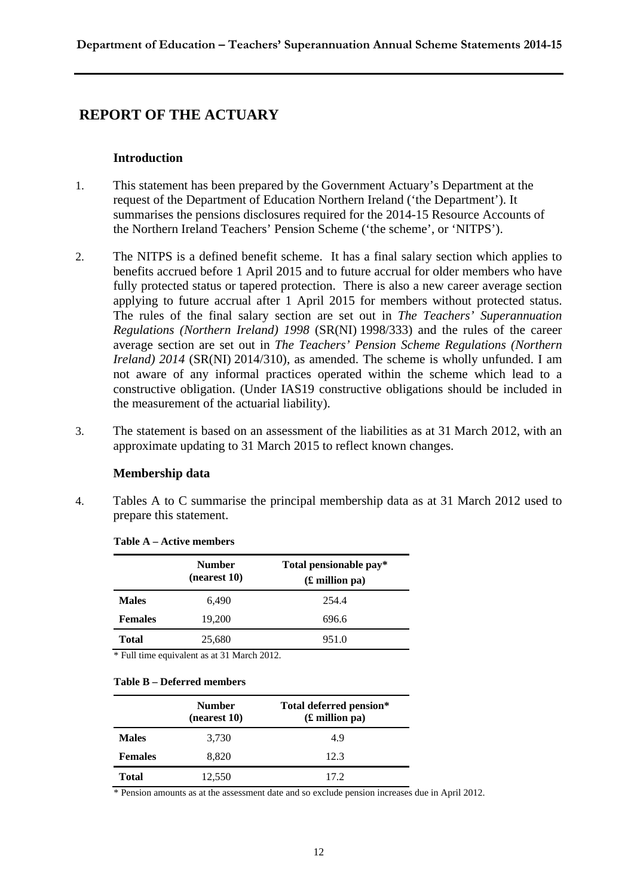# REPORT OF THE ACTUARY

### Introduction

1. This statement has been prepared by the Government Actuary's Department at the request of the Department of Education Northern Ireland ('the Department'). It summarises the pensions disclosures required for the 2014-15 Resource Accounts of the Northern Ireland Teachers' Pension Scheme ('the scheme', or 'NITPS').

2. The NITPS is a defined benefit scheme. It has a final salary section which applies to benefits accrued before 1 April 2015 and to future accrual for older members who have fully protected status or tapered protection. There is also a new career average section applying to future accrual after 1 April 2015 for members without protected status. The rules of the final salary section are set out in *The Teachers' Superannuation Regulations (Northern Ireland) 1998* (SR(NI) 1998/333) and the rules of the career average section are set out in *The Teachers' Pension Scheme Regulations (Northern Ireland) 2014* (SR(NI) 2014/310), as amended. The scheme is wholly unfunded. I am not aware of any informal practices operated within the scheme which lead to a constructive obligation. (Under IAS19 constructive obligations should be included in the measurement of the actuarial liability).

3. The statement is based on an assessment of the liabilities as at 31 March 2012, with an approximate updating to 31 March 2015 to reflect known changes.

### Membership data

4. Tables A to C summarise the principal membership data as at 31 March 2012 used to prepare this statement.

**Table A – Active members**

| | Number (nearest 10) | Total pensionable pay* (£ million pa) |
|---|---|---|
| **Males** | 6,490 | 254.4 |
| **Females** | 19,200 | 696.6 |
| **Total** | 25,680 | 951.0 |

* Full time equivalent as at 31 March 2012.

**Table B – Deferred members**

| | Number (nearest 10) | Total deferred pension* (£ million pa) |
|---|---|---|
| **Males** | 3,730 | 4.9 |
| **Females** | 8,820 | 12.3 |
| **Total** | 12,550 | 17.2 |

* Pension amounts as at the assessment date and so exclude pension increases due in April 2012.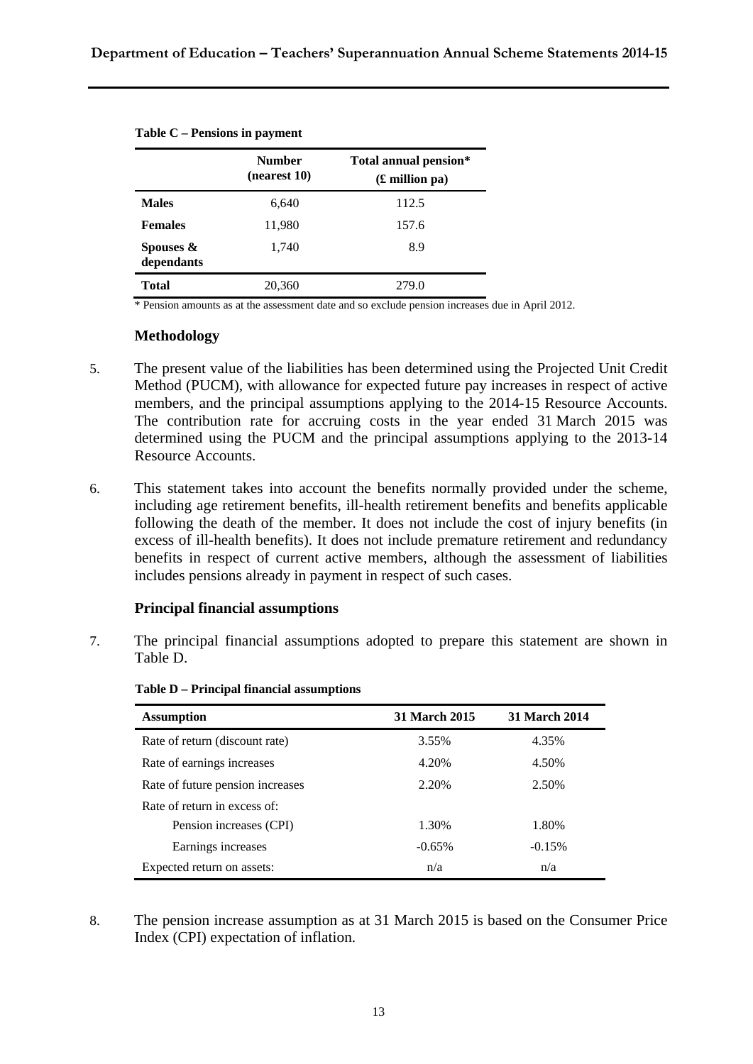**Table C – Pensions in payment**

| | Number (nearest 10) | Total annual pension* (£ million pa) |
|---|---|---|
| **Males** | 6,640 | 112.5 |
| **Females** | 11,980 | 157.6 |
| **Spouses & dependants** | 1,740 | 8.9 |
| **Total** | 20,360 | 279.0 |

* Pension amounts as at the assessment date and so exclude pension increases due in April 2012.

### Methodology

5. The present value of the liabilities has been determined using the Projected Unit Credit Method (PUCM), with allowance for expected future pay increases in respect of active members, and the principal assumptions applying to the 2014-15 Resource Accounts. The contribution rate for accruing costs in the year ended 31 March 2015 was determined using the PUCM and the principal assumptions applying to the 2013-14 Resource Accounts.

6. This statement takes into account the benefits normally provided under the scheme, including age retirement benefits, ill-health retirement benefits and benefits applicable following the death of the member. It does not include the cost of injury benefits (in excess of ill-health benefits). It does not include premature retirement and redundancy benefits in respect of current active members, although the assessment of liabilities includes pensions already in payment in respect of such cases.

### Principal financial assumptions

7. The principal financial assumptions adopted to prepare this statement are shown in Table D.

**Table D – Principal financial assumptions**

| Assumption | 31 March 2015 | 31 March 2014 |
|---|---|---|
| Rate of return (discount rate) | 3.55% | 4.35% |
| Rate of earnings increases | 4.20% | 4.50% |
| Rate of future pension increases | 2.20% | 2.50% |
| Rate of return in excess of: | | |
| Pension increases (CPI) | 1.30% | 1.80% |
| Earnings increases | -0.65% | -0.15% |
| Expected return on assets: | n/a | n/a |

8. The pension increase assumption as at 31 March 2015 is based on the Consumer Price Index (CPI) expectation of inflation.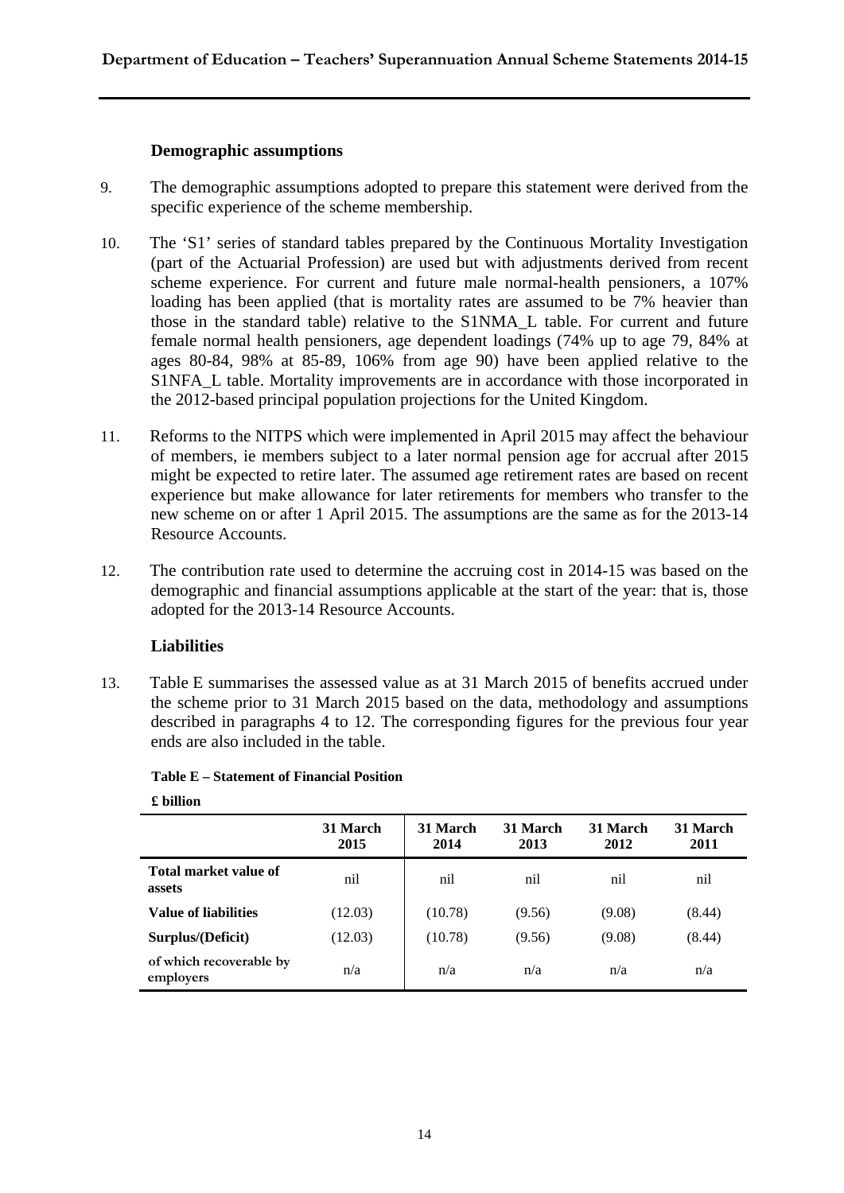### Demographic assumptions

9. The demographic assumptions adopted to prepare this statement were derived from the specific experience of the scheme membership.

10. The 'S1' series of standard tables prepared by the Continuous Mortality Investigation (part of the Actuarial Profession) are used but with adjustments derived from recent scheme experience. For current and future male normal-health pensioners, a 107% loading has been applied (that is mortality rates are assumed to be 7% heavier than those in the standard table) relative to the S1NMA_L table. For current and future female normal health pensioners, age dependent loadings (74% up to age 79, 84% at ages 80-84, 98% at 85-89, 106% from age 90) have been applied relative to the S1NFA_L table. Mortality improvements are in accordance with those incorporated in the 2012-based principal population projections for the United Kingdom.

11. Reforms to the NITPS which were implemented in April 2015 may affect the behaviour of members, ie members subject to a later normal pension age for accrual after 2015 might be expected to retire later. The assumed age retirement rates are based on recent experience but make allowance for later retirements for members who transfer to the new scheme on or after 1 April 2015. The assumptions are the same as for the 2013-14 Resource Accounts.

12. The contribution rate used to determine the accruing cost in 2014-15 was based on the demographic and financial assumptions applicable at the start of the year: that is, those adopted for the 2013-14 Resource Accounts.

### Liabilities

13. Table E summarises the assessed value as at 31 March 2015 of benefits accrued under the scheme prior to 31 March 2015 based on the data, methodology and assumptions described in paragraphs 4 to 12. The corresponding figures for the previous four year ends are also included in the table.

**Table E – Statement of Financial Position**

**£ billion**

| | 31 March 2015 | 31 March 2014 | 31 March 2013 | 31 March 2012 | 31 March 2011 |
|---|---|---|---|---|---|
| **Total market value of assets** | nil | nil | nil | nil | nil |
| **Value of liabilities** | (12.03) | (10.78) | (9.56) | (9.08) | (8.44) |
| **Surplus/(Deficit)** | (12.03) | (10.78) | (9.56) | (9.08) | (8.44) |
| **of which recoverable by employers** | n/a | n/a | n/a | n/a | n/a |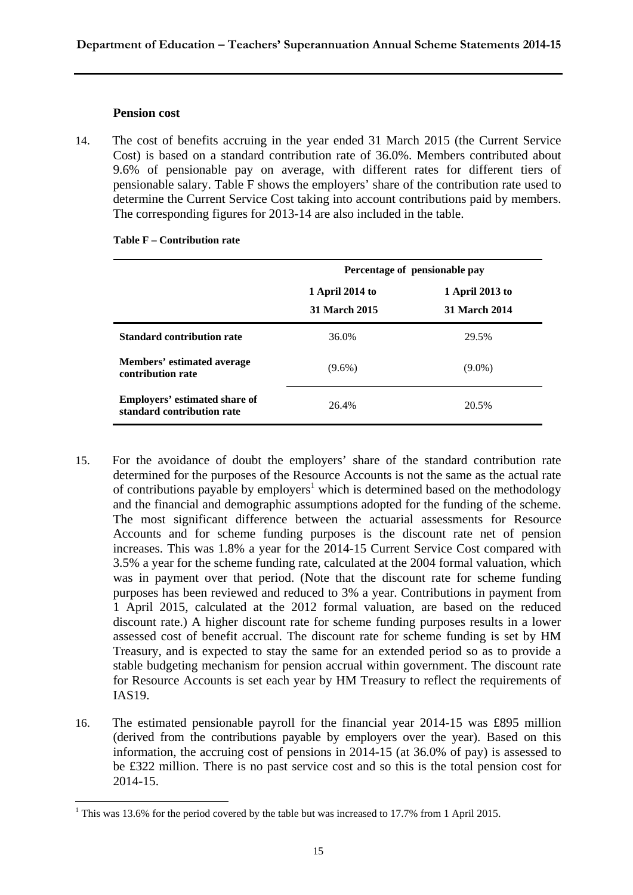### Pension cost

14. The cost of benefits accruing in the year ended 31 March 2015 (the Current Service Cost) is based on a standard contribution rate of 36.0%. Members contributed about 9.6% of pensionable pay on average, with different rates for different tiers of pensionable salary. Table F shows the employers' share of the contribution rate used to determine the Current Service Cost taking into account contributions paid by members. The corresponding figures for 2013-14 are also included in the table.

**Table F – Contribution rate**

| | Percentage of pensionable pay | |
|---|---|---|
| | **1 April 2014 to 31 March 2015** | **1 April 2013 to 31 March 2014** |
| **Standard contribution rate** | 36.0% | 29.5% |
| **Members' estimated average contribution rate** | (9.6%) | (9.0%) |
| **Employers' estimated share of standard contribution rate** | 26.4% | 20.5% |

15. For the avoidance of doubt the employers' share of the standard contribution rate determined for the purposes of the Resource Accounts is not the same as the actual rate of contributions payable by employers[1] which is determined based on the methodology and the financial and demographic assumptions adopted for the funding of the scheme. The most significant difference between the actuarial assessments for Resource Accounts and for scheme funding purposes is the discount rate net of pension increases. This was 1.8% a year for the 2014-15 Current Service Cost compared with 3.5% a year for the scheme funding rate, calculated at the 2004 formal valuation, which was in payment over that period. (Note that the discount rate for scheme funding purposes has been reviewed and reduced to 3% a year. Contributions in payment from 1 April 2015, calculated at the 2012 formal valuation, are based on the reduced discount rate.) A higher discount rate for scheme funding purposes results in a lower assessed cost of benefit accrual. The discount rate for scheme funding is set by HM Treasury, and is expected to stay the same for an extended period so as to provide a stable budgeting mechanism for pension accrual within government. The discount rate for Resource Accounts is set each year by HM Treasury to reflect the requirements of IAS19.

16. The estimated pensionable payroll for the financial year 2014-15 was £895 million (derived from the contributions payable by employers over the year). Based on this information, the accruing cost of pensions in 2014-15 (at 36.0% of pay) is assessed to be £322 million. There is no past service cost and so this is the total pension cost for 2014-15.

[1] This was 13.6% for the period covered by the table but was increased to 17.7% from 1 April 2015.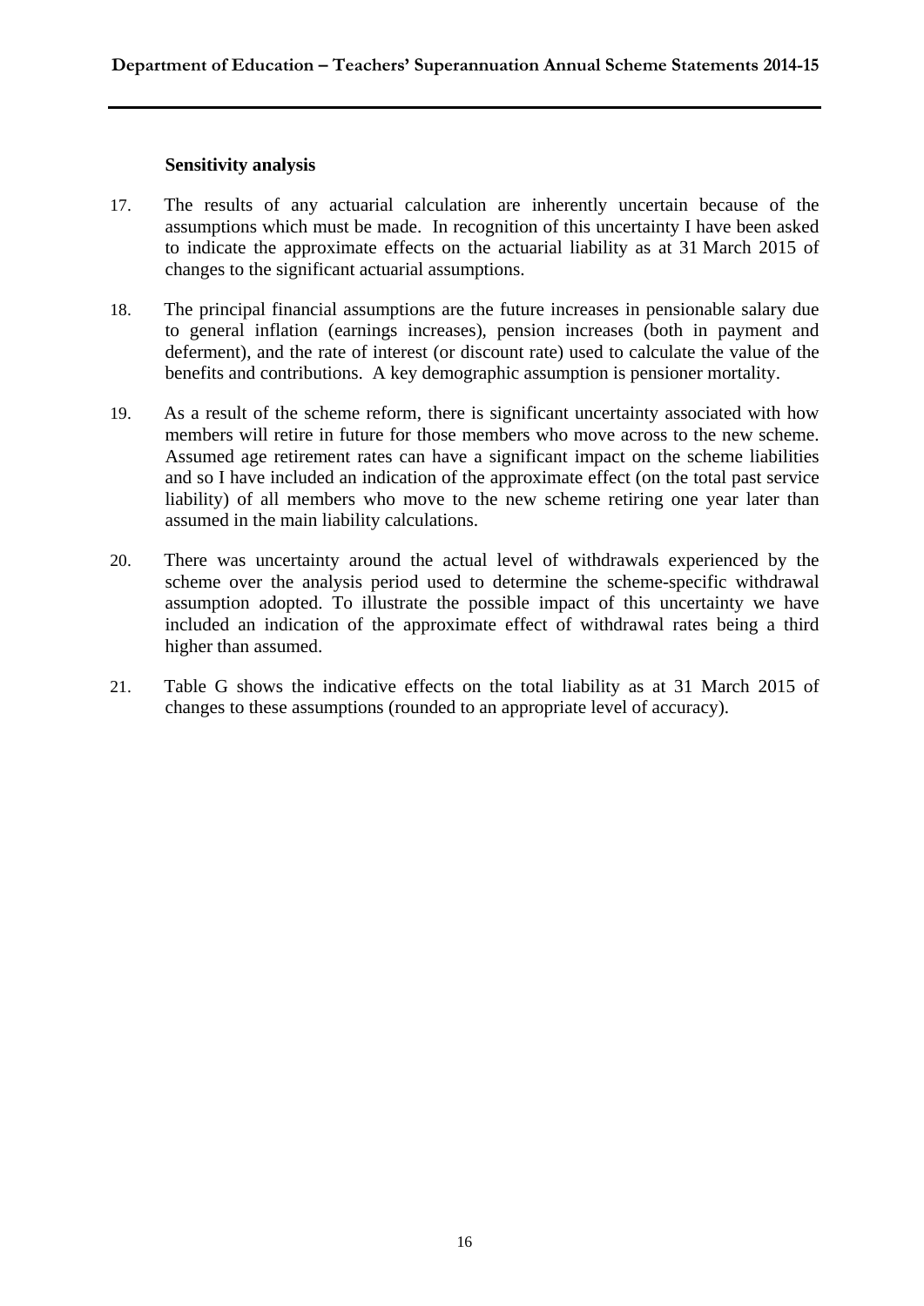### Sensitivity analysis

17. The results of any actuarial calculation are inherently uncertain because of the assumptions which must be made. In recognition of this uncertainty I have been asked to indicate the approximate effects on the actuarial liability as at 31 March 2015 of changes to the significant actuarial assumptions.

18. The principal financial assumptions are the future increases in pensionable salary due to general inflation (earnings increases), pension increases (both in payment and deferment), and the rate of interest (or discount rate) used to calculate the value of the benefits and contributions. A key demographic assumption is pensioner mortality.

19. As a result of the scheme reform, there is significant uncertainty associated with how members will retire in future for those members who move across to the new scheme. Assumed age retirement rates can have a significant impact on the scheme liabilities and so I have included an indication of the approximate effect (on the total past service liability) of all members who move to the new scheme retiring one year later than assumed in the main liability calculations.

20. There was uncertainty around the actual level of withdrawals experienced by the scheme over the analysis period used to determine the scheme-specific withdrawal assumption adopted. To illustrate the possible impact of this uncertainty we have included an indication of the approximate effect of withdrawal rates being a third higher than assumed.

21. Table G shows the indicative effects on the total liability as at 31 March 2015 of changes to these assumptions (rounded to an appropriate level of accuracy).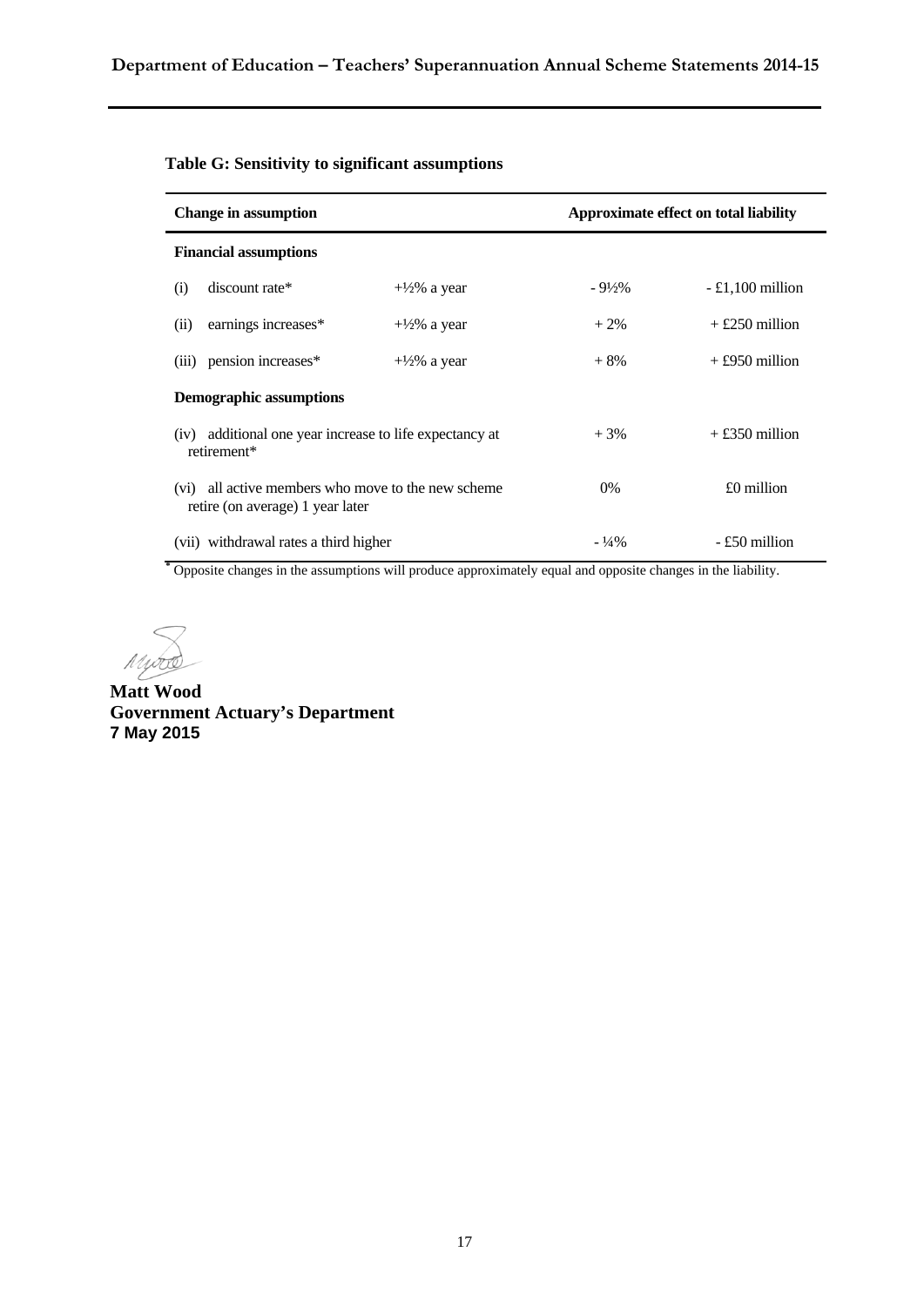**Table G: Sensitivity to significant assumptions**

| Change in assumption | | Approximate effect on total liability | |
|---|---|---|---|
| **Financial assumptions** | | | |
| (i) discount rate* | +½% a year | - 9½% | - £1,100 million |
| (ii) earnings increases* | +½% a year | + 2% | + £250 million |
| (iii) pension increases* | +½% a year | + 8% | + £950 million |
| **Demographic assumptions** | | | |
| (iv) additional one year increase to life expectancy at retirement* | | + 3% | + £350 million |
| (vi) all active members who move to the new scheme retire (on average) 1 year later | | 0% | £0 million |
| (vii) withdrawal rates a third higher | | - ¼% | - £50 million |

* Opposite changes in the assumptions will produce approximately equal and opposite changes in the liability.

**Matt Wood**
**Government Actuary's Department**
**7 May 2015**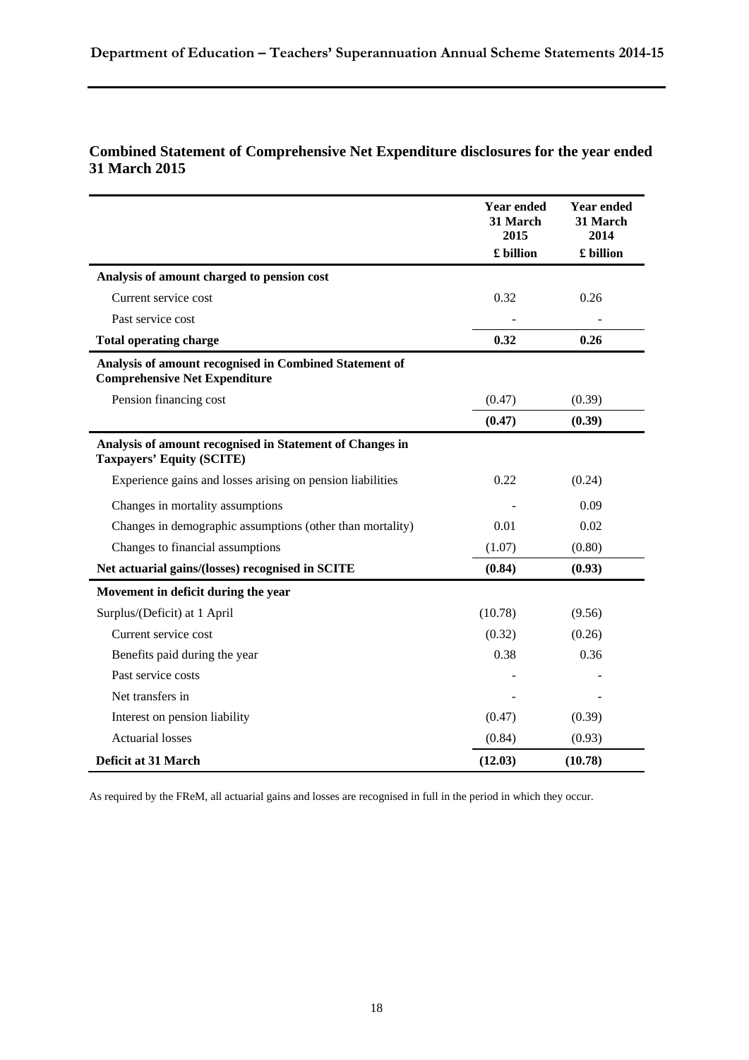## Combined Statement of Comprehensive Net Expenditure disclosures for the year ended 31 March 2015

| | Year ended 31 March 2015 £ billion | Year ended 31 March 2014 £ billion |
|---|---|---|
| **Analysis of amount charged to pension cost** | | |
| Current service cost | 0.32 | 0.26 |
| Past service cost | - | - |
| **Total operating charge** | **0.32** | **0.26** |
| **Analysis of amount recognised in Combined Statement of Comprehensive Net Expenditure** | | |
| Pension financing cost | (0.47) | (0.39) |
| | **(0.47)** | **(0.39)** |
| **Analysis of amount recognised in Statement of Changes in Taxpayers' Equity (SCITE)** | | |
| Experience gains and losses arising on pension liabilities | 0.22 | (0.24) |
| Changes in mortality assumptions | - | 0.09 |
| Changes in demographic assumptions (other than mortality) | 0.01 | 0.02 |
| Changes to financial assumptions | (1.07) | (0.80) |
| **Net actuarial gains/(losses) recognised in SCITE** | **(0.84)** | **(0.93)** |
| **Movement in deficit during the year** | | |
| Surplus/(Deficit) at 1 April | (10.78) | (9.56) |
| Current service cost | (0.32) | (0.26) |
| Benefits paid during the year | 0.38 | 0.36 |
| Past service costs | - | - |
| Net transfers in | - | - |
| Interest on pension liability | (0.47) | (0.39) |
| Actuarial losses | (0.84) | (0.93) |
| **Deficit at 31 March** | **(12.03)** | **(10.78)** |

As required by the FReM, all actuarial gains and losses are recognised in full in the period in which they occur.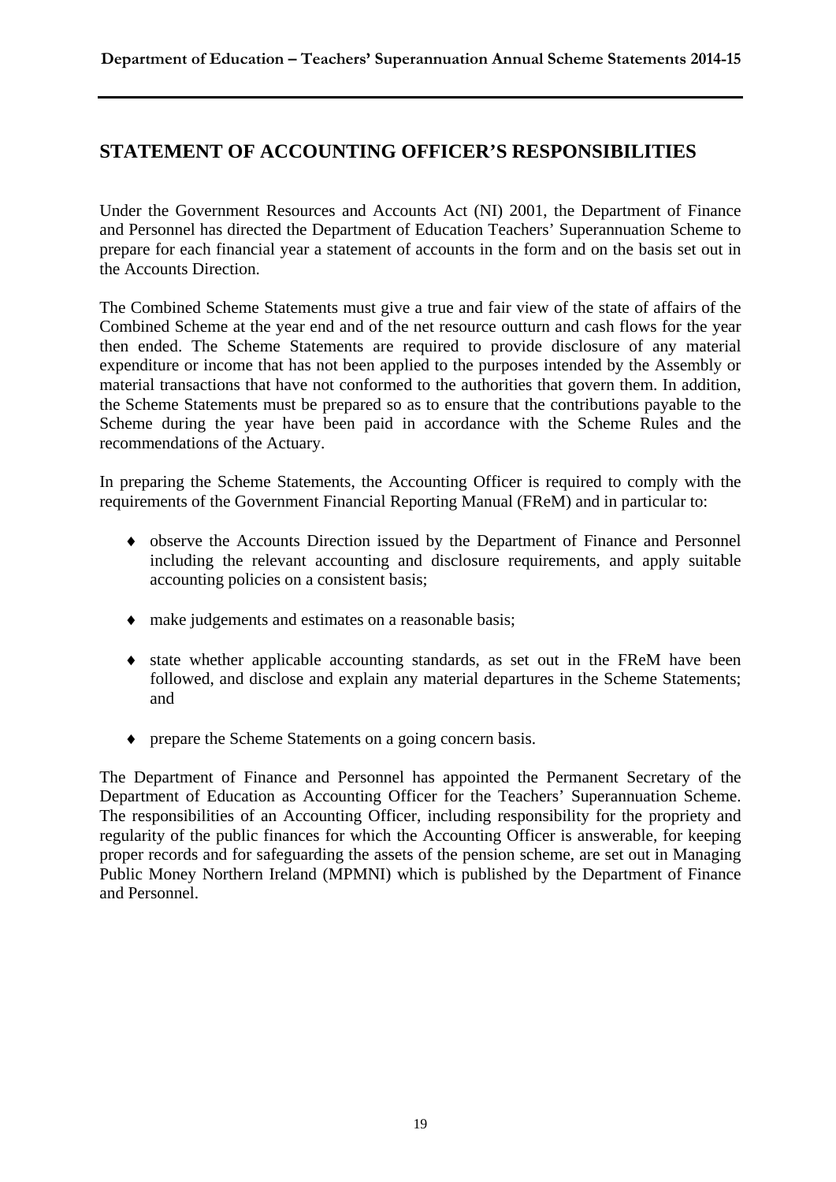## STATEMENT OF ACCOUNTING OFFICER'S RESPONSIBILITIES

Under the Government Resources and Accounts Act (NI) 2001, the Department of Finance and Personnel has directed the Department of Education Teachers' Superannuation Scheme to prepare for each financial year a statement of accounts in the form and on the basis set out in the Accounts Direction.

The Combined Scheme Statements must give a true and fair view of the state of affairs of the Combined Scheme at the year end and of the net resource outturn and cash flows for the year then ended. The Scheme Statements are required to provide disclosure of any material expenditure or income that has not been applied to the purposes intended by the Assembly or material transactions that have not conformed to the authorities that govern them. In addition, the Scheme Statements must be prepared so as to ensure that the contributions payable to the Scheme during the year have been paid in accordance with the Scheme Rules and the recommendations of the Actuary.

In preparing the Scheme Statements, the Accounting Officer is required to comply with the requirements of the Government Financial Reporting Manual (FReM) and in particular to:

- observe the Accounts Direction issued by the Department of Finance and Personnel including the relevant accounting and disclosure requirements, and apply suitable accounting policies on a consistent basis;
- make judgements and estimates on a reasonable basis;
- state whether applicable accounting standards, as set out in the FReM have been followed, and disclose and explain any material departures in the Scheme Statements; and
- prepare the Scheme Statements on a going concern basis.

The Department of Finance and Personnel has appointed the Permanent Secretary of the Department of Education as Accounting Officer for the Teachers' Superannuation Scheme. The responsibilities of an Accounting Officer, including responsibility for the propriety and regularity of the public finances for which the Accounting Officer is answerable, for keeping proper records and for safeguarding the assets of the pension scheme, are set out in Managing Public Money Northern Ireland (MPMNI) which is published by the Department of Finance and Personnel.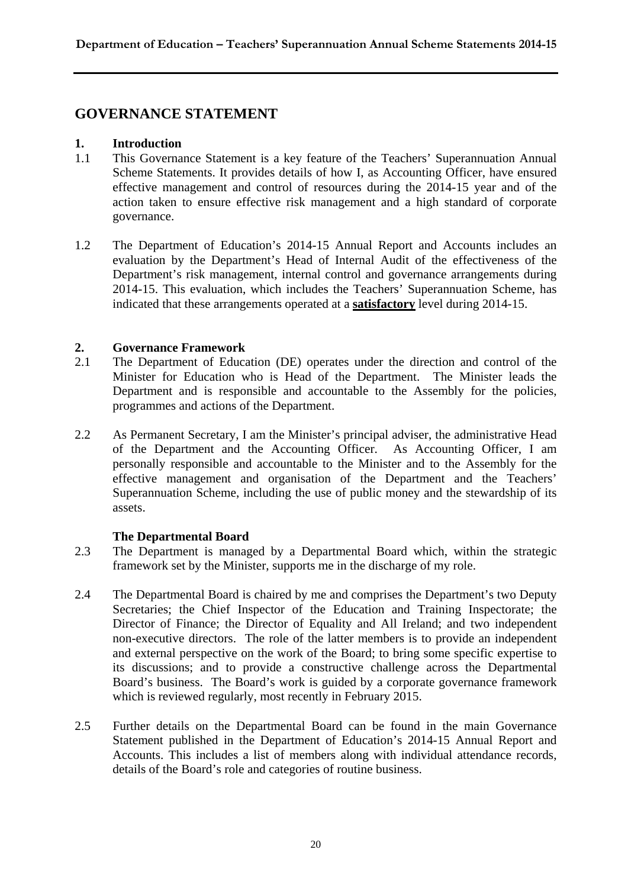# GOVERNANCE STATEMENT

## 1. Introduction

1.1 This Governance Statement is a key feature of the Teachers' Superannuation Annual Scheme Statements. It provides details of how I, as Accounting Officer, have ensured effective management and control of resources during the 2014-15 year and of the action taken to ensure effective risk management and a high standard of corporate governance.

1.2 The Department of Education's 2014-15 Annual Report and Accounts includes an evaluation by the Department's Head of Internal Audit of the effectiveness of the Department's risk management, internal control and governance arrangements during 2014-15. This evaluation, which includes the Teachers' Superannuation Scheme, has indicated that these arrangements operated at a **satisfactory** level during 2014-15.

## 2. Governance Framework

2.1 The Department of Education (DE) operates under the direction and control of the Minister for Education who is Head of the Department. The Minister leads the Department and is responsible and accountable to the Assembly for the policies, programmes and actions of the Department.

2.2 As Permanent Secretary, I am the Minister's principal adviser, the administrative Head of the Department and the Accounting Officer. As Accounting Officer, I am personally responsible and accountable to the Minister and to the Assembly for the effective management and organisation of the Department and the Teachers' Superannuation Scheme, including the use of public money and the stewardship of its assets.

### The Departmental Board

2.3 The Department is managed by a Departmental Board which, within the strategic framework set by the Minister, supports me in the discharge of my role.

2.4 The Departmental Board is chaired by me and comprises the Department's two Deputy Secretaries; the Chief Inspector of the Education and Training Inspectorate; the Director of Finance; the Director of Equality and All Ireland; and two independent non-executive directors. The role of the latter members is to provide an independent and external perspective on the work of the Board; to bring some specific expertise to its discussions; and to provide a constructive challenge across the Departmental Board's business. The Board's work is guided by a corporate governance framework which is reviewed regularly, most recently in February 2015.

2.5 Further details on the Departmental Board can be found in the main Governance Statement published in the Department of Education's 2014-15 Annual Report and Accounts. This includes a list of members along with individual attendance records, details of the Board's role and categories of routine business.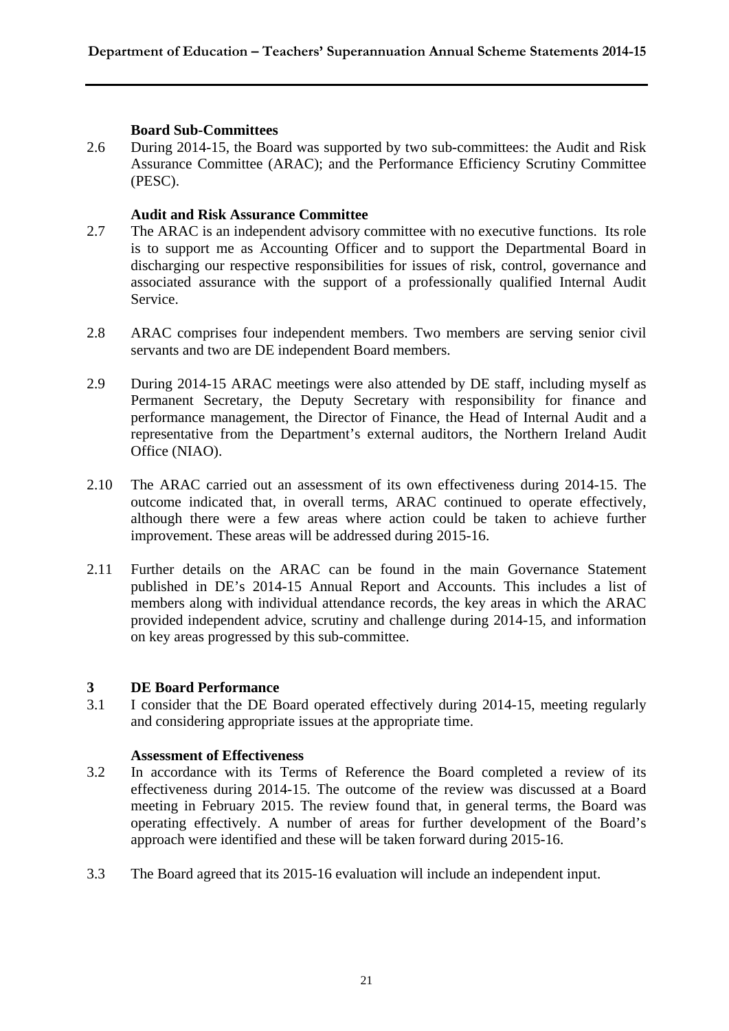### Board Sub-Committees

2.6 During 2014-15, the Board was supported by two sub-committees: the Audit and Risk Assurance Committee (ARAC); and the Performance Efficiency Scrutiny Committee (PESC).

### Audit and Risk Assurance Committee

2.7 The ARAC is an independent advisory committee with no executive functions. Its role is to support me as Accounting Officer and to support the Departmental Board in discharging our respective responsibilities for issues of risk, control, governance and associated assurance with the support of a professionally qualified Internal Audit Service.

2.8 ARAC comprises four independent members. Two members are serving senior civil servants and two are DE independent Board members.

2.9 During 2014-15 ARAC meetings were also attended by DE staff, including myself as Permanent Secretary, the Deputy Secretary with responsibility for finance and performance management, the Director of Finance, the Head of Internal Audit and a representative from the Department's external auditors, the Northern Ireland Audit Office (NIAO).

2.10 The ARAC carried out an assessment of its own effectiveness during 2014-15. The outcome indicated that, in overall terms, ARAC continued to operate effectively, although there were a few areas where action could be taken to achieve further improvement. These areas will be addressed during 2015-16.

2.11 Further details on the ARAC can be found in the main Governance Statement published in DE's 2014-15 Annual Report and Accounts. This includes a list of members along with individual attendance records, the key areas in which the ARAC provided independent advice, scrutiny and challenge during 2014-15, and information on key areas progressed by this sub-committee.

## 3 DE Board Performance

3.1 I consider that the DE Board operated effectively during 2014-15, meeting regularly and considering appropriate issues at the appropriate time.

### Assessment of Effectiveness

3.2 In accordance with its Terms of Reference the Board completed a review of its effectiveness during 2014-15. The outcome of the review was discussed at a Board meeting in February 2015. The review found that, in general terms, the Board was operating effectively. A number of areas for further development of the Board's approach were identified and these will be taken forward during 2015-16.

3.3 The Board agreed that its 2015-16 evaluation will include an independent input.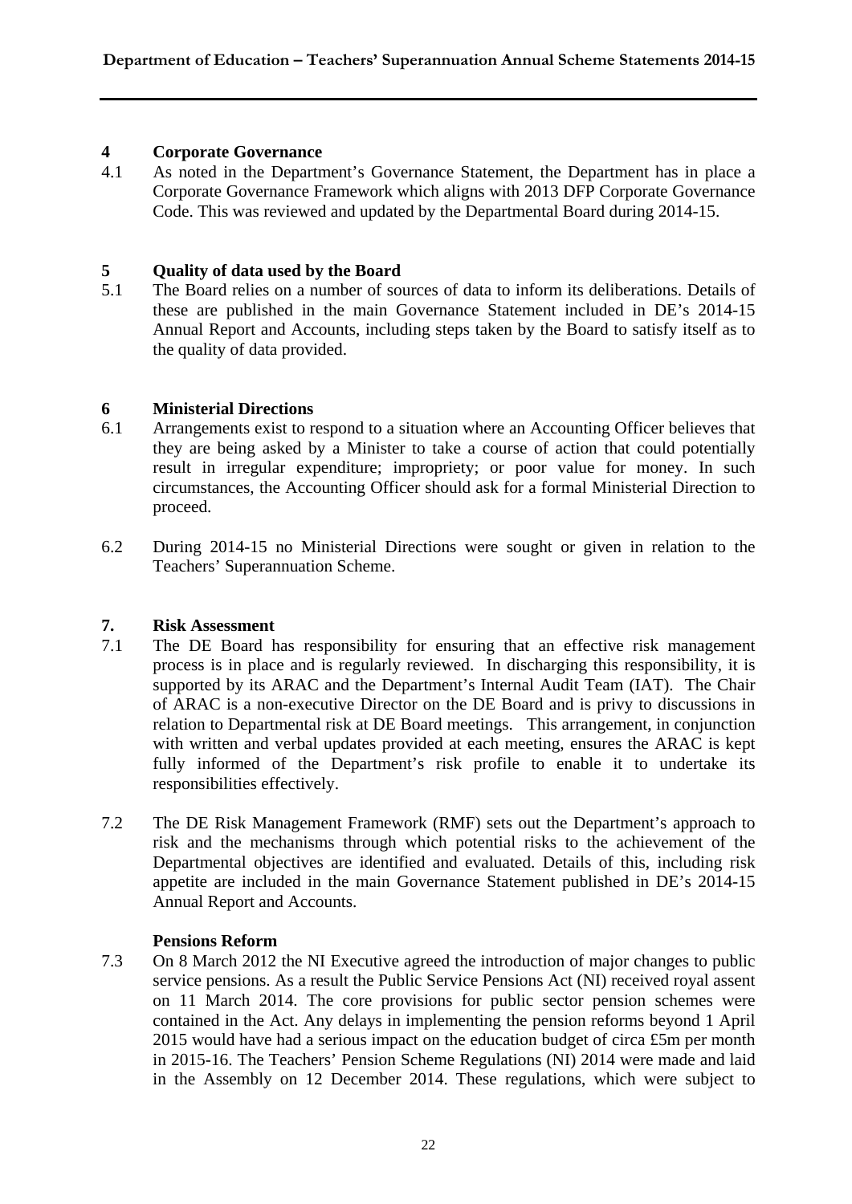## 4 Corporate Governance

4.1 As noted in the Department's Governance Statement, the Department has in place a Corporate Governance Framework which aligns with 2013 DFP Corporate Governance Code. This was reviewed and updated by the Departmental Board during 2014-15.

## 5 Quality of data used by the Board

5.1 The Board relies on a number of sources of data to inform its deliberations. Details of these are published in the main Governance Statement included in DE's 2014-15 Annual Report and Accounts, including steps taken by the Board to satisfy itself as to the quality of data provided.

## 6 Ministerial Directions

6.1 Arrangements exist to respond to a situation where an Accounting Officer believes that they are being asked by a Minister to take a course of action that could potentially result in irregular expenditure; impropriety; or poor value for money. In such circumstances, the Accounting Officer should ask for a formal Ministerial Direction to proceed.

6.2 During 2014-15 no Ministerial Directions were sought or given in relation to the Teachers' Superannuation Scheme.

## 7. Risk Assessment

7.1 The DE Board has responsibility for ensuring that an effective risk management process is in place and is regularly reviewed. In discharging this responsibility, it is supported by its ARAC and the Department's Internal Audit Team (IAT). The Chair of ARAC is a non-executive Director on the DE Board and is privy to discussions in relation to Departmental risk at DE Board meetings. This arrangement, in conjunction with written and verbal updates provided at each meeting, ensures the ARAC is kept fully informed of the Department's risk profile to enable it to undertake its responsibilities effectively.

7.2 The DE Risk Management Framework (RMF) sets out the Department's approach to risk and the mechanisms through which potential risks to the achievement of the Departmental objectives are identified and evaluated. Details of this, including risk appetite are included in the main Governance Statement published in DE's 2014-15 Annual Report and Accounts.

### Pensions Reform

7.3 On 8 March 2012 the NI Executive agreed the introduction of major changes to public service pensions. As a result the Public Service Pensions Act (NI) received royal assent on 11 March 2014. The core provisions for public sector pension schemes were contained in the Act. Any delays in implementing the pension reforms beyond 1 April 2015 would have had a serious impact on the education budget of circa £5m per month in 2015-16. The Teachers' Pension Scheme Regulations (NI) 2014 were made and laid in the Assembly on 12 December 2014. These regulations, which were subject to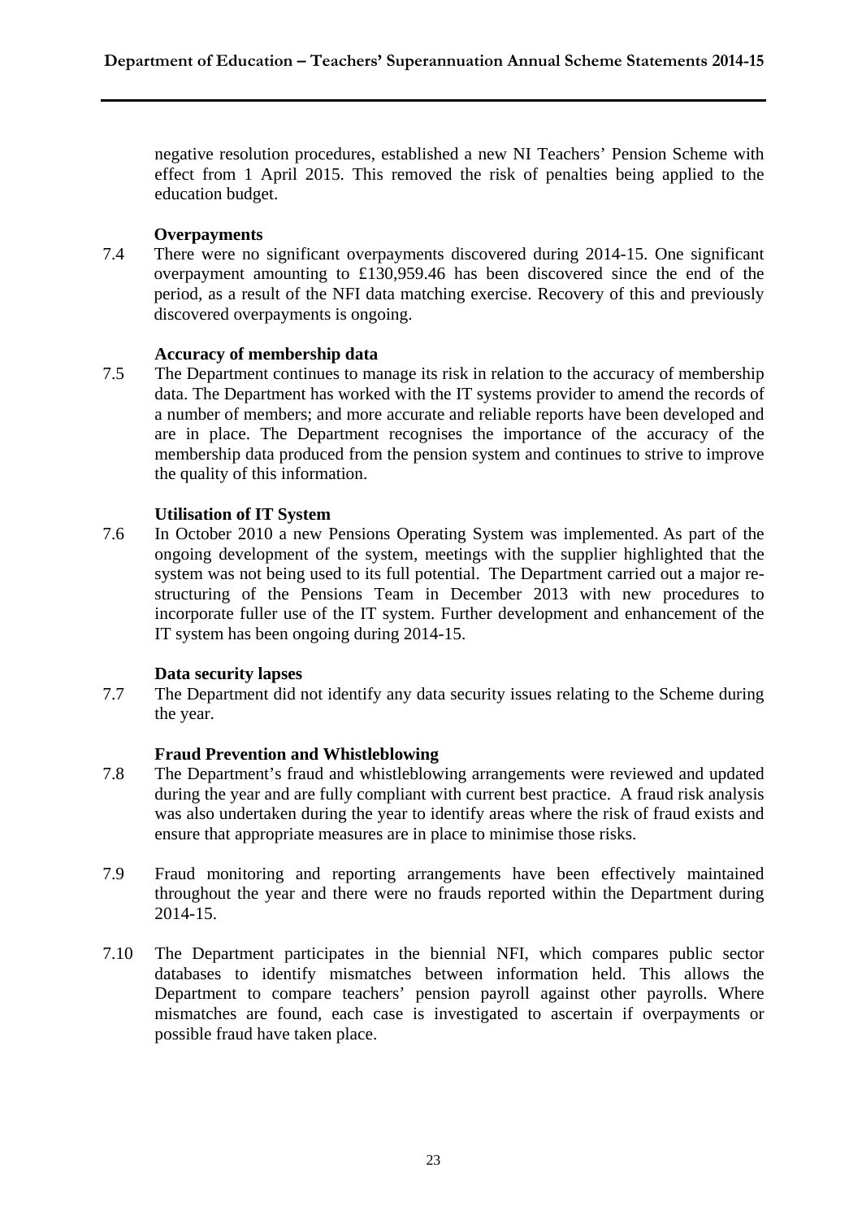negative resolution procedures, established a new NI Teachers' Pension Scheme with effect from 1 April 2015. This removed the risk of penalties being applied to the education budget.

**Overpayments**

7.4 There were no significant overpayments discovered during 2014-15. One significant overpayment amounting to £130,959.46 has been discovered since the end of the period, as a result of the NFI data matching exercise. Recovery of this and previously discovered overpayments is ongoing.

**Accuracy of membership data**

7.5 The Department continues to manage its risk in relation to the accuracy of membership data. The Department has worked with the IT systems provider to amend the records of a number of members; and more accurate and reliable reports have been developed and are in place. The Department recognises the importance of the accuracy of the membership data produced from the pension system and continues to strive to improve the quality of this information.

**Utilisation of IT System**

7.6 In October 2010 a new Pensions Operating System was implemented. As part of the ongoing development of the system, meetings with the supplier highlighted that the system was not being used to its full potential. The Department carried out a major re-structuring of the Pensions Team in December 2013 with new procedures to incorporate fuller use of the IT system. Further development and enhancement of the IT system has been ongoing during 2014-15.

**Data security lapses**

7.7 The Department did not identify any data security issues relating to the Scheme during the year.

**Fraud Prevention and Whistleblowing**

7.8 The Department's fraud and whistleblowing arrangements were reviewed and updated during the year and are fully compliant with current best practice. A fraud risk analysis was also undertaken during the year to identify areas where the risk of fraud exists and ensure that appropriate measures are in place to minimise those risks.

7.9 Fraud monitoring and reporting arrangements have been effectively maintained throughout the year and there were no frauds reported within the Department during 2014-15.

7.10 The Department participates in the biennial NFI, which compares public sector databases to identify mismatches between information held. This allows the Department to compare teachers' pension payroll against other payrolls. Where mismatches are found, each case is investigated to ascertain if overpayments or possible fraud have taken place.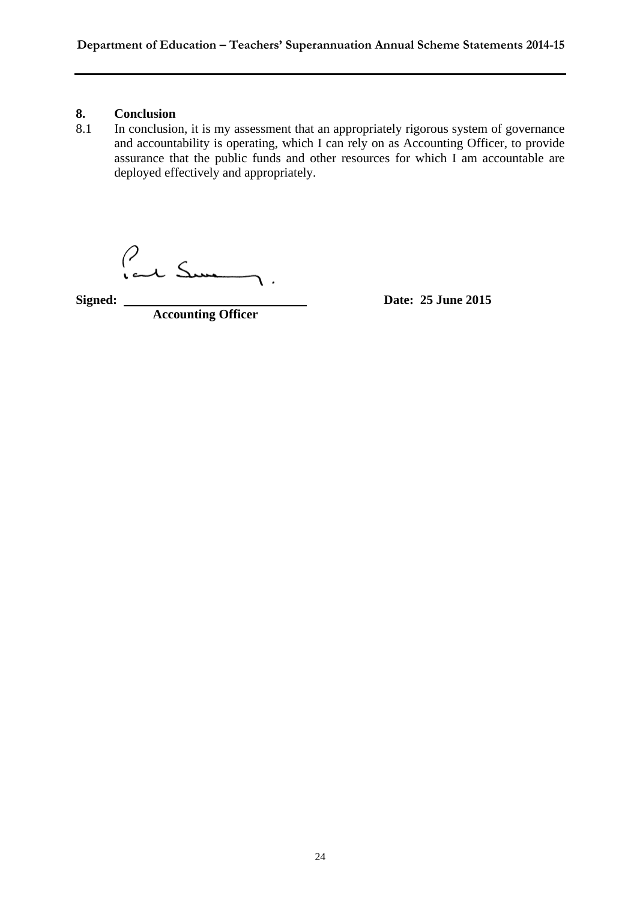## 8. Conclusion

8.1 In conclusion, it is my assessment that an appropriately rigorous system of governance and accountability is operating, which I can rely on as Accounting Officer, to provide assurance that the public funds and other resources for which I am accountable are deployed effectively and appropriately.

**Signed:** ____________________________ **Date: 25 June 2015**

**Accounting Officer**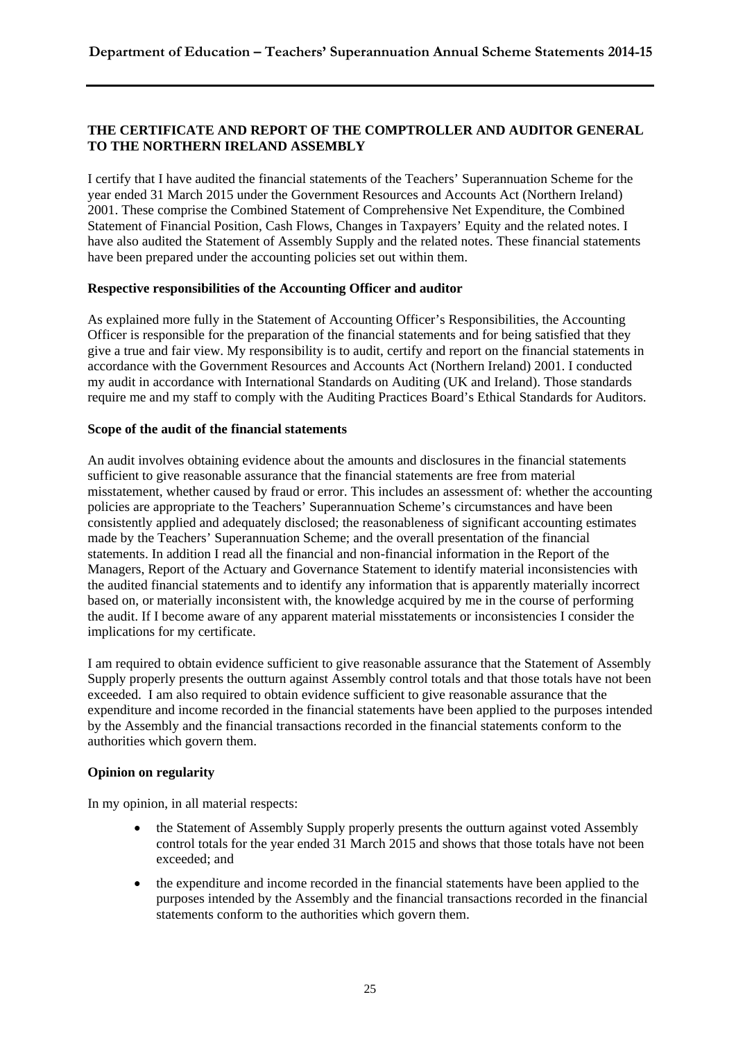## THE CERTIFICATE AND REPORT OF THE COMPTROLLER AND AUDITOR GENERAL TO THE NORTHERN IRELAND ASSEMBLY

I certify that I have audited the financial statements of the Teachers' Superannuation Scheme for the year ended 31 March 2015 under the Government Resources and Accounts Act (Northern Ireland) 2001. These comprise the Combined Statement of Comprehensive Net Expenditure, the Combined Statement of Financial Position, Cash Flows, Changes in Taxpayers' Equity and the related notes. I have also audited the Statement of Assembly Supply and the related notes. These financial statements have been prepared under the accounting policies set out within them.

### Respective responsibilities of the Accounting Officer and auditor

As explained more fully in the Statement of Accounting Officer's Responsibilities, the Accounting Officer is responsible for the preparation of the financial statements and for being satisfied that they give a true and fair view. My responsibility is to audit, certify and report on the financial statements in accordance with the Government Resources and Accounts Act (Northern Ireland) 2001. I conducted my audit in accordance with International Standards on Auditing (UK and Ireland). Those standards require me and my staff to comply with the Auditing Practices Board's Ethical Standards for Auditors.

### Scope of the audit of the financial statements

An audit involves obtaining evidence about the amounts and disclosures in the financial statements sufficient to give reasonable assurance that the financial statements are free from material misstatement, whether caused by fraud or error. This includes an assessment of: whether the accounting policies are appropriate to the Teachers' Superannuation Scheme's circumstances and have been consistently applied and adequately disclosed; the reasonableness of significant accounting estimates made by the Teachers' Superannuation Scheme; and the overall presentation of the financial statements. In addition I read all the financial and non-financial information in the Report of the Managers, Report of the Actuary and Governance Statement to identify material inconsistencies with the audited financial statements and to identify any information that is apparently materially incorrect based on, or materially inconsistent with, the knowledge acquired by me in the course of performing the audit. If I become aware of any apparent material misstatements or inconsistencies I consider the implications for my certificate.

I am required to obtain evidence sufficient to give reasonable assurance that the Statement of Assembly Supply properly presents the outturn against Assembly control totals and that those totals have not been exceeded. I am also required to obtain evidence sufficient to give reasonable assurance that the expenditure and income recorded in the financial statements have been applied to the purposes intended by the Assembly and the financial transactions recorded in the financial statements conform to the authorities which govern them.

### Opinion on regularity

In my opinion, in all material respects:

- the Statement of Assembly Supply properly presents the outturn against voted Assembly control totals for the year ended 31 March 2015 and shows that those totals have not been exceeded; and
- the expenditure and income recorded in the financial statements have been applied to the purposes intended by the Assembly and the financial transactions recorded in the financial statements conform to the authorities which govern them.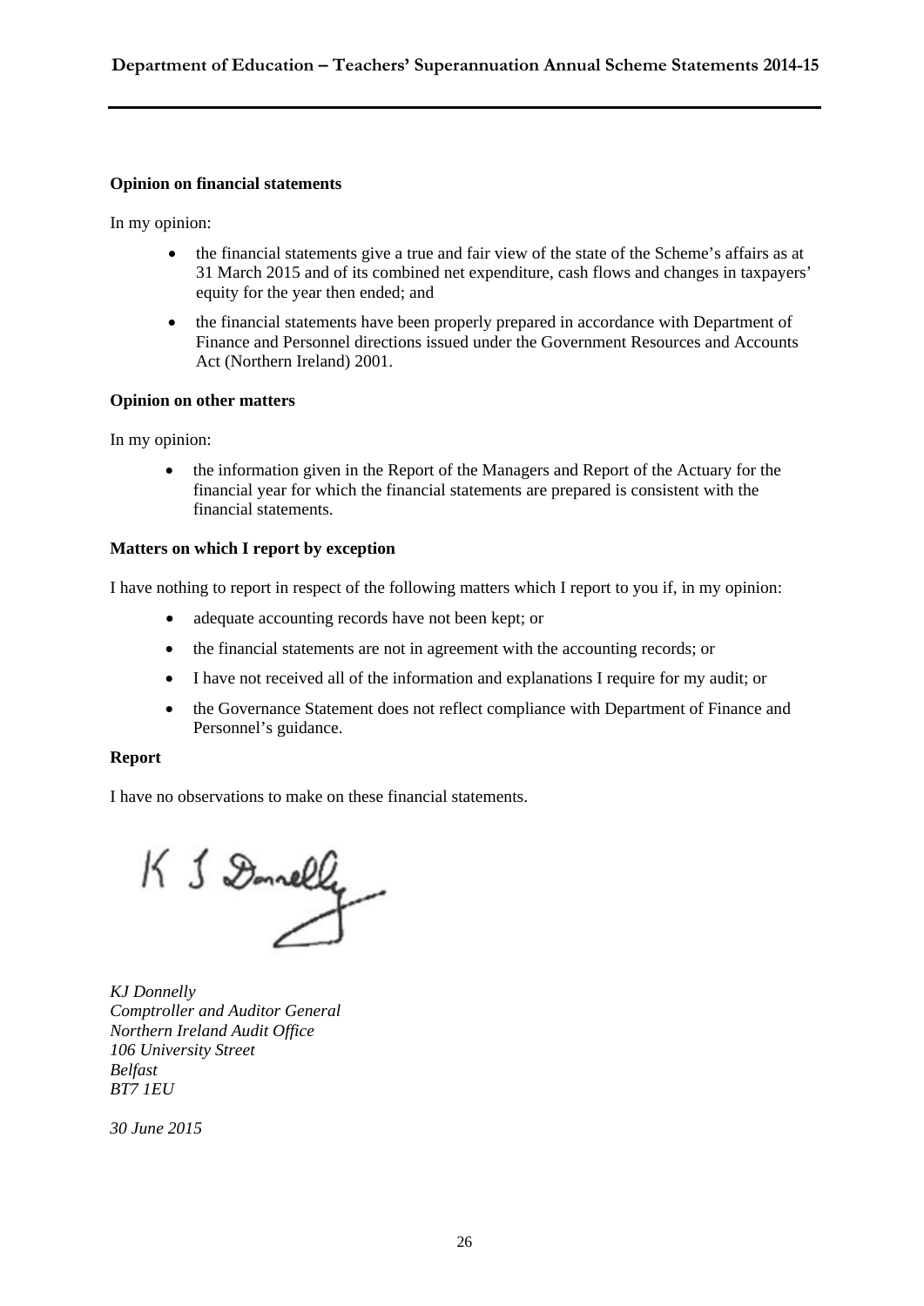**Opinion on financial statements**

In my opinion:

- the financial statements give a true and fair view of the state of the Scheme's affairs as at 31 March 2015 and of its combined net expenditure, cash flows and changes in taxpayers' equity for the year then ended; and
- the financial statements have been properly prepared in accordance with Department of Finance and Personnel directions issued under the Government Resources and Accounts Act (Northern Ireland) 2001.

**Opinion on other matters**

In my opinion:

- the information given in the Report of the Managers and Report of the Actuary for the financial year for which the financial statements are prepared is consistent with the financial statements.

**Matters on which I report by exception**

I have nothing to report in respect of the following matters which I report to you if, in my opinion:

- adequate accounting records have not been kept; or
- the financial statements are not in agreement with the accounting records; or
- I have not received all of the information and explanations I require for my audit; or
- the Governance Statement does not reflect compliance with Department of Finance and Personnel's guidance.

**Report**

I have no observations to make on these financial statements.

*KJ Donnelly*
*Comptroller and Auditor General*
*Northern Ireland Audit Office*
*106 University Street*
*Belfast*
*BT7 1EU*

*30 June 2015*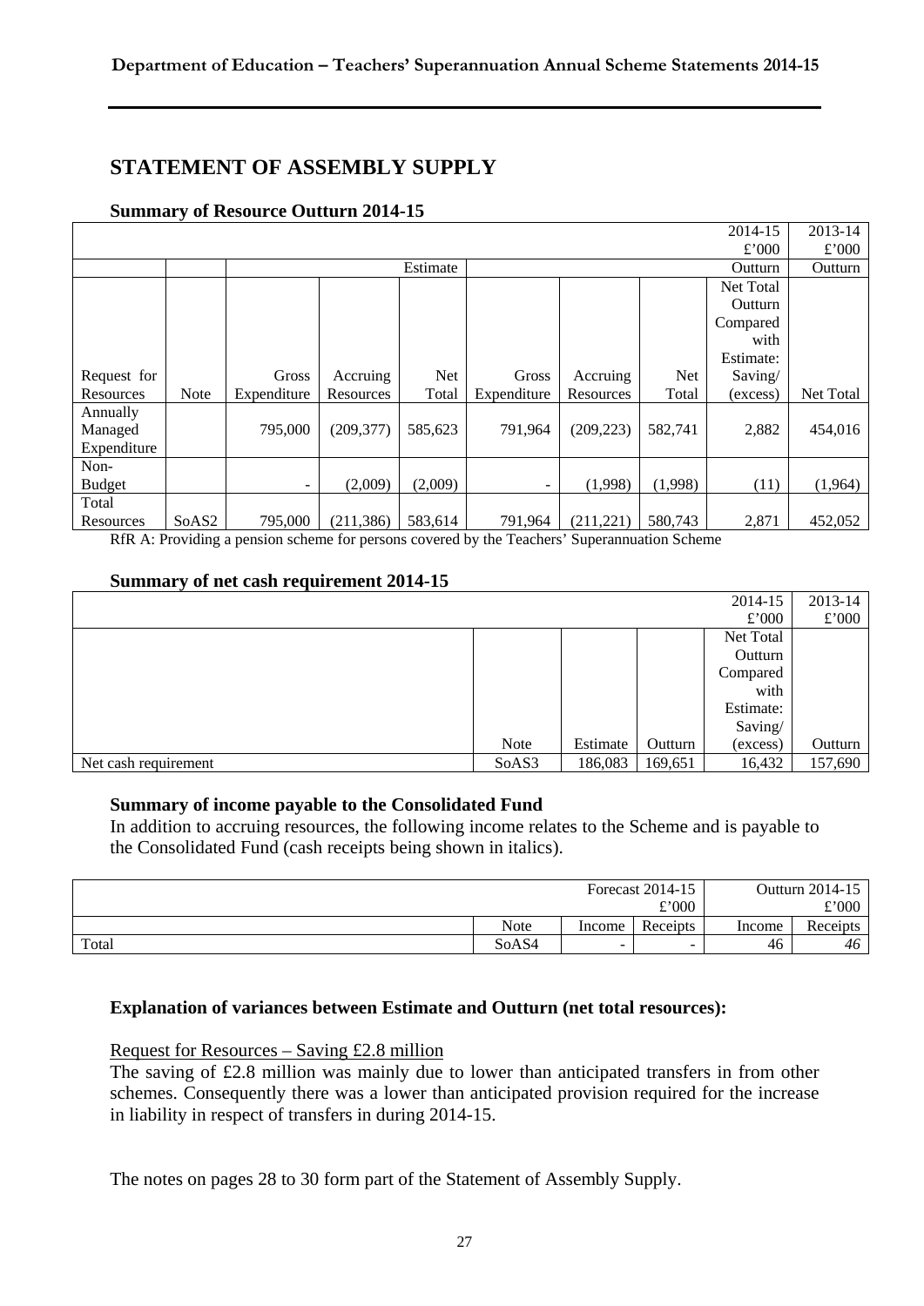# STATEMENT OF ASSEMBLY SUPPLY

### Summary of Resource Outturn 2014-15

| | | | | | | | | 2014-15 £'000 | 2013-14 £'000 |
|---|---|---|---|---|---|---|---|---|---|
| | | | | Estimate | | | | Outturn | Outturn |
| Request for Resources | Note | Gross Expenditure | Accruing Resources | Net Total | Gross Expenditure | Accruing Resources | Net Total | Net Total Outturn Compared with Estimate: Saving/ (excess) | Net Total |
| Annually Managed Expenditure | | 795,000 | (209,377) | 585,623 | 791,964 | (209,223) | 582,741 | 2,882 | 454,016 |
| Non-Budget | | - | (2,009) | (2,009) | - | (1,998) | (1,998) | (11) | (1,964) |
| Total Resources | SoAS2 | 795,000 | (211,386) | 583,614 | 791,964 | (211,221) | 580,743 | 2,871 | 452,052 |

RfR A: Providing a pension scheme for persons covered by the Teachers' Superannuation Scheme

### Summary of net cash requirement 2014-15

| | | | | 2014-15 £'000 | 2013-14 £'000 |
|---|---|---|---|---|---|
| | Note | Estimate | Outturn | Net Total Outturn Compared with Estimate: Saving/ (excess) | Outturn |
| Net cash requirement | SoAS3 | 186,083 | 169,651 | 16,432 | 157,690 |

### Summary of income payable to the Consolidated Fund

In addition to accruing resources, the following income relates to the Scheme and is payable to the Consolidated Fund (cash receipts being shown in italics).

| | | Forecast 2014-15 £'000 | | Outturn 2014-15 £'000 | |
|---|---|---|---|---|---|
| | Note | Income | Receipts | Income | Receipts |
| Total | SoAS4 | - | - | 46 | *46* |

### Explanation of variances between Estimate and Outturn (net total resources):

Request for Resources – Saving £2.8 million

The saving of £2.8 million was mainly due to lower than anticipated transfers in from other schemes. Consequently there was a lower than anticipated provision required for the increase in liability in respect of transfers in during 2014-15.

The notes on pages 28 to 30 form part of the Statement of Assembly Supply.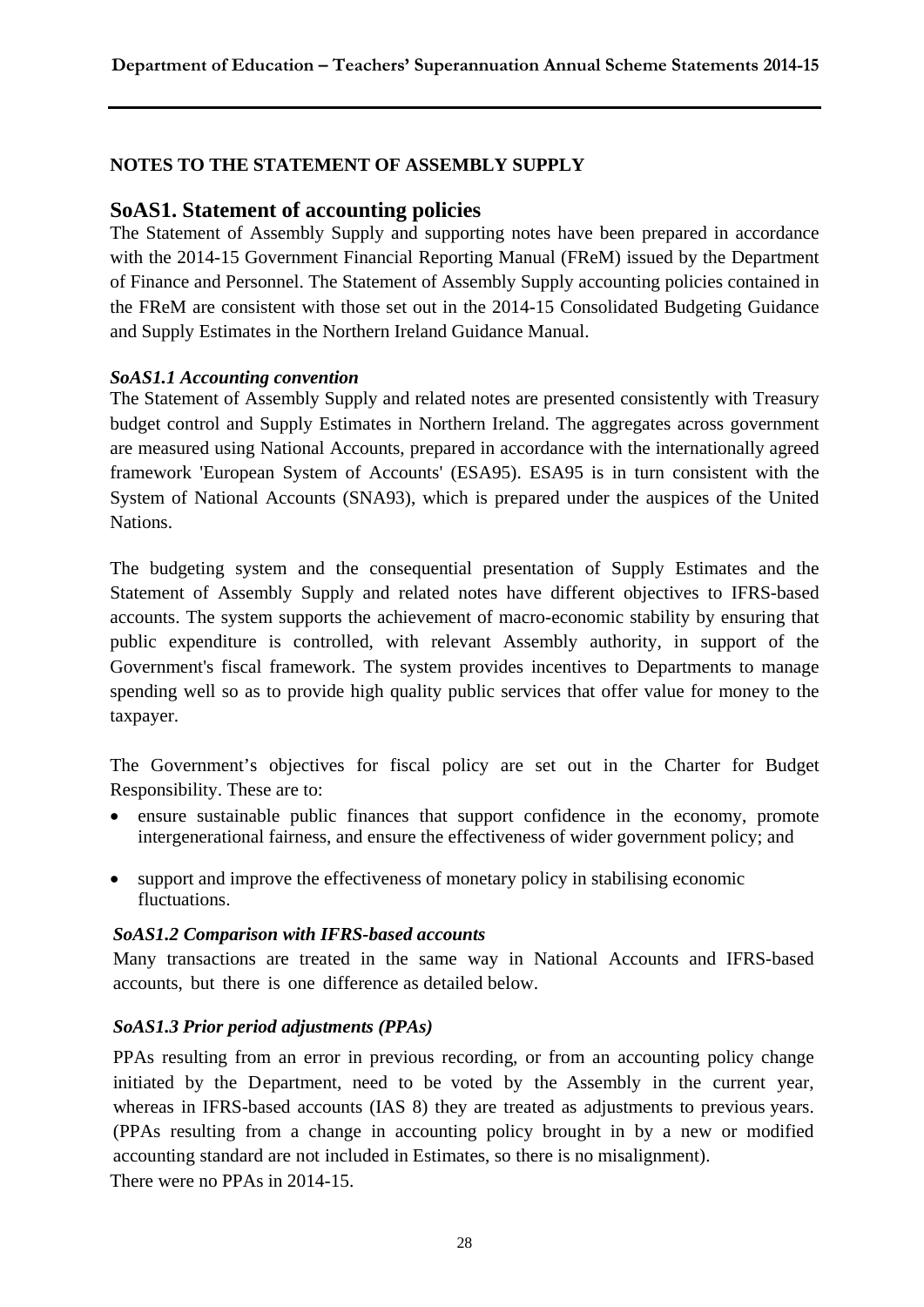## NOTES TO THE STATEMENT OF ASSEMBLY SUPPLY

## SoAS1. Statement of accounting policies

The Statement of Assembly Supply and supporting notes have been prepared in accordance with the 2014-15 Government Financial Reporting Manual (FReM) issued by the Department of Finance and Personnel. The Statement of Assembly Supply accounting policies contained in the FReM are consistent with those set out in the 2014-15 Consolidated Budgeting Guidance and Supply Estimates in the Northern Ireland Guidance Manual.

### *SoAS1.1 Accounting convention*

The Statement of Assembly Supply and related notes are presented consistently with Treasury budget control and Supply Estimates in Northern Ireland. The aggregates across government are measured using National Accounts, prepared in accordance with the internationally agreed framework 'European System of Accounts' (ESA95). ESA95 is in turn consistent with the System of National Accounts (SNA93), which is prepared under the auspices of the United Nations.

The budgeting system and the consequential presentation of Supply Estimates and the Statement of Assembly Supply and related notes have different objectives to IFRS-based accounts. The system supports the achievement of macro-economic stability by ensuring that public expenditure is controlled, with relevant Assembly authority, in support of the Government's fiscal framework. The system provides incentives to Departments to manage spending well so as to provide high quality public services that offer value for money to the taxpayer.

The Government's objectives for fiscal policy are set out in the Charter for Budget Responsibility. These are to:

- ensure sustainable public finances that support confidence in the economy, promote intergenerational fairness, and ensure the effectiveness of wider government policy; and
- support and improve the effectiveness of monetary policy in stabilising economic fluctuations.

### *SoAS1.2 Comparison with IFRS-based accounts*

Many transactions are treated in the same way in National Accounts and IFRS-based accounts, but there is one difference as detailed below.

### *SoAS1.3 Prior period adjustments (PPAs)*

PPAs resulting from an error in previous recording, or from an accounting policy change initiated by the Department, need to be voted by the Assembly in the current year, whereas in IFRS-based accounts (IAS 8) they are treated as adjustments to previous years. (PPAs resulting from a change in accounting policy brought in by a new or modified accounting standard are not included in Estimates, so there is no misalignment).

There were no PPAs in 2014-15.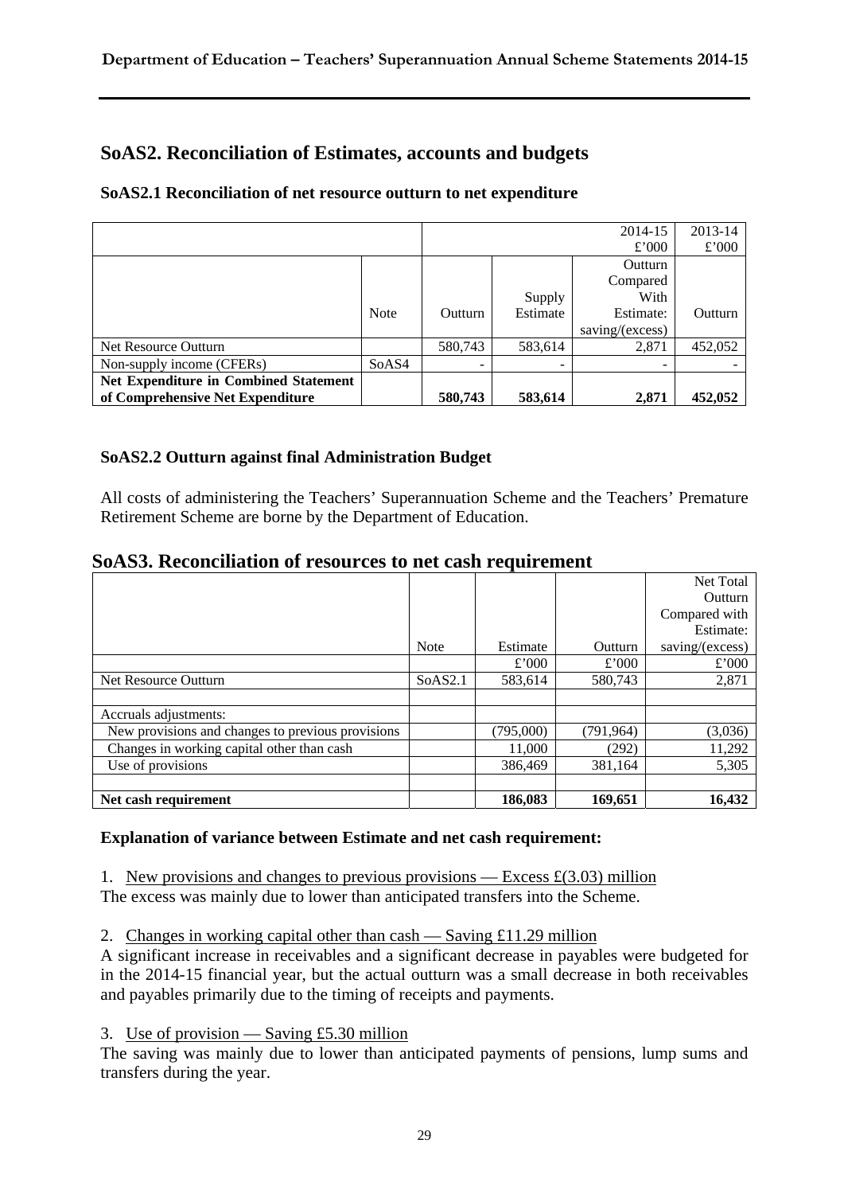## SoAS2. Reconciliation of Estimates, accounts and budgets

### SoAS2.1 Reconciliation of net resource outturn to net expenditure

| | | 2014-15 £'000 | | | 2013-14 £'000 |
|---|---|---|---|---|---|
| | Note | Outturn | Supply Estimate | Outturn Compared With Estimate: saving/(excess) | Outturn |
| Net Resource Outturn | | 580,743 | 583,614 | 2,871 | 452,052 |
| Non-supply income (CFERs) | SoAS4 | - | - | - | - |
| **Net Expenditure in Combined Statement of Comprehensive Net Expenditure** | | **580,743** | **583,614** | **2,871** | **452,052** |

### SoAS2.2 Outturn against final Administration Budget

All costs of administering the Teachers' Superannuation Scheme and the Teachers' Premature Retirement Scheme are borne by the Department of Education.

## SoAS3. Reconciliation of resources to net cash requirement

| | Note | Estimate | Outturn | Net Total Outturn Compared with Estimate: saving/(excess) |
|---|---|---|---|---|
| | | £'000 | £'000 | £'000 |
| Net Resource Outturn | SoAS2.1 | 583,614 | 580,743 | 2,871 |
| | | | | |
| Accruals adjustments: | | | | |
| New provisions and changes to previous provisions | | (795,000) | (791,964) | (3,036) |
| Changes in working capital other than cash | | 11,000 | (292) | 11,292 |
| Use of provisions | | 386,469 | 381,164 | 5,305 |
| | | | | |
| **Net cash requirement** | | **186,083** | **169,651** | **16,432** |

**Explanation of variance between Estimate and net cash requirement:**

1. New provisions and changes to previous provisions — Excess £(3.03) million

The excess was mainly due to lower than anticipated transfers into the Scheme.

2. Changes in working capital other than cash — Saving £11.29 million

A significant increase in receivables and a significant decrease in payables were budgeted for in the 2014-15 financial year, but the actual outturn was a small decrease in both receivables and payables primarily due to the timing of receipts and payments.

3. Use of provision — Saving £5.30 million

The saving was mainly due to lower than anticipated payments of pensions, lump sums and transfers during the year.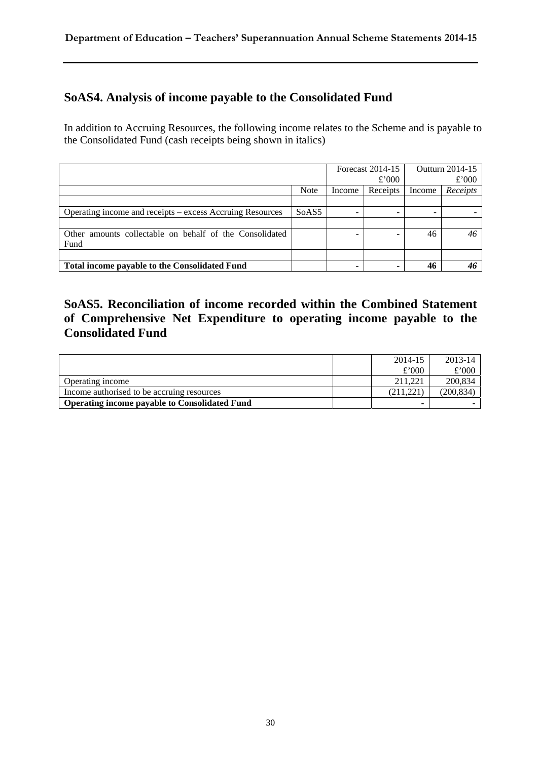## SoAS4. Analysis of income payable to the Consolidated Fund

In addition to Accruing Resources, the following income relates to the Scheme and is payable to the Consolidated Fund (cash receipts being shown in italics)

| | | Forecast 2014-15 £'000 | | Outturn 2014-15 £'000 | |
|---|---|---|---|---|---|
| | Note | Income | Receipts | Income | *Receipts* |
| | | | | | |
| Operating income and receipts – excess Accruing Resources | SoAS5 | - | - | - | - |
| | | | | | |
| Other amounts collectable on behalf of the Consolidated Fund | | - | - | 46 | *46* |
| | | | | | |
| **Total income payable to the Consolidated Fund** | | **-** | **-** | **46** | ***46*** |

## SoAS5. Reconciliation of income recorded within the Combined Statement of Comprehensive Net Expenditure to operating income payable to the Consolidated Fund

| | | 2014-15 £'000 | 2013-14 £'000 |
|---|---|---|---|
| Operating income | | 211,221 | 200,834 |
| Income authorised to be accruing resources | | (211,221) | (200,834) |
| **Operating income payable to Consolidated Fund** | | **-** | **-** |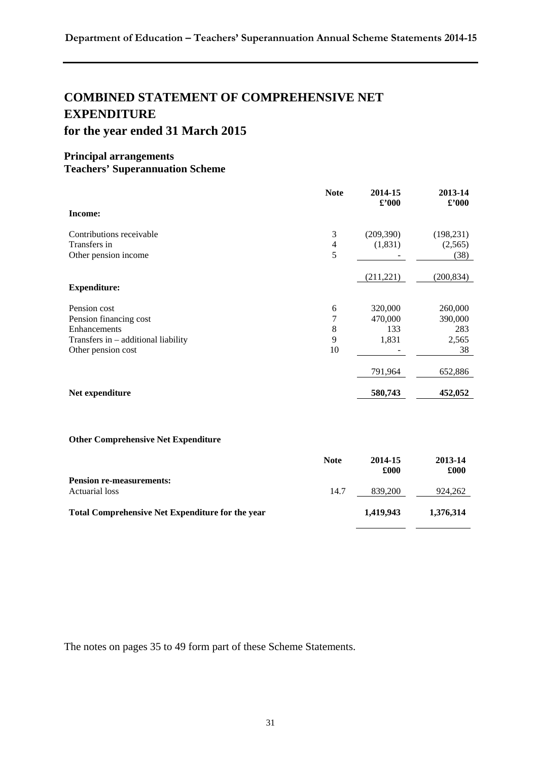# COMBINED STATEMENT OF COMPREHENSIVE NET EXPENDITURE for the year ended 31 March 2015

## Principal arrangements
## Teachers' Superannuation Scheme

| | Note | 2014-15 £'000 | 2013-14 £'000 |
|---|---|---|---|
| **Income:** | | | |
| Contributions receivable | 3 | (209,390) | (198,231) |
| Transfers in | 4 | (1,831) | (2,565) |
| Other pension income | 5 | - | (38) |
| | | (211,221) | (200,834) |
| **Expenditure:** | | | |
| Pension cost | 6 | 320,000 | 260,000 |
| Pension financing cost | 7 | 470,000 | 390,000 |
| Enhancements | 8 | 133 | 283 |
| Transfers in – additional liability | 9 | 1,831 | 2,565 |
| Other pension cost | 10 | - | 38 |
| | | 791,964 | 652,886 |
| **Net expenditure** | | **580,743** | **452,052** |

**Other Comprehensive Net Expenditure**

| | Note | 2014-15 £000 | 2013-14 £000 |
|---|---|---|---|
| **Pension re-measurements:** | | | |
| Actuarial loss | 14.7 | 839,200 | 924,262 |
| **Total Comprehensive Net Expenditure for the year** | | **1,419,943** | **1,376,314** |

The notes on pages 35 to 49 form part of these Scheme Statements.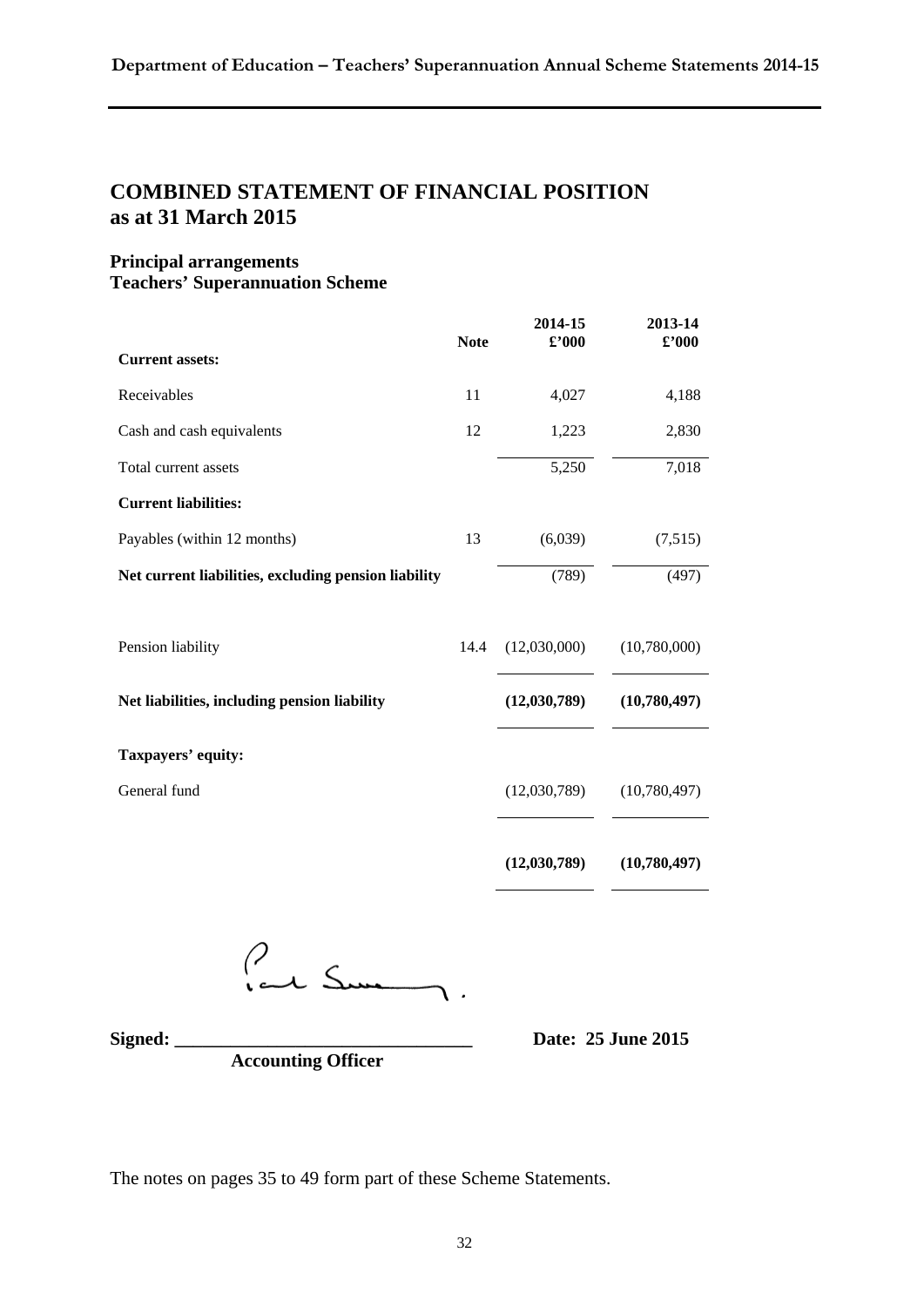# COMBINED STATEMENT OF FINANCIAL POSITION
# as at 31 March 2015

### Principal arrangements
### Teachers' Superannuation Scheme

| | Note | 2014-15 £'000 | 2013-14 £'000 |
|---|---|---|---|
| **Current assets:** | | | |
| Receivables | 11 | 4,027 | 4,188 |
| Cash and cash equivalents | 12 | 1,223 | 2,830 |
| Total current assets | | 5,250 | 7,018 |
| **Current liabilities:** | | | |
| Payables (within 12 months) | 13 | (6,039) | (7,515) |
| **Net current liabilities, excluding pension liability** | | (789) | (497) |
| Pension liability | 14.4 | (12,030,000) | (10,780,000) |
| **Net liabilities, including pension liability** | | **(12,030,789)** | **(10,780,497)** |
| **Taxpayers' equity:** | | | |
| General fund | | (12,030,789) | (10,780,497) |
| | | **(12,030,789)** | **(10,780,497)** |

**Signed:** ______________________________ **Date: 25 June 2015**

**Accounting Officer**

The notes on pages 35 to 49 form part of these Scheme Statements.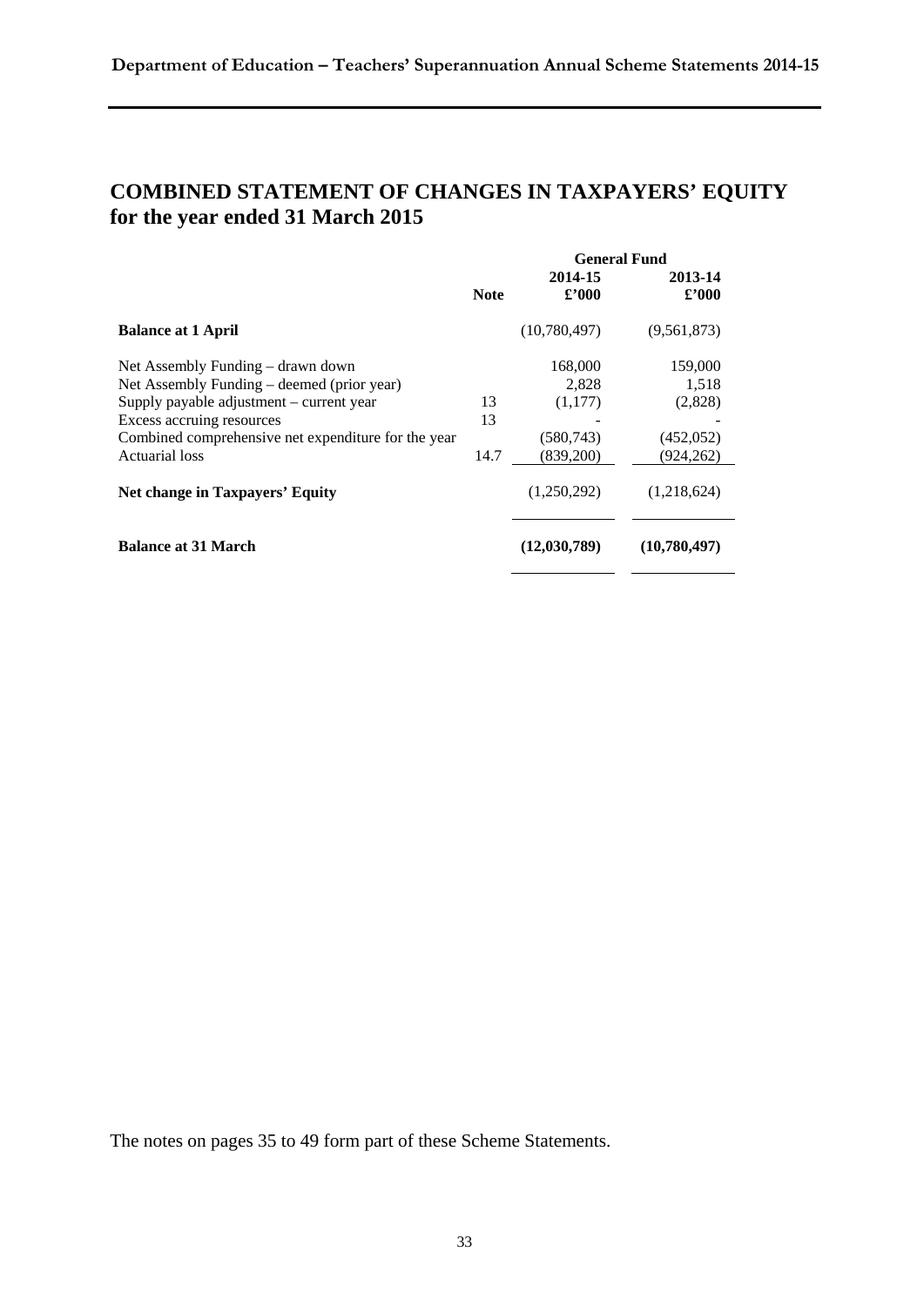# COMBINED STATEMENT OF CHANGES IN TAXPAYERS' EQUITY for the year ended 31 March 2015

| | Note | General Fund | |
|---|---|---|---|
| | | 2014-15 £'000 | 2013-14 £'000 |
| **Balance at 1 April** | | (10,780,497) | (9,561,873) |
| Net Assembly Funding – drawn down | | 168,000 | 159,000 |
| Net Assembly Funding – deemed (prior year) | | 2,828 | 1,518 |
| Supply payable adjustment – current year | 13 | (1,177) | (2,828) |
| Excess accruing resources | 13 | - | - |
| Combined comprehensive net expenditure for the year | | (580,743) | (452,052) |
| Actuarial loss | 14.7 | (839,200) | (924,262) |
| **Net change in Taxpayers' Equity** | | (1,250,292) | (1,218,624) |
| **Balance at 31 March** | | **(12,030,789)** | **(10,780,497)** |

The notes on pages 35 to 49 form part of these Scheme Statements.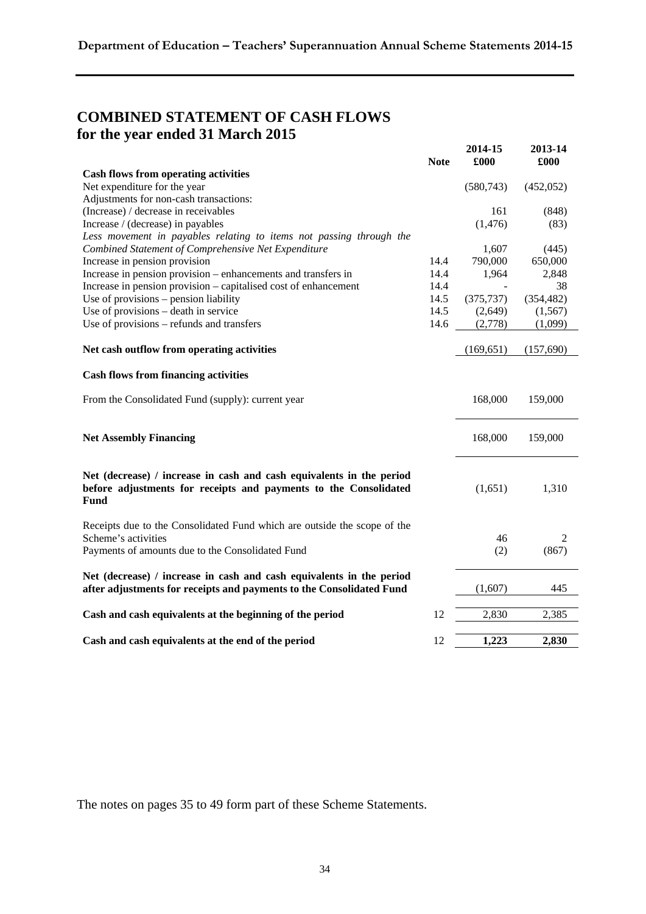# COMBINED STATEMENT OF CASH FLOWS for the year ended 31 March 2015

| | Note | 2014-15 £000 | 2013-14 £000 |
|---|---|---|---|
| **Cash flows from operating activities** | | | |
| Net expenditure for the year | | (580,743) | (452,052) |
| Adjustments for non-cash transactions: | | | |
| (Increase) / decrease in receivables | | 161 | (848) |
| Increase / (decrease) in payables | | (1,476) | (83) |
| *Less movement in payables relating to items not passing through the Combined Statement of Comprehensive Net Expenditure* | | 1,607 | (445) |
| Increase in pension provision | 14.4 | 790,000 | 650,000 |
| Increase in pension provision – enhancements and transfers in | 14.4 | 1,964 | 2,848 |
| Increase in pension provision – capitalised cost of enhancement | 14.4 | - | 38 |
| Use of provisions – pension liability | 14.5 | (375,737) | (354,482) |
| Use of provisions – death in service | 14.5 | (2,649) | (1,567) |
| Use of provisions – refunds and transfers | 14.6 | (2,778) | (1,099) |
| **Net cash outflow from operating activities** | | (169,651) | (157,690) |
| **Cash flows from financing activities** | | | |
| From the Consolidated Fund (supply): current year | | 168,000 | 159,000 |
| **Net Assembly Financing** | | 168,000 | 159,000 |
| **Net (decrease) / increase in cash and cash equivalents in the period before adjustments for receipts and payments to the Consolidated Fund** | | (1,651) | 1,310 |
| Receipts due to the Consolidated Fund which are outside the scope of the Scheme's activities | | 46 | 2 |
| Payments of amounts due to the Consolidated Fund | | (2) | (867) |
| **Net (decrease) / increase in cash and cash equivalents in the period after adjustments for receipts and payments to the Consolidated Fund** | | (1,607) | 445 |
| **Cash and cash equivalents at the beginning of the period** | 12 | 2,830 | 2,385 |
| **Cash and cash equivalents at the end of the period** | 12 | **1,223** | **2,830** |

The notes on pages 35 to 49 form part of these Scheme Statements.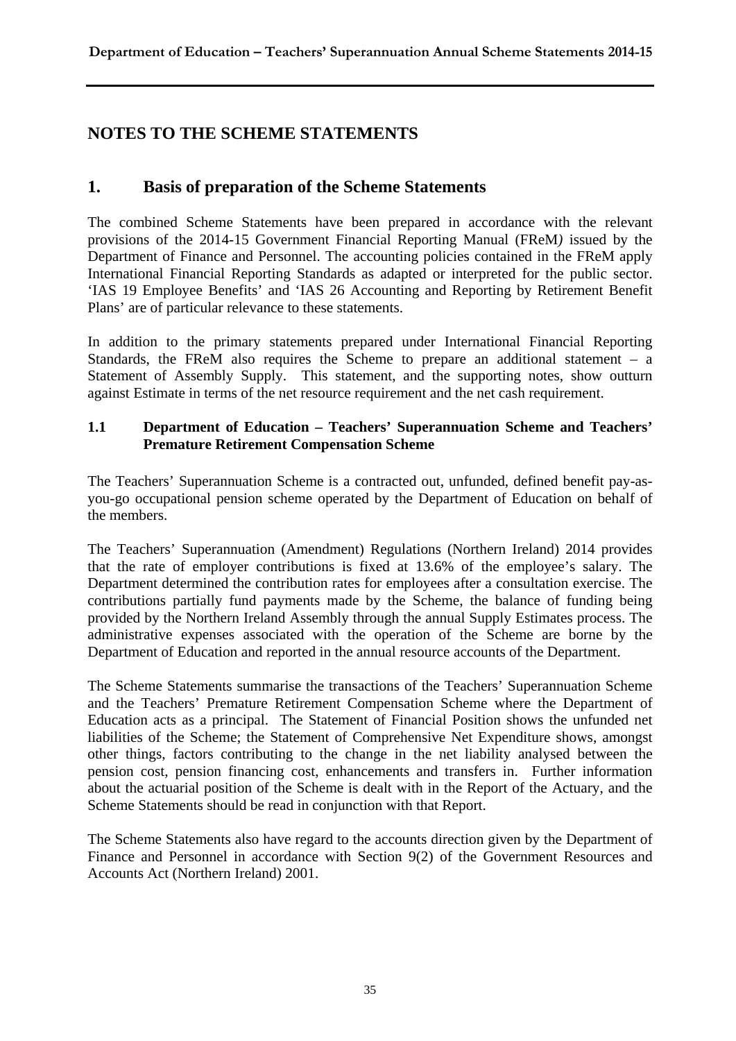# NOTES TO THE SCHEME STATEMENTS

## 1. Basis of preparation of the Scheme Statements

The combined Scheme Statements have been prepared in accordance with the relevant provisions of the 2014-15 Government Financial Reporting Manual (FReM*)* issued by the Department of Finance and Personnel. The accounting policies contained in the FReM apply International Financial Reporting Standards as adapted or interpreted for the public sector. 'IAS 19 Employee Benefits' and 'IAS 26 Accounting and Reporting by Retirement Benefit Plans' are of particular relevance to these statements.

In addition to the primary statements prepared under International Financial Reporting Standards, the FReM also requires the Scheme to prepare an additional statement – a Statement of Assembly Supply. This statement, and the supporting notes, show outturn against Estimate in terms of the net resource requirement and the net cash requirement.

### 1.1 Department of Education – Teachers' Superannuation Scheme and Teachers' Premature Retirement Compensation Scheme

The Teachers' Superannuation Scheme is a contracted out, unfunded, defined benefit pay-as-you-go occupational pension scheme operated by the Department of Education on behalf of the members.

The Teachers' Superannuation (Amendment) Regulations (Northern Ireland) 2014 provides that the rate of employer contributions is fixed at 13.6% of the employee's salary. The Department determined the contribution rates for employees after a consultation exercise. The contributions partially fund payments made by the Scheme, the balance of funding being provided by the Northern Ireland Assembly through the annual Supply Estimates process. The administrative expenses associated with the operation of the Scheme are borne by the Department of Education and reported in the annual resource accounts of the Department.

The Scheme Statements summarise the transactions of the Teachers' Superannuation Scheme and the Teachers' Premature Retirement Compensation Scheme where the Department of Education acts as a principal. The Statement of Financial Position shows the unfunded net liabilities of the Scheme; the Statement of Comprehensive Net Expenditure shows, amongst other things, factors contributing to the change in the net liability analysed between the pension cost, pension financing cost, enhancements and transfers in. Further information about the actuarial position of the Scheme is dealt with in the Report of the Actuary, and the Scheme Statements should be read in conjunction with that Report.

The Scheme Statements also have regard to the accounts direction given by the Department of Finance and Personnel in accordance with Section 9(2) of the Government Resources and Accounts Act (Northern Ireland) 2001.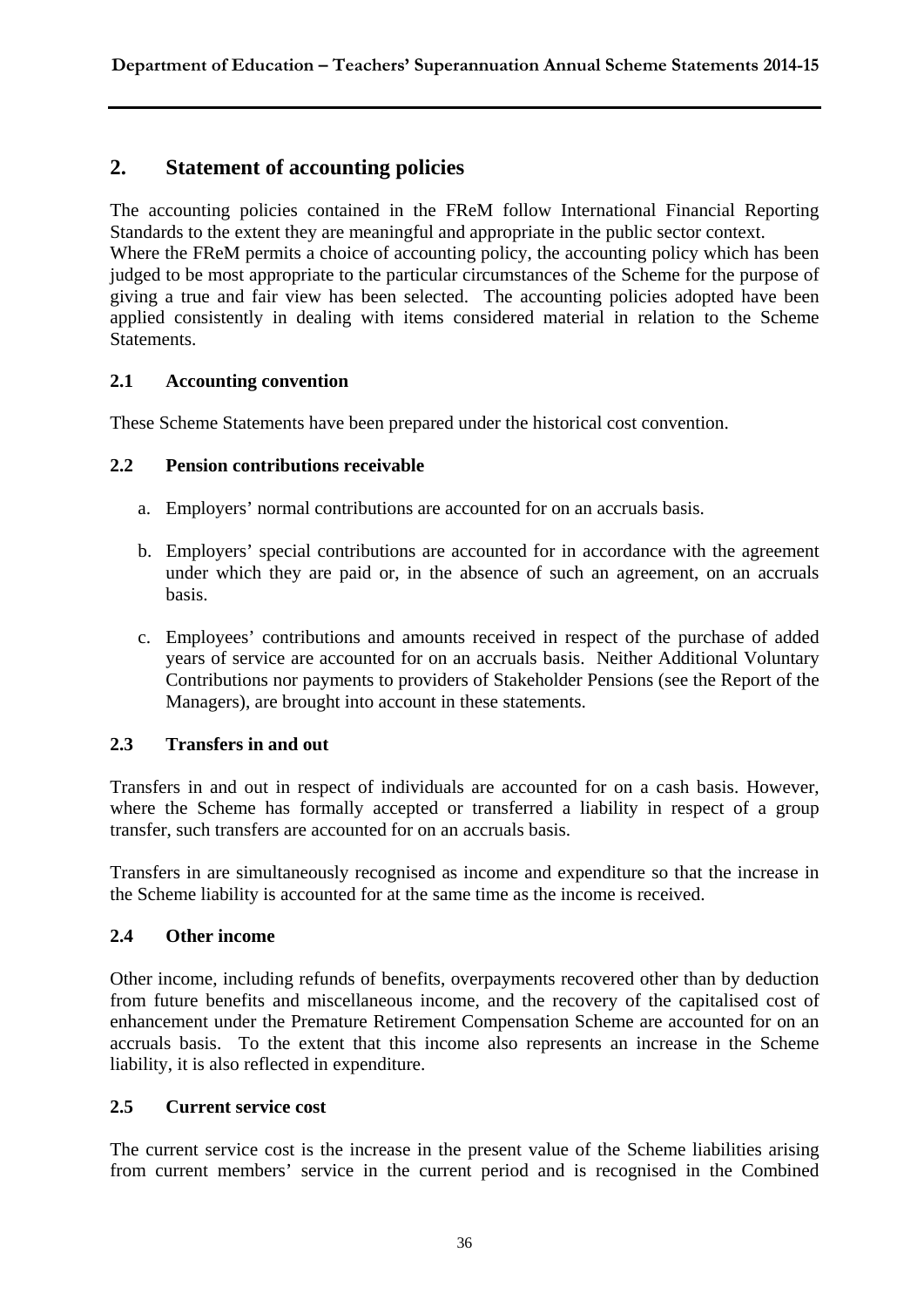## 2. Statement of accounting policies

The accounting policies contained in the FReM follow International Financial Reporting Standards to the extent they are meaningful and appropriate in the public sector context. Where the FReM permits a choice of accounting policy, the accounting policy which has been judged to be most appropriate to the particular circumstances of the Scheme for the purpose of giving a true and fair view has been selected. The accounting policies adopted have been applied consistently in dealing with items considered material in relation to the Scheme Statements.

### 2.1 Accounting convention

These Scheme Statements have been prepared under the historical cost convention.

### 2.2 Pension contributions receivable

a. Employers' normal contributions are accounted for on an accruals basis.

b. Employers' special contributions are accounted for in accordance with the agreement under which they are paid or, in the absence of such an agreement, on an accruals basis.

c. Employees' contributions and amounts received in respect of the purchase of added years of service are accounted for on an accruals basis. Neither Additional Voluntary Contributions nor payments to providers of Stakeholder Pensions (see the Report of the Managers), are brought into account in these statements.

### 2.3 Transfers in and out

Transfers in and out in respect of individuals are accounted for on a cash basis. However, where the Scheme has formally accepted or transferred a liability in respect of a group transfer, such transfers are accounted for on an accruals basis.

Transfers in are simultaneously recognised as income and expenditure so that the increase in the Scheme liability is accounted for at the same time as the income is received.

### 2.4 Other income

Other income, including refunds of benefits, overpayments recovered other than by deduction from future benefits and miscellaneous income, and the recovery of the capitalised cost of enhancement under the Premature Retirement Compensation Scheme are accounted for on an accruals basis. To the extent that this income also represents an increase in the Scheme liability, it is also reflected in expenditure.

### 2.5 Current service cost

The current service cost is the increase in the present value of the Scheme liabilities arising from current members' service in the current period and is recognised in the Combined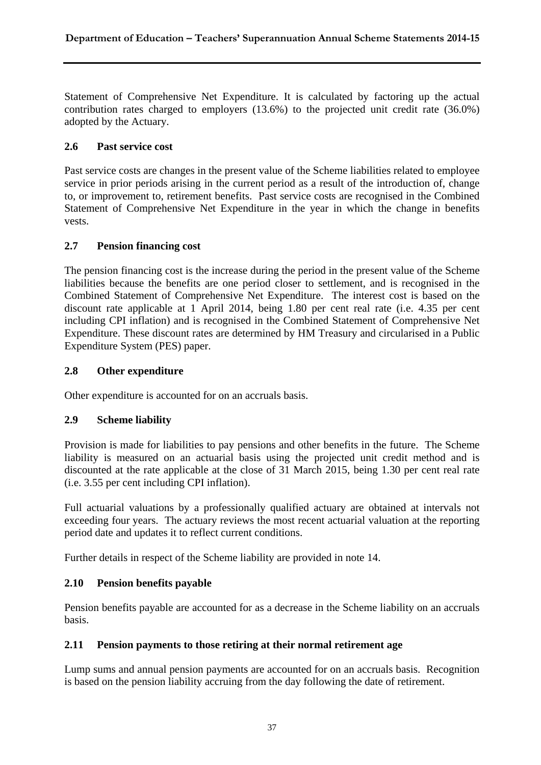Statement of Comprehensive Net Expenditure. It is calculated by factoring up the actual contribution rates charged to employers (13.6%) to the projected unit credit rate (36.0%) adopted by the Actuary.

### 2.6 Past service cost

Past service costs are changes in the present value of the Scheme liabilities related to employee service in prior periods arising in the current period as a result of the introduction of, change to, or improvement to, retirement benefits. Past service costs are recognised in the Combined Statement of Comprehensive Net Expenditure in the year in which the change in benefits vests.

### 2.7 Pension financing cost

The pension financing cost is the increase during the period in the present value of the Scheme liabilities because the benefits are one period closer to settlement, and is recognised in the Combined Statement of Comprehensive Net Expenditure. The interest cost is based on the discount rate applicable at 1 April 2014, being 1.80 per cent real rate (i.e. 4.35 per cent including CPI inflation) and is recognised in the Combined Statement of Comprehensive Net Expenditure. These discount rates are determined by HM Treasury and circularised in a Public Expenditure System (PES) paper.

### 2.8 Other expenditure

Other expenditure is accounted for on an accruals basis.

### 2.9 Scheme liability

Provision is made for liabilities to pay pensions and other benefits in the future. The Scheme liability is measured on an actuarial basis using the projected unit credit method and is discounted at the rate applicable at the close of 31 March 2015, being 1.30 per cent real rate (i.e. 3.55 per cent including CPI inflation).

Full actuarial valuations by a professionally qualified actuary are obtained at intervals not exceeding four years. The actuary reviews the most recent actuarial valuation at the reporting period date and updates it to reflect current conditions.

Further details in respect of the Scheme liability are provided in note 14.

### 2.10 Pension benefits payable

Pension benefits payable are accounted for as a decrease in the Scheme liability on an accruals basis.

### 2.11 Pension payments to those retiring at their normal retirement age

Lump sums and annual pension payments are accounted for on an accruals basis. Recognition is based on the pension liability accruing from the day following the date of retirement.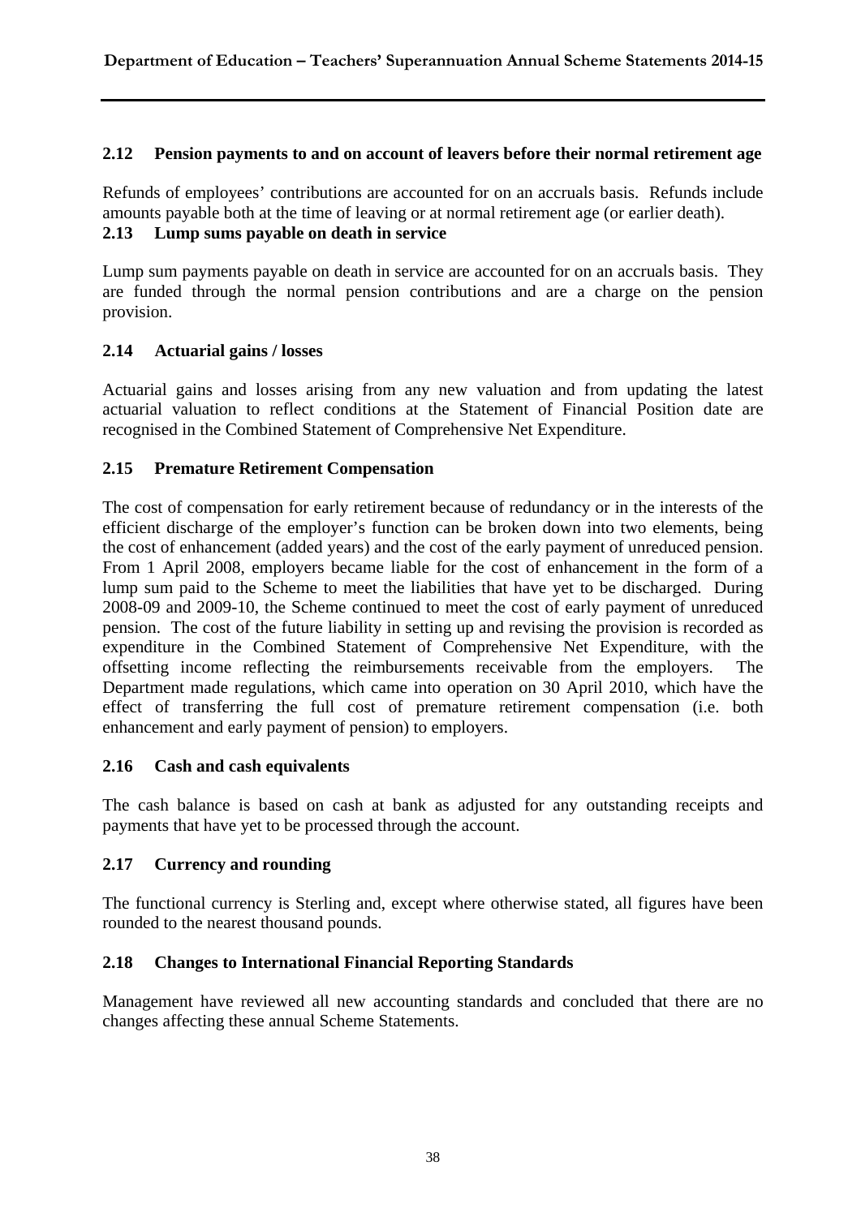### 2.12 Pension payments to and on account of leavers before their normal retirement age

Refunds of employees' contributions are accounted for on an accruals basis. Refunds include amounts payable both at the time of leaving or at normal retirement age (or earlier death).

### 2.13 Lump sums payable on death in service

Lump sum payments payable on death in service are accounted for on an accruals basis. They are funded through the normal pension contributions and are a charge on the pension provision.

### 2.14 Actuarial gains / losses

Actuarial gains and losses arising from any new valuation and from updating the latest actuarial valuation to reflect conditions at the Statement of Financial Position date are recognised in the Combined Statement of Comprehensive Net Expenditure.

### 2.15 Premature Retirement Compensation

The cost of compensation for early retirement because of redundancy or in the interests of the efficient discharge of the employer's function can be broken down into two elements, being the cost of enhancement (added years) and the cost of the early payment of unreduced pension. From 1 April 2008, employers became liable for the cost of enhancement in the form of a lump sum paid to the Scheme to meet the liabilities that have yet to be discharged. During 2008-09 and 2009-10, the Scheme continued to meet the cost of early payment of unreduced pension. The cost of the future liability in setting up and revising the provision is recorded as expenditure in the Combined Statement of Comprehensive Net Expenditure, with the offsetting income reflecting the reimbursements receivable from the employers. The Department made regulations, which came into operation on 30 April 2010, which have the effect of transferring the full cost of premature retirement compensation (i.e. both enhancement and early payment of pension) to employers.

### 2.16 Cash and cash equivalents

The cash balance is based on cash at bank as adjusted for any outstanding receipts and payments that have yet to be processed through the account.

### 2.17 Currency and rounding

The functional currency is Sterling and, except where otherwise stated, all figures have been rounded to the nearest thousand pounds.

### 2.18 Changes to International Financial Reporting Standards

Management have reviewed all new accounting standards and concluded that there are no changes affecting these annual Scheme Statements.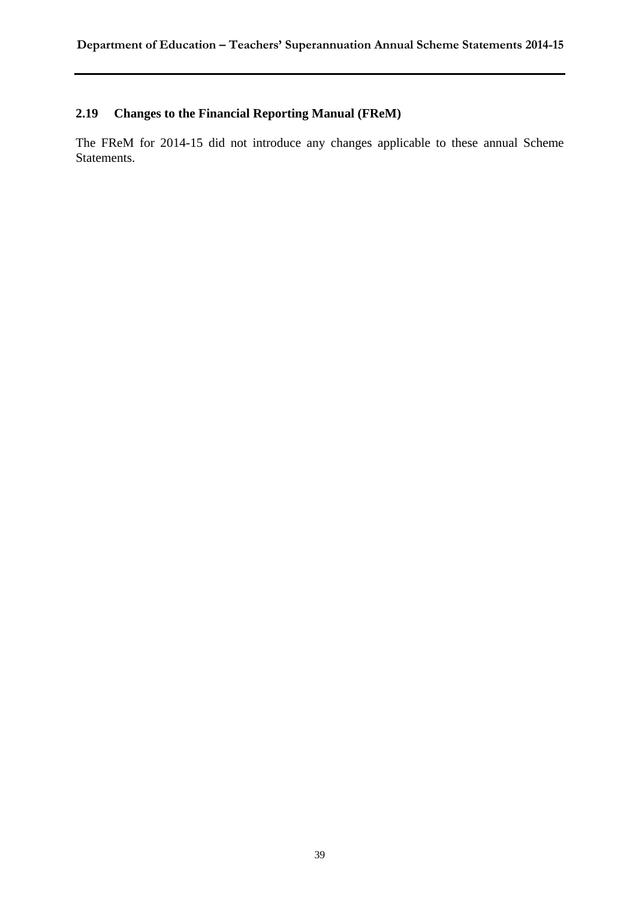## 2.19 Changes to the Financial Reporting Manual (FReM)

The FReM for 2014-15 did not introduce any changes applicable to these annual Scheme Statements.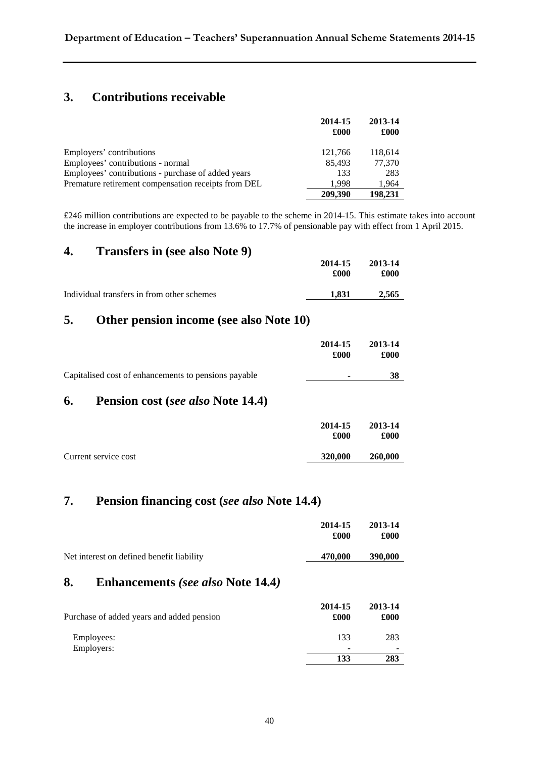## 3. Contributions receivable

| | 2014-15 £000 | 2013-14 £000 |
|---|---|---|
| Employers' contributions | 121,766 | 118,614 |
| Employees' contributions - normal | 85,493 | 77,370 |
| Employees' contributions - purchase of added years | 133 | 283 |
| Premature retirement compensation receipts from DEL | 1,998 | 1,964 |
| | **209,390** | **198,231** |

£246 million contributions are expected to be payable to the scheme in 2014-15. This estimate takes into account the increase in employer contributions from 13.6% to 17.7% of pensionable pay with effect from 1 April 2015.

## 4. Transfers in (see also Note 9)

| | 2014-15 £000 | 2013-14 £000 |
|---|---|---|
| Individual transfers in from other schemes | **1,831** | **2,565** |

## 5. Other pension income (see also Note 10)

| | 2014-15 £000 | 2013-14 £000 |
|---|---|---|
| Capitalised cost of enhancements to pensions payable | **-** | **38** |

## 6. Pension cost (*see also* Note 14.4)

| | 2014-15 £000 | 2013-14 £000 |
|---|---|---|
| Current service cost | **320,000** | **260,000** |

## 7. Pension financing cost (*see also* Note 14.4)

| | 2014-15 £000 | 2013-14 £000 |
|---|---|---|
| Net interest on defined benefit liability | **470,000** | **390,000** |

## 8. Enhancements *(see also* Note 14.4*)*

| Purchase of added years and added pension | 2014-15 £000 | 2013-14 £000 |
|---|---|---|
| Employees: | 133 | 283 |
| Employers: | - | - |
| | **133** | **283** |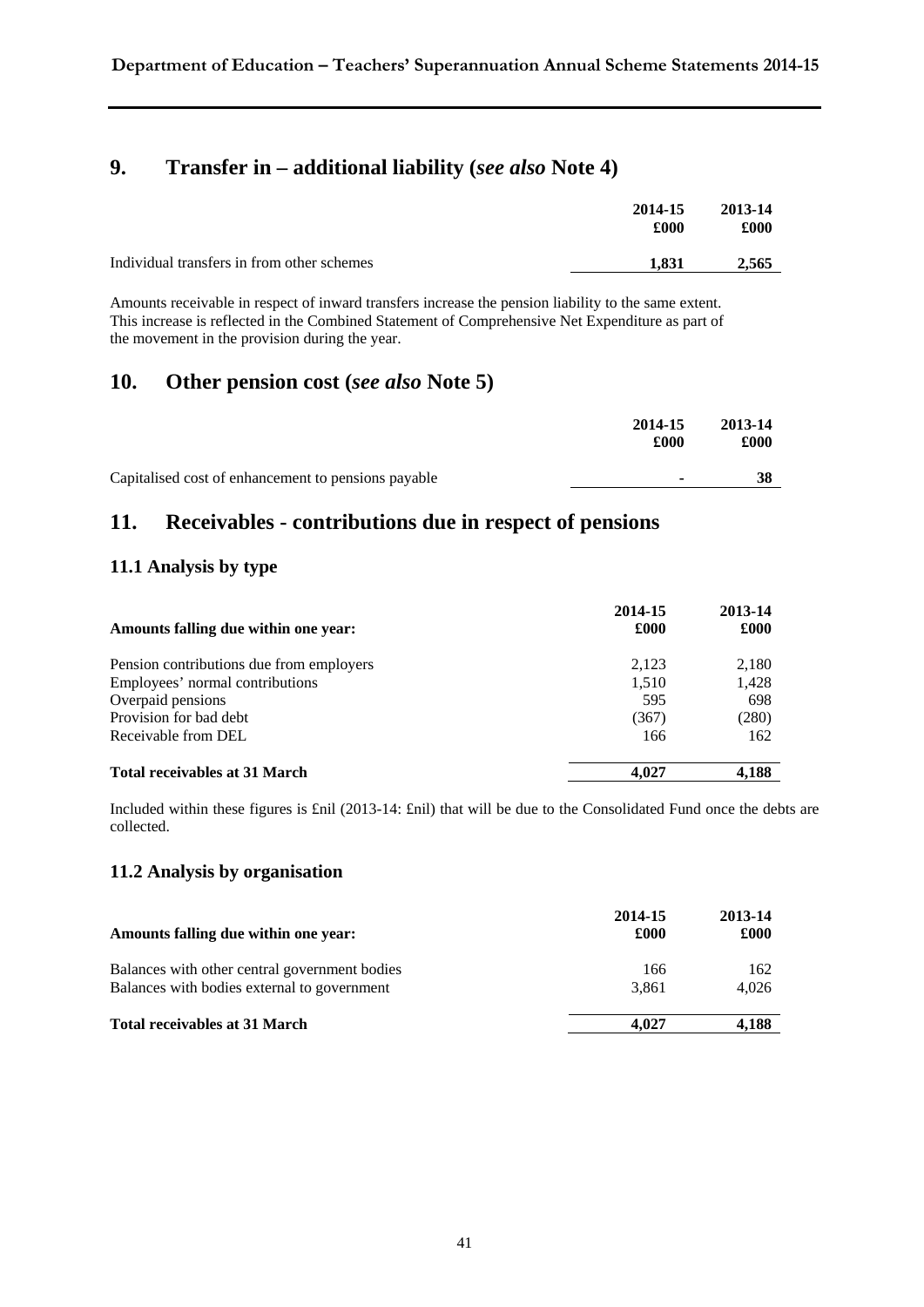## 9. Transfer in – additional liability (*see also* Note 4)

| | 2014-15 £000 | 2013-14 £000 |
|---|---|---|
| Individual transfers in from other schemes | **1,831** | **2,565** |

Amounts receivable in respect of inward transfers increase the pension liability to the same extent. This increase is reflected in the Combined Statement of Comprehensive Net Expenditure as part of the movement in the provision during the year.

## 10. Other pension cost (*see also* Note 5)

| | 2014-15 £000 | 2013-14 £000 |
|---|---|---|
| Capitalised cost of enhancement to pensions payable | **-** | **38** |

## 11. Receivables - contributions due in respect of pensions

### 11.1 Analysis by type

| Amounts falling due within one year: | 2014-15 £000 | 2013-14 £000 |
|---|---|---|
| Pension contributions due from employers | 2,123 | 2,180 |
| Employees' normal contributions | 1,510 | 1,428 |
| Overpaid pensions | 595 | 698 |
| Provision for bad debt | (367) | (280) |
| Receivable from DEL | 166 | 162 |
| **Total receivables at 31 March** | **4,027** | **4,188** |

Included within these figures is £nil (2013-14: £nil) that will be due to the Consolidated Fund once the debts are collected.

### 11.2 Analysis by organisation

| Amounts falling due within one year: | 2014-15 £000 | 2013-14 £000 |
|---|---|---|
| Balances with other central government bodies | 166 | 162 |
| Balances with bodies external to government | 3,861 | 4,026 |
| **Total receivables at 31 March** | **4,027** | **4,188** |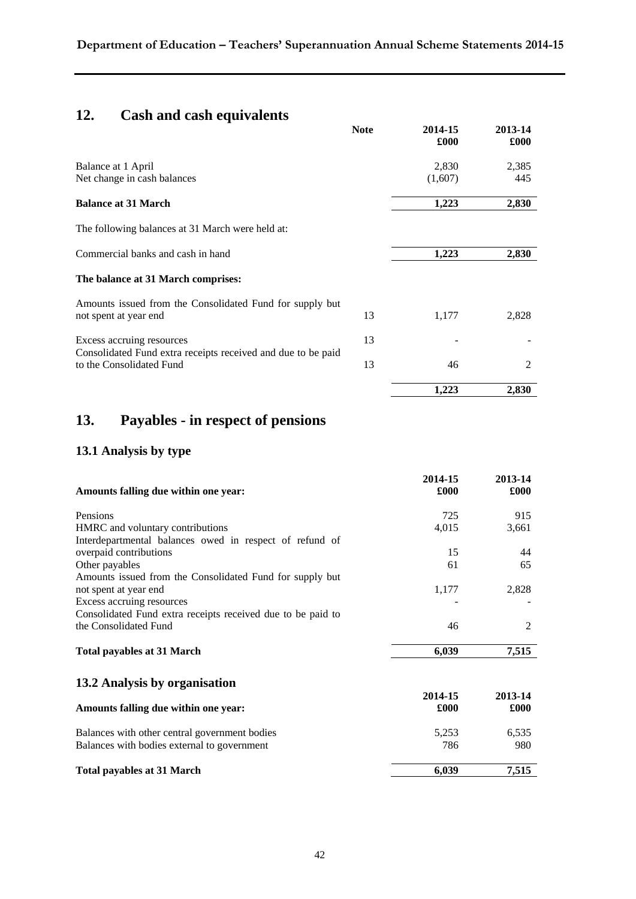## 12. Cash and cash equivalents

| | Note | 2014-15 £000 | 2013-14 £000 |
|---|---|---|---|
| Balance at 1 April | | 2,830 | 2,385 |
| Net change in cash balances | | (1,607) | 445 |
| **Balance at 31 March** | | **1,223** | **2,830** |
| The following balances at 31 March were held at: | | | |
| Commercial banks and cash in hand | | **1,223** | **2,830** |
| **The balance at 31 March comprises:** | | | |
| Amounts issued from the Consolidated Fund for supply but not spent at year end | 13 | 1,177 | 2,828 |
| Excess accruing resources | 13 | - | - |
| Consolidated Fund extra receipts received and due to be paid to the Consolidated Fund | 13 | 46 | 2 |
| | | **1,223** | **2,830** |

## 13. Payables - in respect of pensions

### 13.1 Analysis by type

| Amounts falling due within one year: | 2014-15 £000 | 2013-14 £000 |
|---|---|---|
| Pensions | 725 | 915 |
| HMRC and voluntary contributions | 4,015 | 3,661 |
| Interdepartmental balances owed in respect of refund of overpaid contributions | 15 | 44 |
| Other payables | 61 | 65 |
| Amounts issued from the Consolidated Fund for supply but not spent at year end | 1,177 | 2,828 |
| Excess accruing resources | - | - |
| Consolidated Fund extra receipts received due to be paid to the Consolidated Fund | 46 | 2 |
| **Total payables at 31 March** | **6,039** | **7,515** |

### 13.2 Analysis by organisation

| Amounts falling due within one year: | 2014-15 £000 | 2013-14 £000 |
|---|---|---|
| Balances with other central government bodies | 5,253 | 6,535 |
| Balances with bodies external to government | 786 | 980 |
| **Total payables at 31 March** | **6,039** | **7,515** |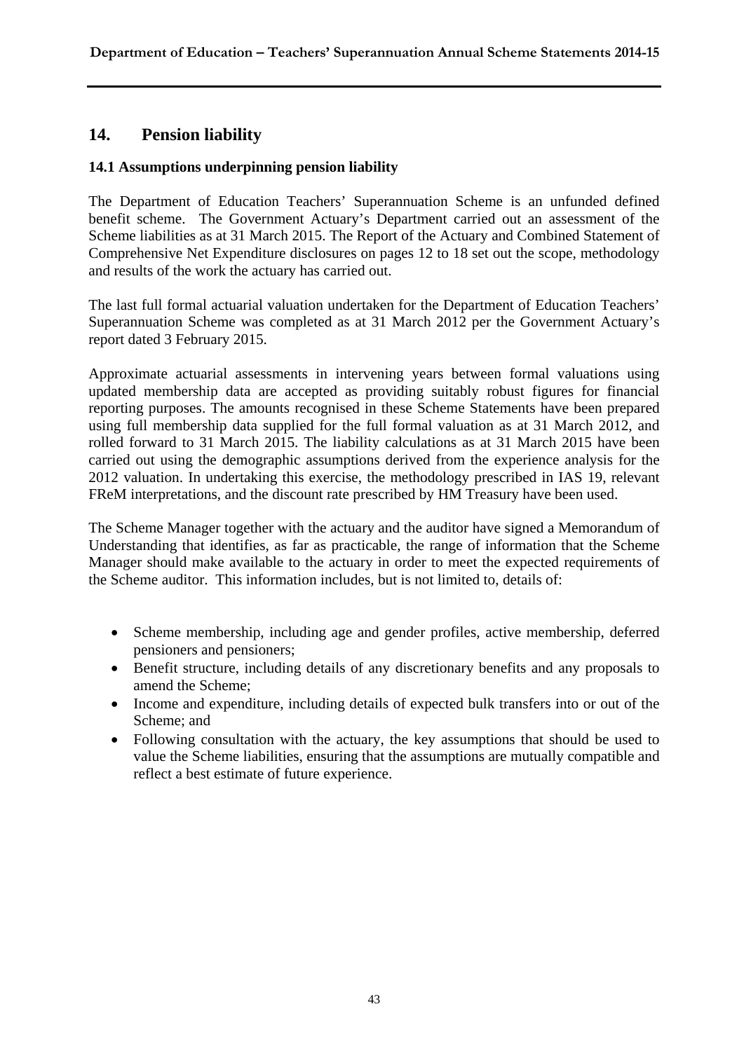## 14. Pension liability

### 14.1 Assumptions underpinning pension liability

The Department of Education Teachers' Superannuation Scheme is an unfunded defined benefit scheme. The Government Actuary's Department carried out an assessment of the Scheme liabilities as at 31 March 2015. The Report of the Actuary and Combined Statement of Comprehensive Net Expenditure disclosures on pages 12 to 18 set out the scope, methodology and results of the work the actuary has carried out.

The last full formal actuarial valuation undertaken for the Department of Education Teachers' Superannuation Scheme was completed as at 31 March 2012 per the Government Actuary's report dated 3 February 2015.

Approximate actuarial assessments in intervening years between formal valuations using updated membership data are accepted as providing suitably robust figures for financial reporting purposes. The amounts recognised in these Scheme Statements have been prepared using full membership data supplied for the full formal valuation as at 31 March 2012, and rolled forward to 31 March 2015. The liability calculations as at 31 March 2015 have been carried out using the demographic assumptions derived from the experience analysis for the 2012 valuation. In undertaking this exercise, the methodology prescribed in IAS 19, relevant FReM interpretations, and the discount rate prescribed by HM Treasury have been used.

The Scheme Manager together with the actuary and the auditor have signed a Memorandum of Understanding that identifies, as far as practicable, the range of information that the Scheme Manager should make available to the actuary in order to meet the expected requirements of the Scheme auditor. This information includes, but is not limited to, details of:

- Scheme membership, including age and gender profiles, active membership, deferred pensioners and pensioners;
- Benefit structure, including details of any discretionary benefits and any proposals to amend the Scheme;
- Income and expenditure, including details of expected bulk transfers into or out of the Scheme; and
- Following consultation with the actuary, the key assumptions that should be used to value the Scheme liabilities, ensuring that the assumptions are mutually compatible and reflect a best estimate of future experience.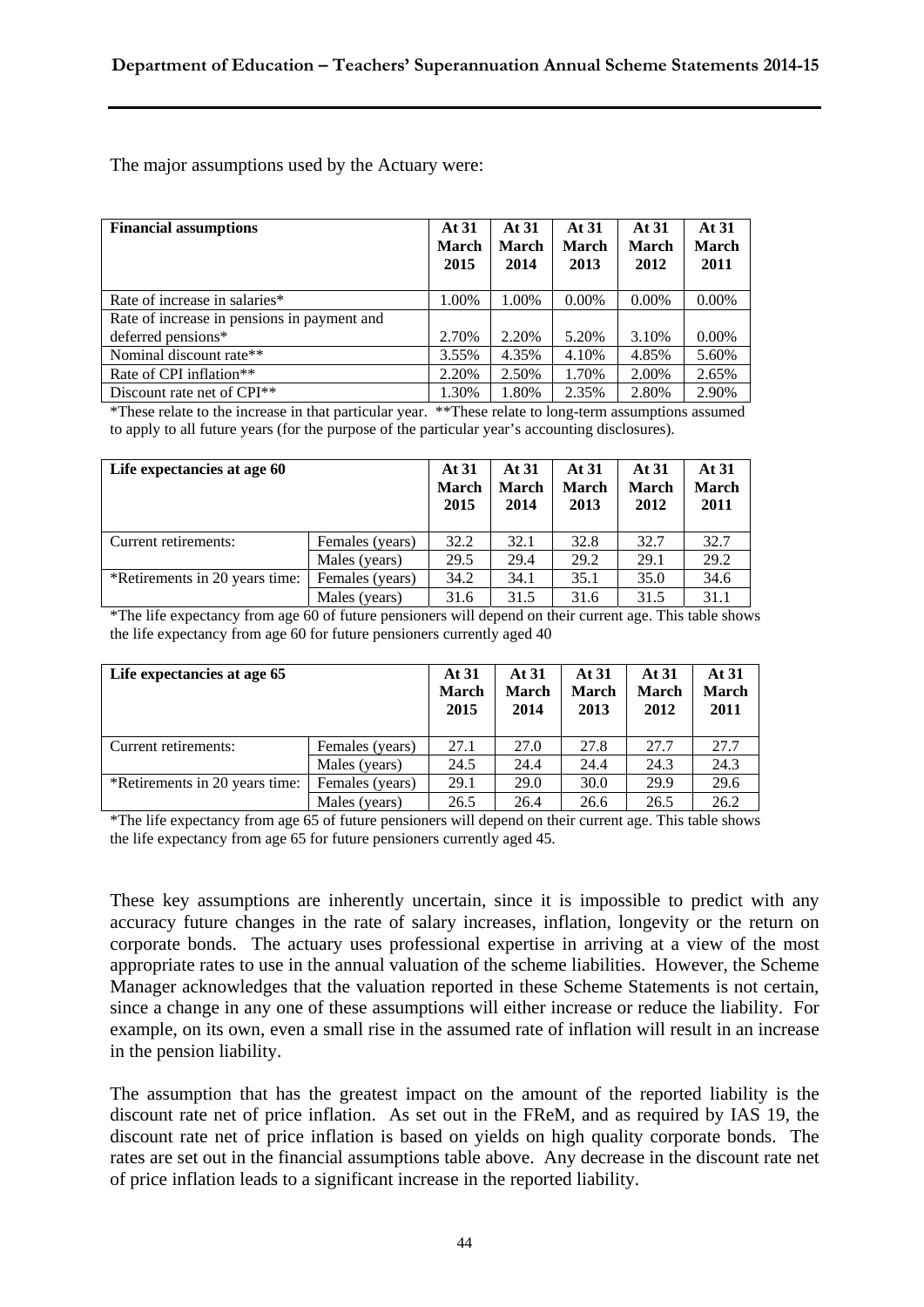The major assumptions used by the Actuary were:

| Financial assumptions | At 31 March 2015 | At 31 March 2014 | At 31 March 2013 | At 31 March 2012 | At 31 March 2011 |
|---|---|---|---|---|---|
| Rate of increase in salaries* | 1.00% | 1.00% | 0.00% | 0.00% | 0.00% |
| Rate of increase in pensions in payment and deferred pensions* | 2.70% | 2.20% | 5.20% | 3.10% | 0.00% |
| Nominal discount rate** | 3.55% | 4.35% | 4.10% | 4.85% | 5.60% |
| Rate of CPI inflation** | 2.20% | 2.50% | 1.70% | 2.00% | 2.65% |
| Discount rate net of CPI** | 1.30% | 1.80% | 2.35% | 2.80% | 2.90% |

*These relate to the increase in that particular year. **These relate to long-term assumptions assumed to apply to all future years (for the purpose of the particular year's accounting disclosures).

| Life expectancies at age 60 | | At 31 March 2015 | At 31 March 2014 | At 31 March 2013 | At 31 March 2012 | At 31 March 2011 |
|---|---|---|---|---|---|---|
| Current retirements: | Females (years) | 32.2 | 32.1 | 32.8 | 32.7 | 32.7 |
| | Males (years) | 29.5 | 29.4 | 29.2 | 29.1 | 29.2 |
| *Retirements in 20 years time: | Females (years) | 34.2 | 34.1 | 35.1 | 35.0 | 34.6 |
| | Males (years) | 31.6 | 31.5 | 31.6 | 31.5 | 31.1 |

*The life expectancy from age 60 of future pensioners will depend on their current age. This table shows the life expectancy from age 60 for future pensioners currently aged 40

| Life expectancies at age 65 | | At 31 March 2015 | At 31 March 2014 | At 31 March 2013 | At 31 March 2012 | At 31 March 2011 |
|---|---|---|---|---|---|---|
| Current retirements: | Females (years) | 27.1 | 27.0 | 27.8 | 27.7 | 27.7 |
| | Males (years) | 24.5 | 24.4 | 24.4 | 24.3 | 24.3 |
| *Retirements in 20 years time: | Females (years) | 29.1 | 29.0 | 30.0 | 29.9 | 29.6 |
| | Males (years) | 26.5 | 26.4 | 26.6 | 26.5 | 26.2 |

*The life expectancy from age 65 of future pensioners will depend on their current age. This table shows the life expectancy from age 65 for future pensioners currently aged 45.

These key assumptions are inherently uncertain, since it is impossible to predict with any accuracy future changes in the rate of salary increases, inflation, longevity or the return on corporate bonds. The actuary uses professional expertise in arriving at a view of the most appropriate rates to use in the annual valuation of the scheme liabilities. However, the Scheme Manager acknowledges that the valuation reported in these Scheme Statements is not certain, since a change in any one of these assumptions will either increase or reduce the liability. For example, on its own, even a small rise in the assumed rate of inflation will result in an increase in the pension liability.

The assumption that has the greatest impact on the amount of the reported liability is the discount rate net of price inflation. As set out in the FReM, and as required by IAS 19, the discount rate net of price inflation is based on yields on high quality corporate bonds. The rates are set out in the financial assumptions table above. Any decrease in the discount rate net of price inflation leads to a significant increase in the reported liability.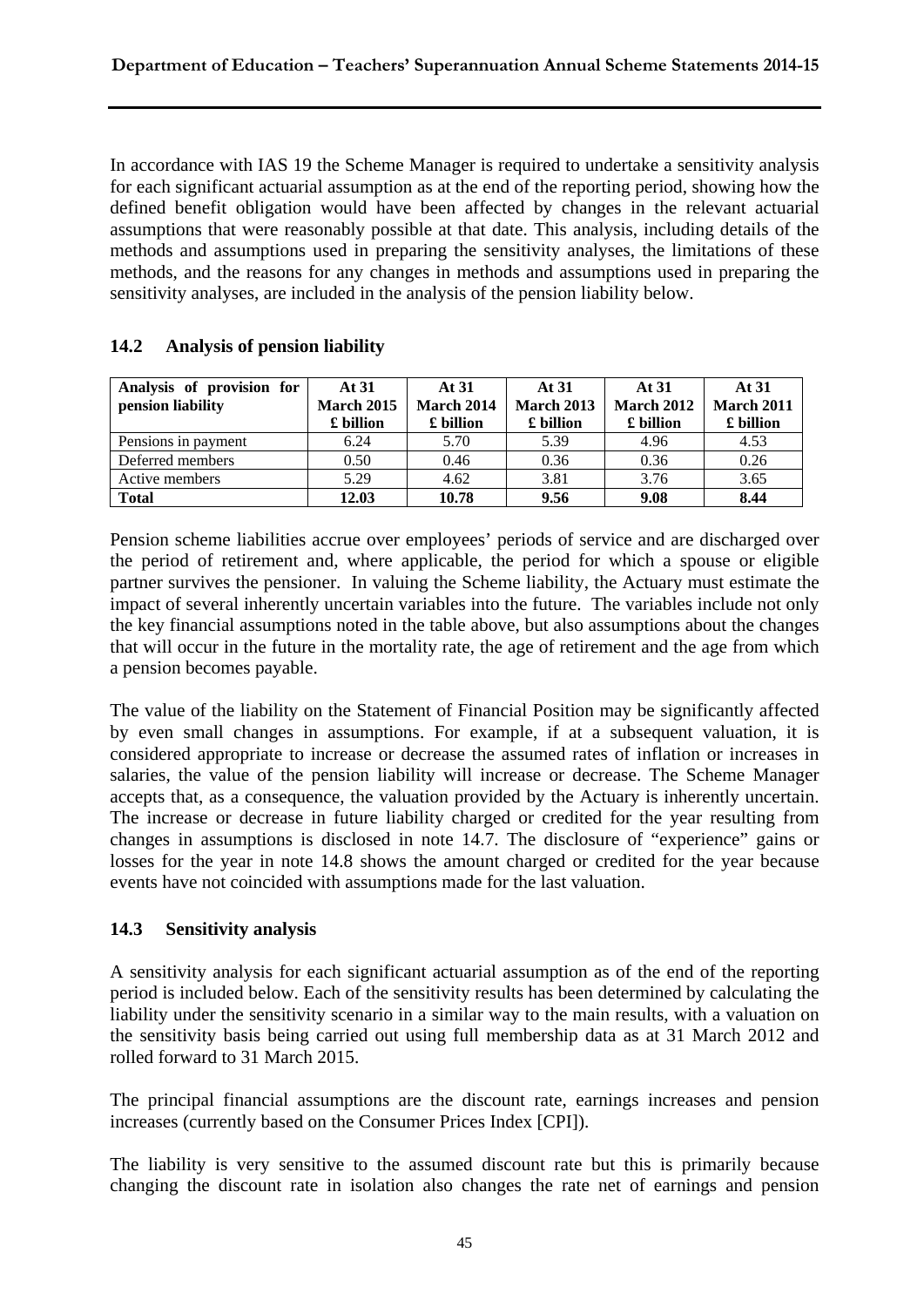In accordance with IAS 19 the Scheme Manager is required to undertake a sensitivity analysis for each significant actuarial assumption as at the end of the reporting period, showing how the defined benefit obligation would have been affected by changes in the relevant actuarial assumptions that were reasonably possible at that date. This analysis, including details of the methods and assumptions used in preparing the sensitivity analyses, the limitations of these methods, and the reasons for any changes in methods and assumptions used in preparing the sensitivity analyses, are included in the analysis of the pension liability below.

## 14.2 Analysis of pension liability

| Analysis of provision for pension liability | At 31 March 2015 £ billion | At 31 March 2014 £ billion | At 31 March 2013 £ billion | At 31 March 2012 £ billion | At 31 March 2011 £ billion |
|---|---|---|---|---|---|
| Pensions in payment | 6.24 | 5.70 | 5.39 | 4.96 | 4.53 |
| Deferred members | 0.50 | 0.46 | 0.36 | 0.36 | 0.26 |
| Active members | 5.29 | 4.62 | 3.81 | 3.76 | 3.65 |
| **Total** | **12.03** | **10.78** | **9.56** | **9.08** | **8.44** |

Pension scheme liabilities accrue over employees' periods of service and are discharged over the period of retirement and, where applicable, the period for which a spouse or eligible partner survives the pensioner. In valuing the Scheme liability, the Actuary must estimate the impact of several inherently uncertain variables into the future. The variables include not only the key financial assumptions noted in the table above, but also assumptions about the changes that will occur in the future in the mortality rate, the age of retirement and the age from which a pension becomes payable.

The value of the liability on the Statement of Financial Position may be significantly affected by even small changes in assumptions. For example, if at a subsequent valuation, it is considered appropriate to increase or decrease the assumed rates of inflation or increases in salaries, the value of the pension liability will increase or decrease. The Scheme Manager accepts that, as a consequence, the valuation provided by the Actuary is inherently uncertain. The increase or decrease in future liability charged or credited for the year resulting from changes in assumptions is disclosed in note 14.7. The disclosure of "experience" gains or losses for the year in note 14.8 shows the amount charged or credited for the year because events have not coincided with assumptions made for the last valuation.

## 14.3 Sensitivity analysis

A sensitivity analysis for each significant actuarial assumption as of the end of the reporting period is included below. Each of the sensitivity results has been determined by calculating the liability under the sensitivity scenario in a similar way to the main results, with a valuation on the sensitivity basis being carried out using full membership data as at 31 March 2012 and rolled forward to 31 March 2015.

The principal financial assumptions are the discount rate, earnings increases and pension increases (currently based on the Consumer Prices Index [CPI]).

The liability is very sensitive to the assumed discount rate but this is primarily because changing the discount rate in isolation also changes the rate net of earnings and pension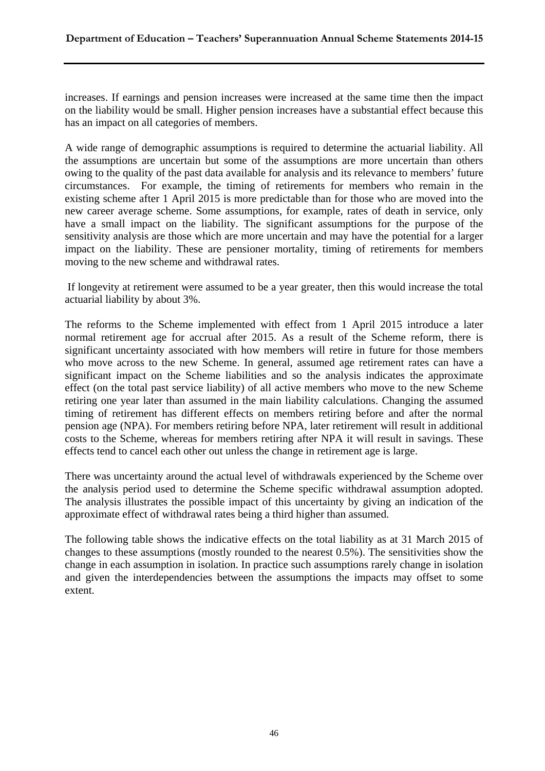increases. If earnings and pension increases were increased at the same time then the impact on the liability would be small. Higher pension increases have a substantial effect because this has an impact on all categories of members.

A wide range of demographic assumptions is required to determine the actuarial liability. All the assumptions are uncertain but some of the assumptions are more uncertain than others owing to the quality of the past data available for analysis and its relevance to members' future circumstances. For example, the timing of retirements for members who remain in the existing scheme after 1 April 2015 is more predictable than for those who are moved into the new career average scheme. Some assumptions, for example, rates of death in service, only have a small impact on the liability. The significant assumptions for the purpose of the sensitivity analysis are those which are more uncertain and may have the potential for a larger impact on the liability. These are pensioner mortality, timing of retirements for members moving to the new scheme and withdrawal rates.

If longevity at retirement were assumed to be a year greater, then this would increase the total actuarial liability by about 3%.

The reforms to the Scheme implemented with effect from 1 April 2015 introduce a later normal retirement age for accrual after 2015. As a result of the Scheme reform, there is significant uncertainty associated with how members will retire in future for those members who move across to the new Scheme. In general, assumed age retirement rates can have a significant impact on the Scheme liabilities and so the analysis indicates the approximate effect (on the total past service liability) of all active members who move to the new Scheme retiring one year later than assumed in the main liability calculations. Changing the assumed timing of retirement has different effects on members retiring before and after the normal pension age (NPA). For members retiring before NPA, later retirement will result in additional costs to the Scheme, whereas for members retiring after NPA it will result in savings. These effects tend to cancel each other out unless the change in retirement age is large.

There was uncertainty around the actual level of withdrawals experienced by the Scheme over the analysis period used to determine the Scheme specific withdrawal assumption adopted. The analysis illustrates the possible impact of this uncertainty by giving an indication of the approximate effect of withdrawal rates being a third higher than assumed.

The following table shows the indicative effects on the total liability as at 31 March 2015 of changes to these assumptions (mostly rounded to the nearest 0.5%). The sensitivities show the change in each assumption in isolation. In practice such assumptions rarely change in isolation and given the interdependencies between the assumptions the impacts may offset to some extent.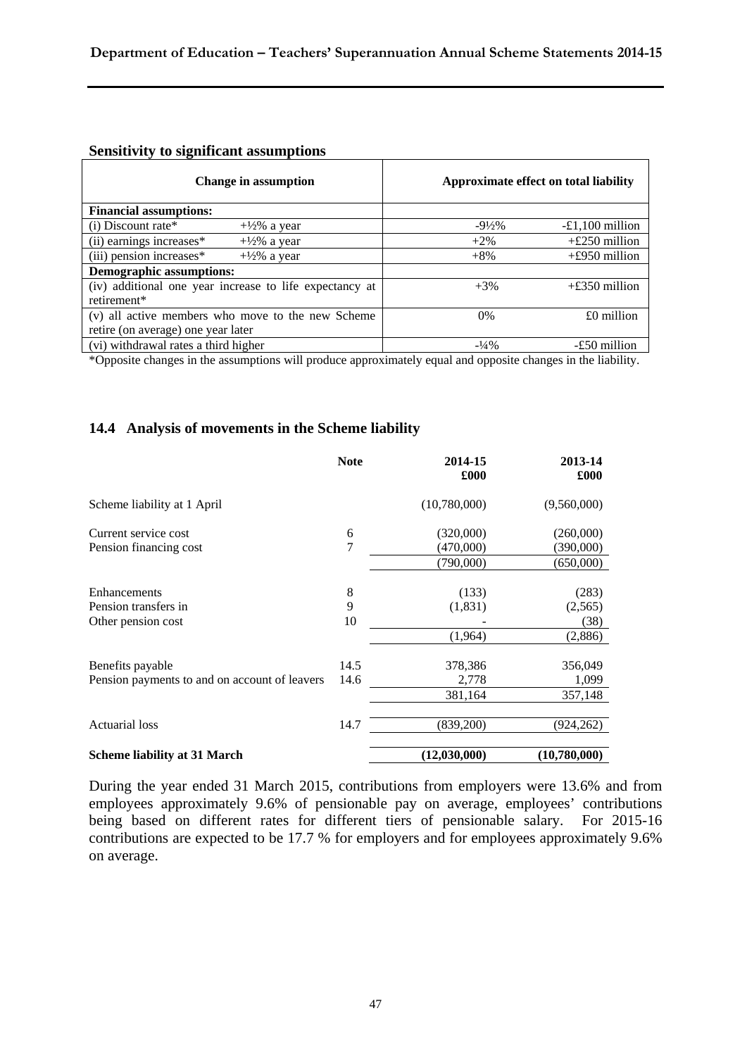**Sensitivity to significant assumptions**

| Change in assumption | | Approximate effect on total liability | |
|---|---|---|---|
| **Financial assumptions:** | | | |
| (i) Discount rate* | +½% a year | -9½% | -£1,100 million |
| (ii) earnings increases* | +½% a year | +2% | +£250 million |
| (iii) pension increases* | +½% a year | +8% | +£950 million |
| **Demographic assumptions:** | | | |
| (iv) additional one year increase to life expectancy at retirement* | | +3% | +£350 million |
| (v) all active members who move to the new Scheme retire (on average) one year later | | 0% | £0 million |
| (vi) withdrawal rates a third higher | | -¼% | -£50 million |

*Opposite changes in the assumptions will produce approximately equal and opposite changes in the liability.

## 14.4 Analysis of movements in the Scheme liability

| | Note | 2014-15 £000 | 2013-14 £000 |
|---|---|---|---|
| Scheme liability at 1 April | | (10,780,000) | (9,560,000) |
| Current service cost | 6 | (320,000) | (260,000) |
| Pension financing cost | 7 | (470,000) | (390,000) |
| | | (790,000) | (650,000) |
| Enhancements | 8 | (133) | (283) |
| Pension transfers in | 9 | (1,831) | (2,565) |
| Other pension cost | 10 | - | (38) |
| | | (1,964) | (2,886) |
| Benefits payable | 14.5 | 378,386 | 356,049 |
| Pension payments to and on account of leavers | 14.6 | 2,778 | 1,099 |
| | | 381,164 | 357,148 |
| Actuarial loss | 14.7 | (839,200) | (924,262) |
| **Scheme liability at 31 March** | | **(12,030,000)** | **(10,780,000)** |

During the year ended 31 March 2015, contributions from employers were 13.6% and from employees approximately 9.6% of pensionable pay on average, employees' contributions being based on different rates for different tiers of pensionable salary. For 2015-16 contributions are expected to be 17.7 % for employers and for employees approximately 9.6% on average.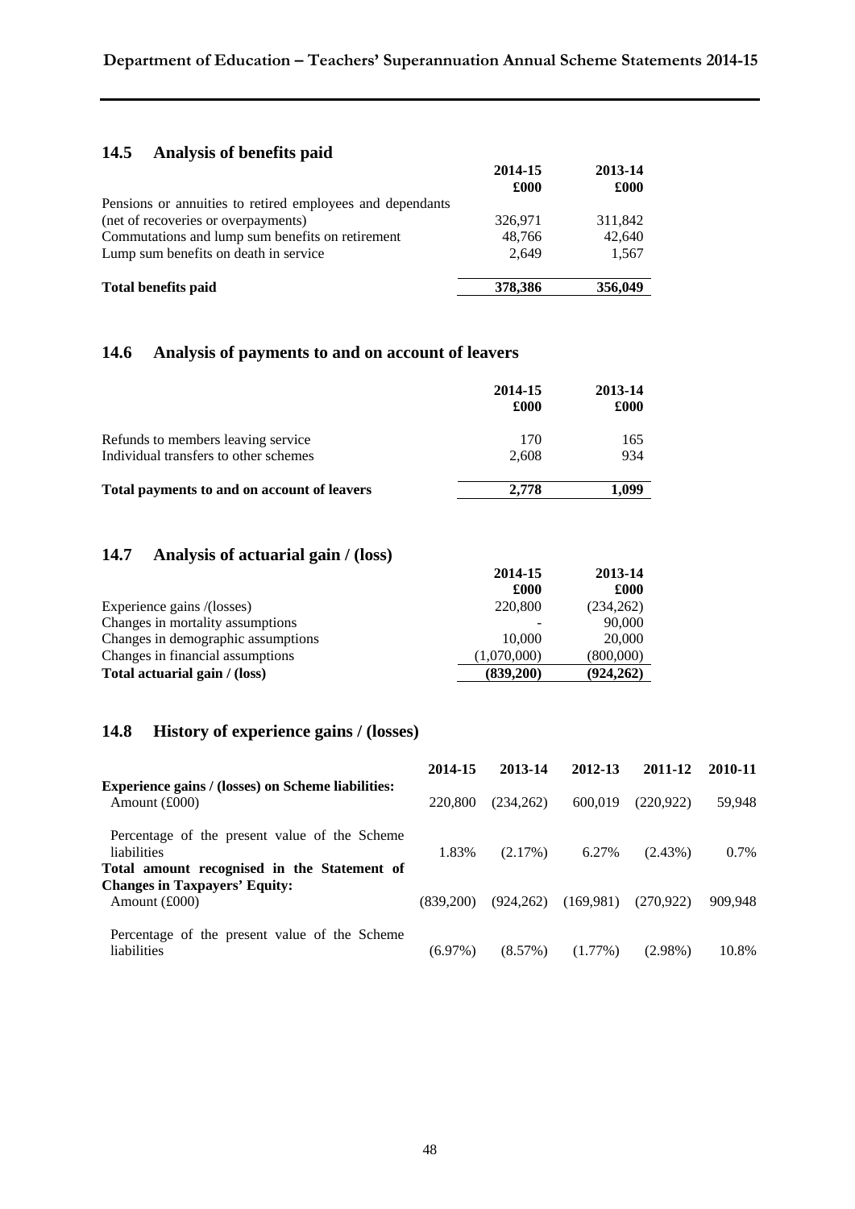## 14.5 Analysis of benefits paid

| | 2014-15 £000 | 2013-14 £000 |
|---|---|---|
| Pensions or annuities to retired employees and dependants (net of recoveries or overpayments) | 326,971 | 311,842 |
| Commutations and lump sum benefits on retirement | 48,766 | 42,640 |
| Lump sum benefits on death in service | 2,649 | 1,567 |
| **Total benefits paid** | **378,386** | **356,049** |

## 14.6 Analysis of payments to and on account of leavers

| | 2014-15 £000 | 2013-14 £000 |
|---|---|---|
| Refunds to members leaving service | 170 | 165 |
| Individual transfers to other schemes | 2,608 | 934 |
| **Total payments to and on account of leavers** | **2,778** | **1,099** |

## 14.7 Analysis of actuarial gain / (loss)

| | 2014-15 £000 | 2013-14 £000 |
|---|---|---|
| Experience gains /(losses) | 220,800 | (234,262) |
| Changes in mortality assumptions | - | 90,000 |
| Changes in demographic assumptions | 10,000 | 20,000 |
| Changes in financial assumptions | (1,070,000) | (800,000) |
| **Total actuarial gain / (loss)** | **(839,200)** | **(924,262)** |

## 14.8 History of experience gains / (losses)

| | 2014-15 | 2013-14 | 2012-13 | 2011-12 | 2010-11 |
|---|---|---|---|---|---|
| **Experience gains / (losses) on Scheme liabilities:** | | | | | |
| Amount (£000) | 220,800 | (234,262) | 600,019 | (220,922) | 59,948 |
| Percentage of the present value of the Scheme liabilities | 1.83% | (2.17%) | 6.27% | (2.43%) | 0.7% |
| **Total amount recognised in the Statement of Changes in Taxpayers' Equity:** | | | | | |
| Amount (£000) | (839,200) | (924,262) | (169,981) | (270,922) | 909,948 |
| Percentage of the present value of the Scheme liabilities | (6.97%) | (8.57%) | (1.77%) | (2.98%) | 10.8% |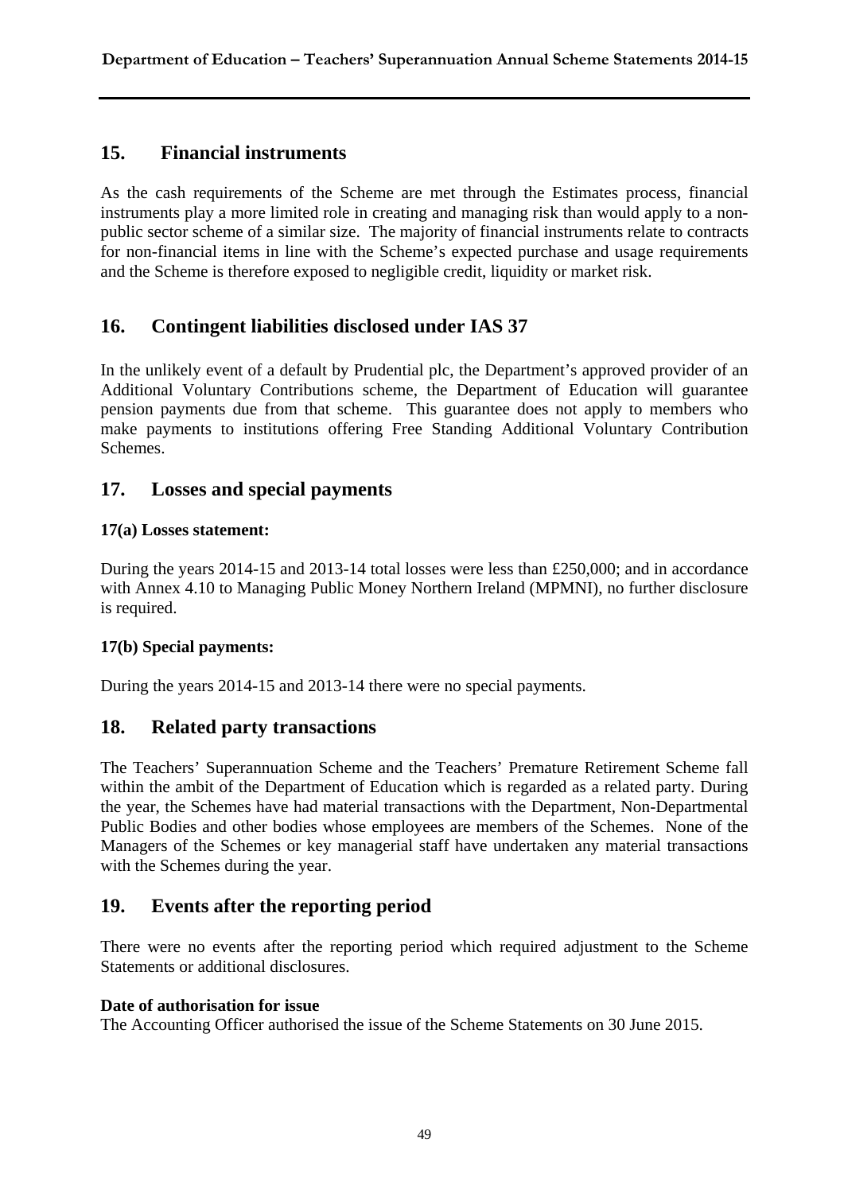## 15. Financial instruments

As the cash requirements of the Scheme are met through the Estimates process, financial instruments play a more limited role in creating and managing risk than would apply to a non-public sector scheme of a similar size. The majority of financial instruments relate to contracts for non-financial items in line with the Scheme's expected purchase and usage requirements and the Scheme is therefore exposed to negligible credit, liquidity or market risk.

## 16. Contingent liabilities disclosed under IAS 37

In the unlikely event of a default by Prudential plc, the Department's approved provider of an Additional Voluntary Contributions scheme, the Department of Education will guarantee pension payments due from that scheme. This guarantee does not apply to members who make payments to institutions offering Free Standing Additional Voluntary Contribution Schemes.

## 17. Losses and special payments

### 17(a) Losses statement:

During the years 2014-15 and 2013-14 total losses were less than £250,000; and in accordance with Annex 4.10 to Managing Public Money Northern Ireland (MPMNI), no further disclosure is required.

### 17(b) Special payments:

During the years 2014-15 and 2013-14 there were no special payments.

## 18. Related party transactions

The Teachers' Superannuation Scheme and the Teachers' Premature Retirement Scheme fall within the ambit of the Department of Education which is regarded as a related party. During the year, the Schemes have had material transactions with the Department, Non-Departmental Public Bodies and other bodies whose employees are members of the Schemes. None of the Managers of the Schemes or key managerial staff have undertaken any material transactions with the Schemes during the year.

## 19. Events after the reporting period

There were no events after the reporting period which required adjustment to the Scheme Statements or additional disclosures.

**Date of authorisation for issue**

The Accounting Officer authorised the issue of the Scheme Statements on 30 June 2015.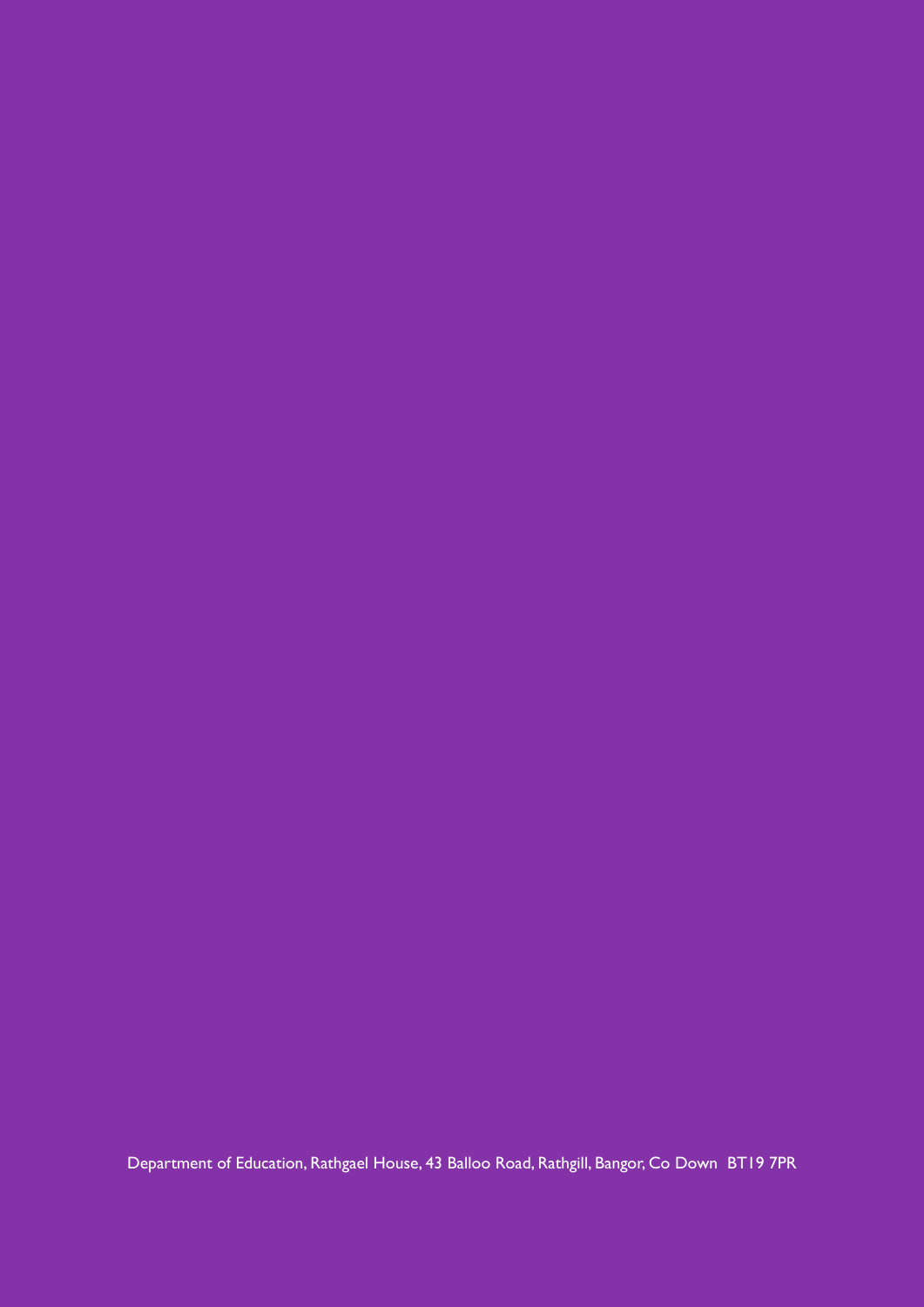Department of Education, Rathgael House, 43 Balloo Road, Rathgill, Bangor, Co Down BT19 7PR